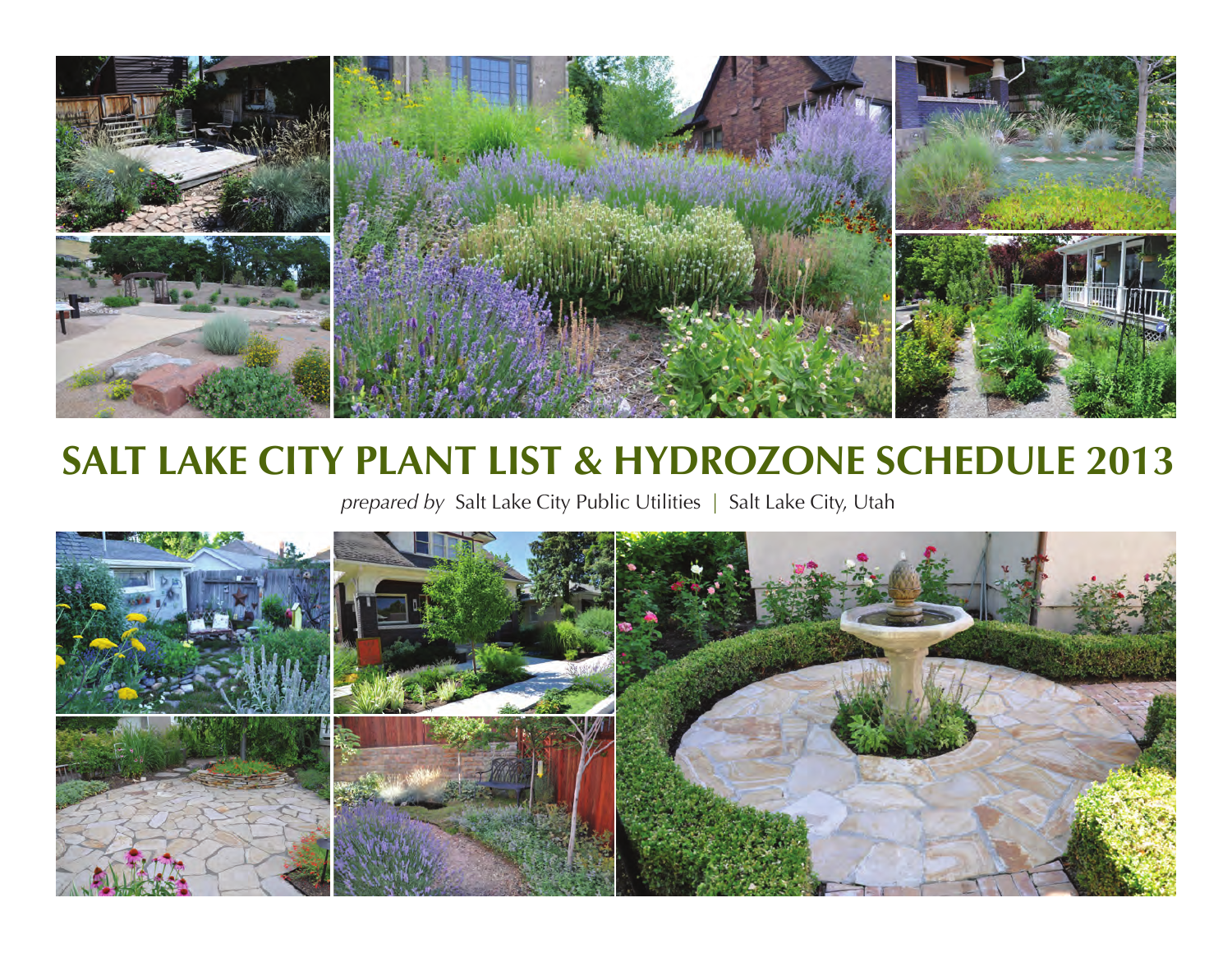# SALT LAKE CITY PLANT LIST & HYDROZONE SCHEDULE 2013

*prepared by* Salt Lake City Public Utilities | Salt Lake City, Utah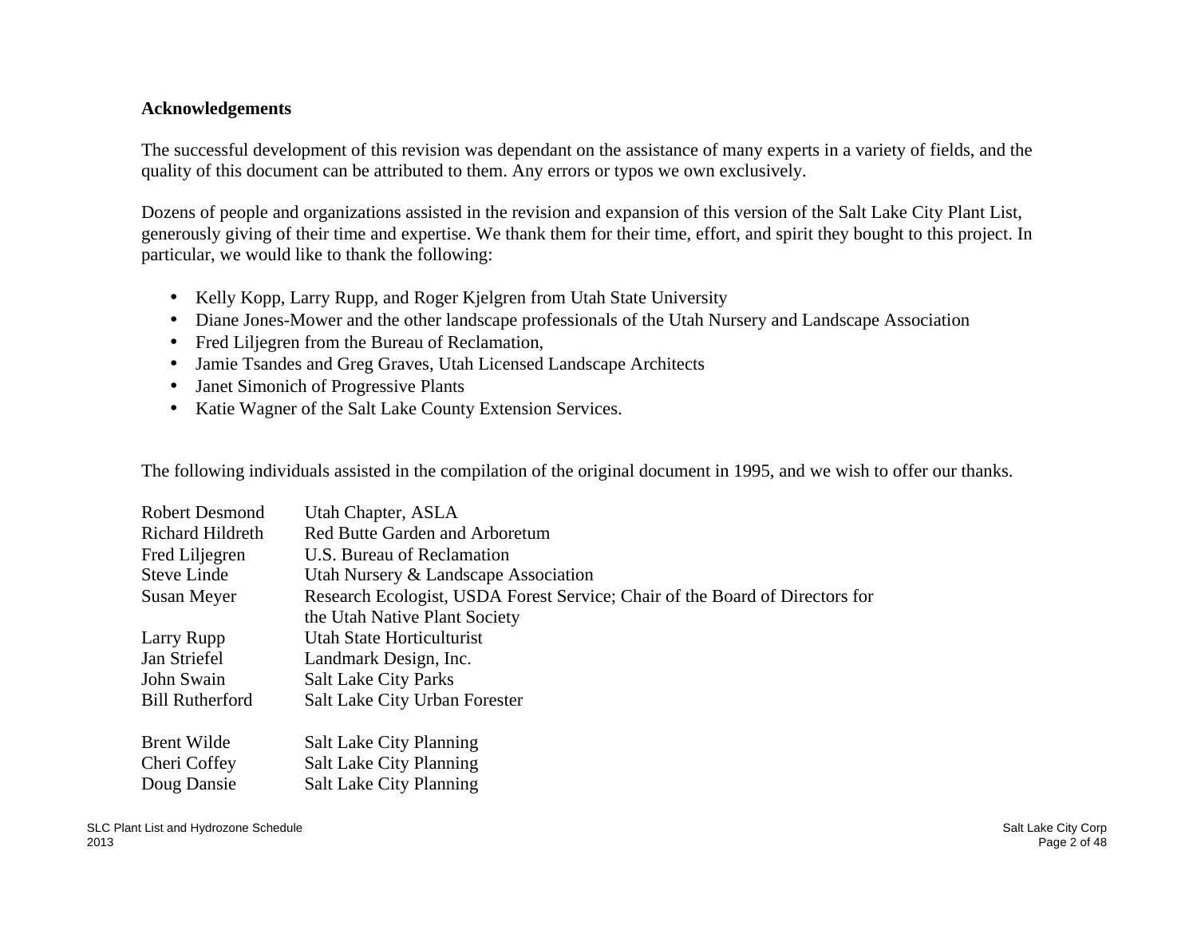## Acknowledgements

The successful development of this revision was dependant on the assistance of many experts in a variety of fields, and the quality of this document can be attributed to them. Any errors or typos we own exclusively.

Dozens of people and organizations assisted in the revision and expansion of this version of the Salt Lake City Plant List, generously giving of their time and expertise. We thank them for their time, effort, and spirit they bought to this project. In particular, we would like to thank the following:

- Kelly Kopp, Larry Rupp, and Roger Kjelgren from Utah State University
- Diane Jones-Mower and the other landscape professionals of the Utah Nursery and Landscape Association
- Fred Liljegren from the Bureau of Reclamation,
- Jamie Tsandes and Greg Graves, Utah Licensed Landscape Architects
- Janet Simonich of Progressive Plants
- Katie Wagner of the Salt Lake County Extension Services.

The following individuals assisted in the compilation of the original document in 1995, and we wish to offer our thanks.

| | |
|---|---|
| Robert Desmond | Utah Chapter, ASLA |
| Richard Hildreth | Red Butte Garden and Arboretum |
| Fred Liljegren | U.S. Bureau of Reclamation |
| Steve Linde | Utah Nursery & Landscape Association |
| Susan Meyer | Research Ecologist, USDA Forest Service; Chair of the Board of Directors for the Utah Native Plant Society |
| Larry Rupp | Utah State Horticulturist |
| Jan Striefel | Landmark Design, Inc. |
| John Swain | Salt Lake City Parks |
| Bill Rutherford | Salt Lake City Urban Forester |
| | |
| Brent Wilde | Salt Lake City Planning |
| Cheri Coffey | Salt Lake City Planning |
| Doug Dansie | Salt Lake City Planning |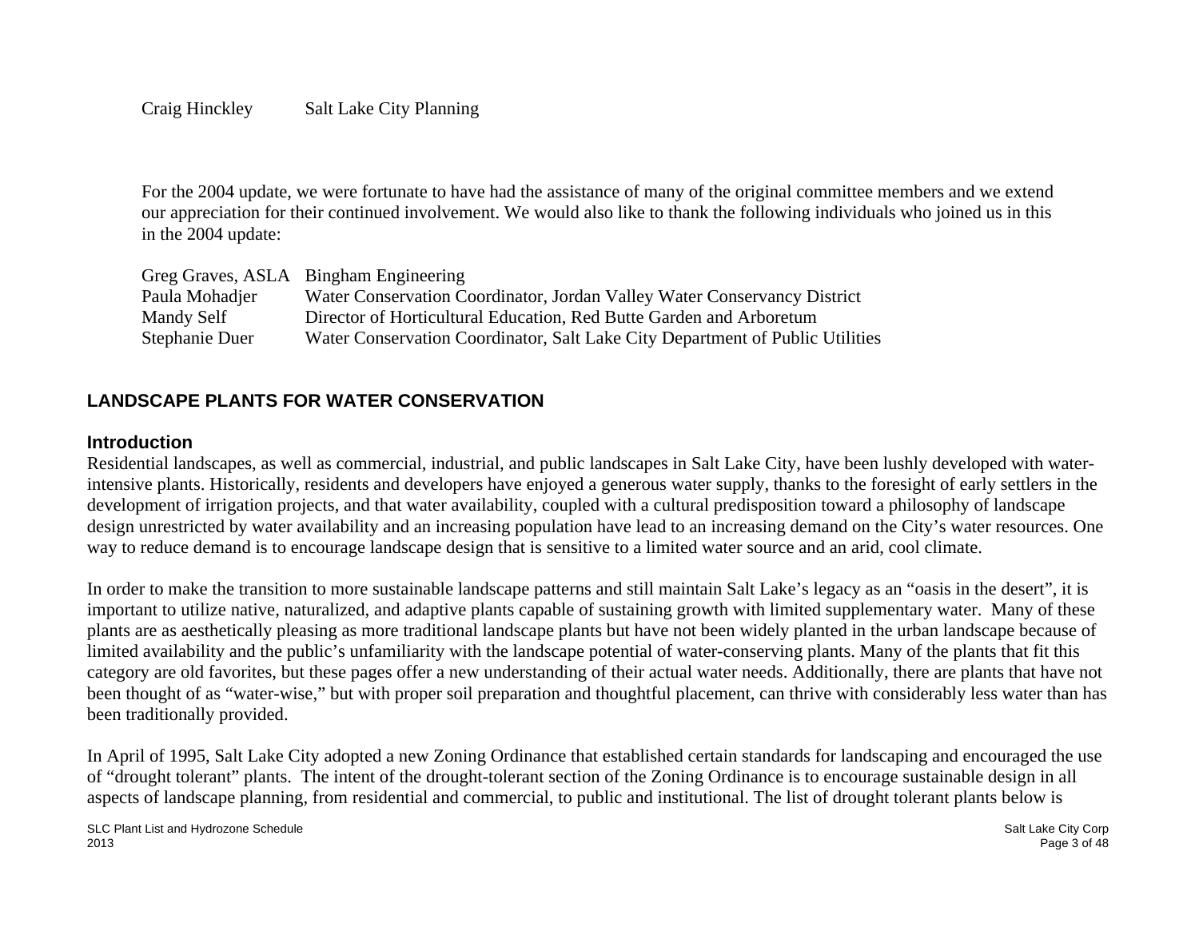| | |
|---|---|
| Craig Hinckley | Salt Lake City Planning |

For the 2004 update, we were fortunate to have had the assistance of many of the original committee members and we extend our appreciation for their continued involvement. We would also like to thank the following individuals who joined us in this in the 2004 update:

| | |
|---|---|
| Greg Graves, ASLA | Bingham Engineering |
| Paula Mohadjer | Water Conservation Coordinator, Jordan Valley Water Conservancy District |
| Mandy Self | Director of Horticultural Education, Red Butte Garden and Arboretum |
| Stephanie Duer | Water Conservation Coordinator, Salt Lake City Department of Public Utilities |

## LANDSCAPE PLANTS FOR WATER CONSERVATION

### Introduction

Residential landscapes, as well as commercial, industrial, and public landscapes in Salt Lake City, have been lushly developed with water-intensive plants. Historically, residents and developers have enjoyed a generous water supply, thanks to the foresight of early settlers in the development of irrigation projects, and that water availability, coupled with a cultural predisposition toward a philosophy of landscape design unrestricted by water availability and an increasing population have lead to an increasing demand on the City's water resources. One way to reduce demand is to encourage landscape design that is sensitive to a limited water source and an arid, cool climate.

In order to make the transition to more sustainable landscape patterns and still maintain Salt Lake's legacy as an "oasis in the desert", it is important to utilize native, naturalized, and adaptive plants capable of sustaining growth with limited supplementary water. Many of these plants are as aesthetically pleasing as more traditional landscape plants but have not been widely planted in the urban landscape because of limited availability and the public's unfamiliarity with the landscape potential of water-conserving plants. Many of the plants that fit this category are old favorites, but these pages offer a new understanding of their actual water needs. Additionally, there are plants that have not been thought of as "water-wise," but with proper soil preparation and thoughtful placement, can thrive with considerably less water than has been traditionally provided.

In April of 1995, Salt Lake City adopted a new Zoning Ordinance that established certain standards for landscaping and encouraged the use of "drought tolerant" plants. The intent of the drought-tolerant section of the Zoning Ordinance is to encourage sustainable design in all aspects of landscape planning, from residential and commercial, to public and institutional. The list of drought tolerant plants below is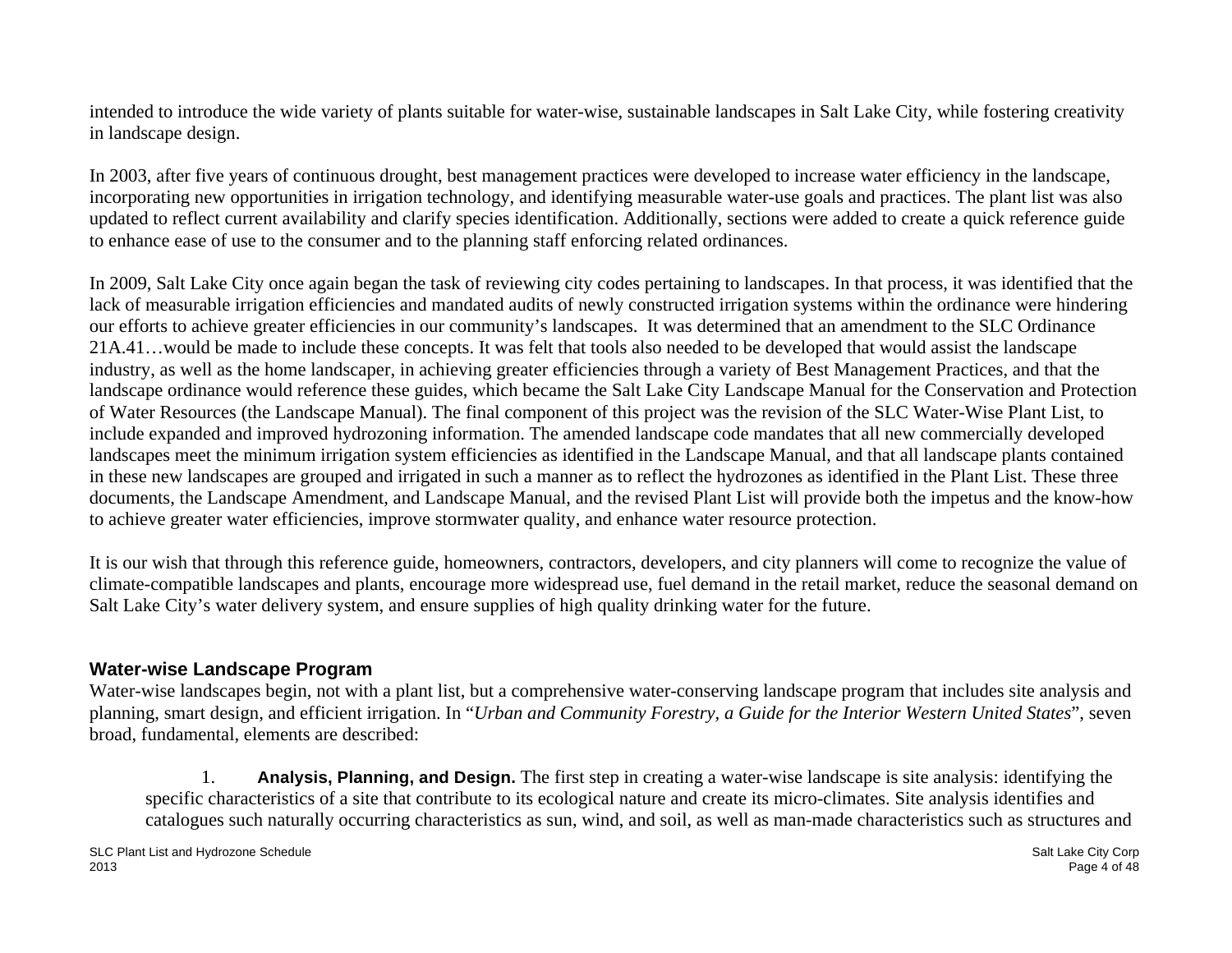intended to introduce the wide variety of plants suitable for water-wise, sustainable landscapes in Salt Lake City, while fostering creativity in landscape design.

In 2003, after five years of continuous drought, best management practices were developed to increase water efficiency in the landscape, incorporating new opportunities in irrigation technology, and identifying measurable water-use goals and practices. The plant list was also updated to reflect current availability and clarify species identification. Additionally, sections were added to create a quick reference guide to enhance ease of use to the consumer and to the planning staff enforcing related ordinances.

In 2009, Salt Lake City once again began the task of reviewing city codes pertaining to landscapes. In that process, it was identified that the lack of measurable irrigation efficiencies and mandated audits of newly constructed irrigation systems within the ordinance were hindering our efforts to achieve greater efficiencies in our community's landscapes.  It was determined that an amendment to the SLC Ordinance 21A.41…would be made to include these concepts. It was felt that tools also needed to be developed that would assist the landscape industry, as well as the home landscaper, in achieving greater efficiencies through a variety of Best Management Practices, and that the landscape ordinance would reference these guides, which became the Salt Lake City Landscape Manual for the Conservation and Protection of Water Resources (the Landscape Manual). The final component of this project was the revision of the SLC Water-Wise Plant List, to include expanded and improved hydrozoning information. The amended landscape code mandates that all new commercially developed landscapes meet the minimum irrigation system efficiencies as identified in the Landscape Manual, and that all landscape plants contained in these new landscapes are grouped and irrigated in such a manner as to reflect the hydrozones as identified in the Plant List. These three documents, the Landscape Amendment, and Landscape Manual, and the revised Plant List will provide both the impetus and the know-how to achieve greater water efficiencies, improve stormwater quality, and enhance water resource protection.

It is our wish that through this reference guide, homeowners, contractors, developers, and city planners will come to recognize the value of climate-compatible landscapes and plants, encourage more widespread use, fuel demand in the retail market, reduce the seasonal demand on Salt Lake City's water delivery system, and ensure supplies of high quality drinking water for the future.

### Water-wise Landscape Program

Water-wise landscapes begin, not with a plant list, but a comprehensive water-conserving landscape program that includes site analysis and planning, smart design, and efficient irrigation. In "*Urban and Community Forestry, a Guide for the Interior Western United States*", seven broad, fundamental, elements are described:

1. **Analysis, Planning, and Design.** The first step in creating a water-wise landscape is site analysis: identifying the specific characteristics of a site that contribute to its ecological nature and create its micro-climates. Site analysis identifies and catalogues such naturally occurring characteristics as sun, wind, and soil, as well as man-made characteristics such as structures and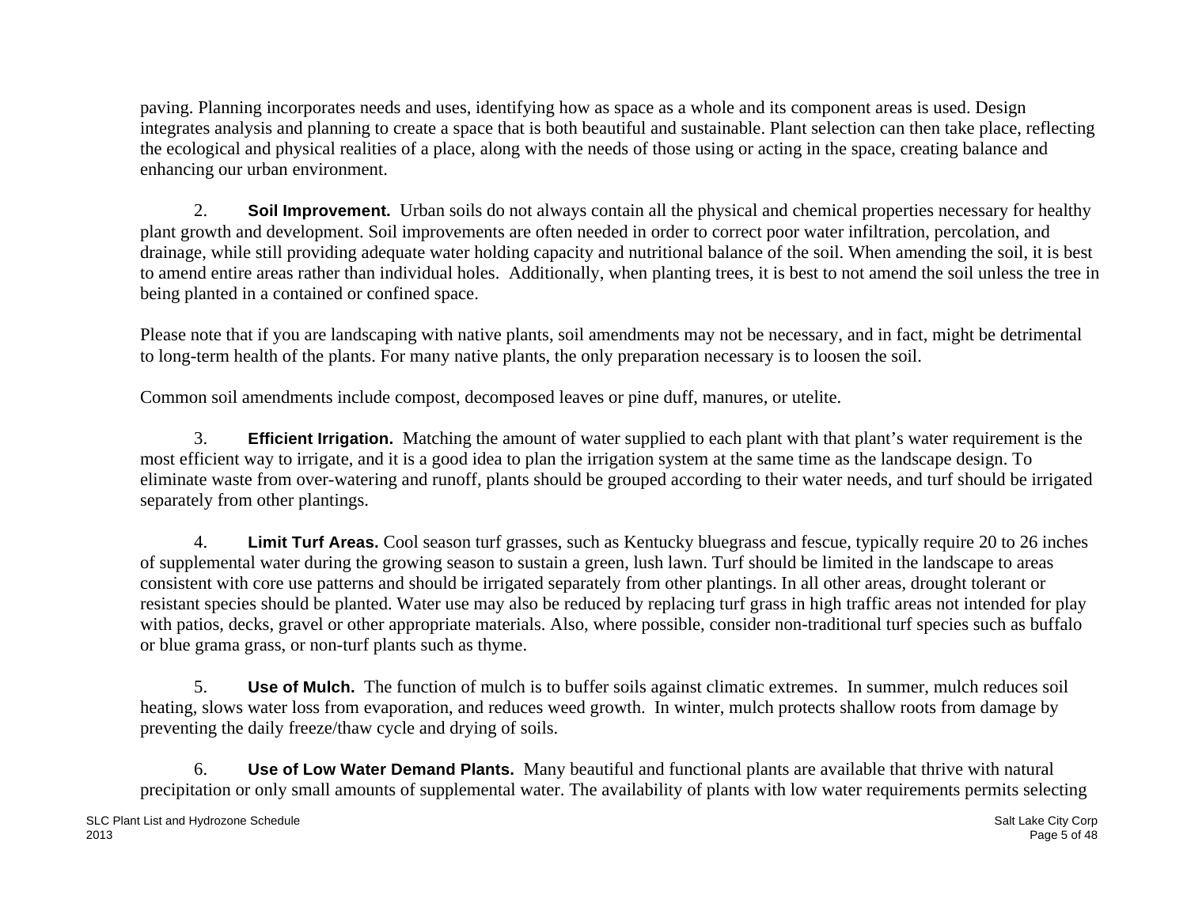paving. Planning incorporates needs and uses, identifying how as space as a whole and its component areas is used. Design integrates analysis and planning to create a space that is both beautiful and sustainable. Plant selection can then take place, reflecting the ecological and physical realities of a place, along with the needs of those using or acting in the space, creating balance and enhancing our urban environment.

2. **Soil Improvement.** Urban soils do not always contain all the physical and chemical properties necessary for healthy plant growth and development. Soil improvements are often needed in order to correct poor water infiltration, percolation, and drainage, while still providing adequate water holding capacity and nutritional balance of the soil. When amending the soil, it is best to amend entire areas rather than individual holes. Additionally, when planting trees, it is best to not amend the soil unless the tree in being planted in a contained or confined space.

Please note that if you are landscaping with native plants, soil amendments may not be necessary, and in fact, might be detrimental to long-term health of the plants. For many native plants, the only preparation necessary is to loosen the soil.

Common soil amendments include compost, decomposed leaves or pine duff, manures, or utelite.

3. **Efficient Irrigation.** Matching the amount of water supplied to each plant with that plant's water requirement is the most efficient way to irrigate, and it is a good idea to plan the irrigation system at the same time as the landscape design. To eliminate waste from over-watering and runoff, plants should be grouped according to their water needs, and turf should be irrigated separately from other plantings.

4. **Limit Turf Areas.** Cool season turf grasses, such as Kentucky bluegrass and fescue, typically require 20 to 26 inches of supplemental water during the growing season to sustain a green, lush lawn. Turf should be limited in the landscape to areas consistent with core use patterns and should be irrigated separately from other plantings. In all other areas, drought tolerant or resistant species should be planted. Water use may also be reduced by replacing turf grass in high traffic areas not intended for play with patios, decks, gravel or other appropriate materials. Also, where possible, consider non-traditional turf species such as buffalo or blue grama grass, or non-turf plants such as thyme.

5. **Use of Mulch.** The function of mulch is to buffer soils against climatic extremes. In summer, mulch reduces soil heating, slows water loss from evaporation, and reduces weed growth. In winter, mulch protects shallow roots from damage by preventing the daily freeze/thaw cycle and drying of soils.

6. **Use of Low Water Demand Plants.** Many beautiful and functional plants are available that thrive with natural precipitation or only small amounts of supplemental water. The availability of plants with low water requirements permits selecting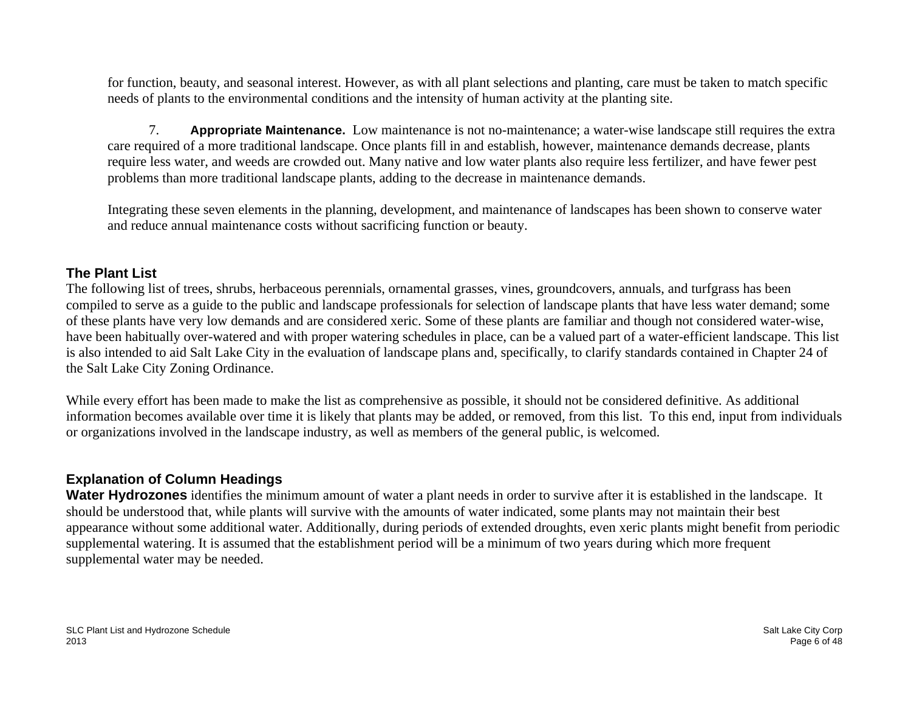for function, beauty, and seasonal interest. However, as with all plant selections and planting, care must be taken to match specific needs of plants to the environmental conditions and the intensity of human activity at the planting site.

7. **Appropriate Maintenance.** Low maintenance is not no-maintenance; a water-wise landscape still requires the extra care required of a more traditional landscape. Once plants fill in and establish, however, maintenance demands decrease, plants require less water, and weeds are crowded out. Many native and low water plants also require less fertilizer, and have fewer pest problems than more traditional landscape plants, adding to the decrease in maintenance demands.

Integrating these seven elements in the planning, development, and maintenance of landscapes has been shown to conserve water and reduce annual maintenance costs without sacrificing function or beauty.

## The Plant List

The following list of trees, shrubs, herbaceous perennials, ornamental grasses, vines, groundcovers, annuals, and turfgrass has been compiled to serve as a guide to the public and landscape professionals for selection of landscape plants that have less water demand; some of these plants have very low demands and are considered xeric. Some of these plants are familiar and though not considered water-wise, have been habitually over-watered and with proper watering schedules in place, can be a valued part of a water-efficient landscape. This list is also intended to aid Salt Lake City in the evaluation of landscape plans and, specifically, to clarify standards contained in Chapter 24 of the Salt Lake City Zoning Ordinance.

While every effort has been made to make the list as comprehensive as possible, it should not be considered definitive. As additional information becomes available over time it is likely that plants may be added, or removed, from this list. To this end, input from individuals or organizations involved in the landscape industry, as well as members of the general public, is welcomed.

## Explanation of Column Headings

**Water Hydrozones** identifies the minimum amount of water a plant needs in order to survive after it is established in the landscape. It should be understood that, while plants will survive with the amounts of water indicated, some plants may not maintain their best appearance without some additional water. Additionally, during periods of extended droughts, even xeric plants might benefit from periodic supplemental watering. It is assumed that the establishment period will be a minimum of two years during which more frequent supplemental water may be needed.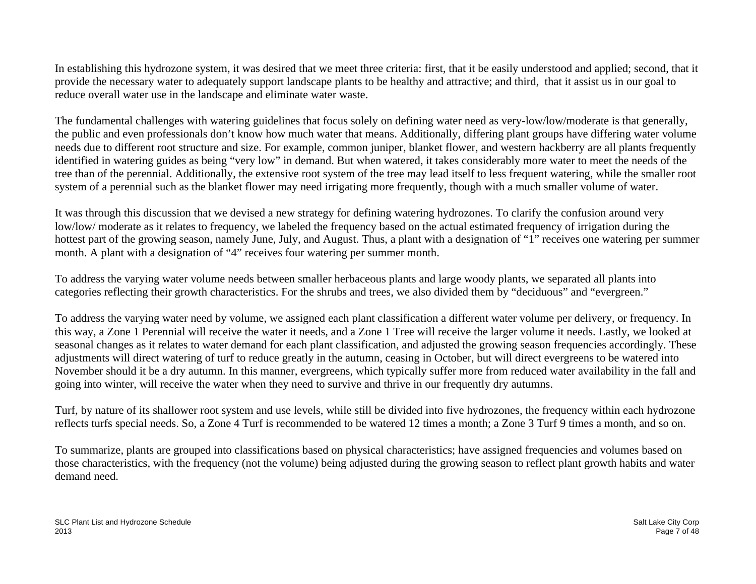In establishing this hydrozone system, it was desired that we meet three criteria: first, that it be easily understood and applied; second, that it provide the necessary water to adequately support landscape plants to be healthy and attractive; and third, that it assist us in our goal to reduce overall water use in the landscape and eliminate water waste.

The fundamental challenges with watering guidelines that focus solely on defining water need as very-low/low/moderate is that generally, the public and even professionals don't know how much water that means. Additionally, differing plant groups have differing water volume needs due to different root structure and size. For example, common juniper, blanket flower, and western hackberry are all plants frequently identified in watering guides as being "very low" in demand. But when watered, it takes considerably more water to meet the needs of the tree than of the perennial. Additionally, the extensive root system of the tree may lead itself to less frequent watering, while the smaller root system of a perennial such as the blanket flower may need irrigating more frequently, though with a much smaller volume of water.

It was through this discussion that we devised a new strategy for defining watering hydrozones. To clarify the confusion around very low/low/ moderate as it relates to frequency, we labeled the frequency based on the actual estimated frequency of irrigation during the hottest part of the growing season, namely June, July, and August. Thus, a plant with a designation of "1" receives one watering per summer month. A plant with a designation of "4" receives four watering per summer month.

To address the varying water volume needs between smaller herbaceous plants and large woody plants, we separated all plants into categories reflecting their growth characteristics. For the shrubs and trees, we also divided them by "deciduous" and "evergreen."

To address the varying water need by volume, we assigned each plant classification a different water volume per delivery, or frequency. In this way, a Zone 1 Perennial will receive the water it needs, and a Zone 1 Tree will receive the larger volume it needs. Lastly, we looked at seasonal changes as it relates to water demand for each plant classification, and adjusted the growing season frequencies accordingly. These adjustments will direct watering of turf to reduce greatly in the autumn, ceasing in October, but will direct evergreens to be watered into November should it be a dry autumn. In this manner, evergreens, which typically suffer more from reduced water availability in the fall and going into winter, will receive the water when they need to survive and thrive in our frequently dry autumns.

Turf, by nature of its shallower root system and use levels, while still be divided into five hydrozones, the frequency within each hydrozone reflects turfs special needs. So, a Zone 4 Turf is recommended to be watered 12 times a month; a Zone 3 Turf 9 times a month, and so on.

To summarize, plants are grouped into classifications based on physical characteristics; have assigned frequencies and volumes based on those characteristics, with the frequency (not the volume) being adjusted during the growing season to reflect plant growth habits and water demand need.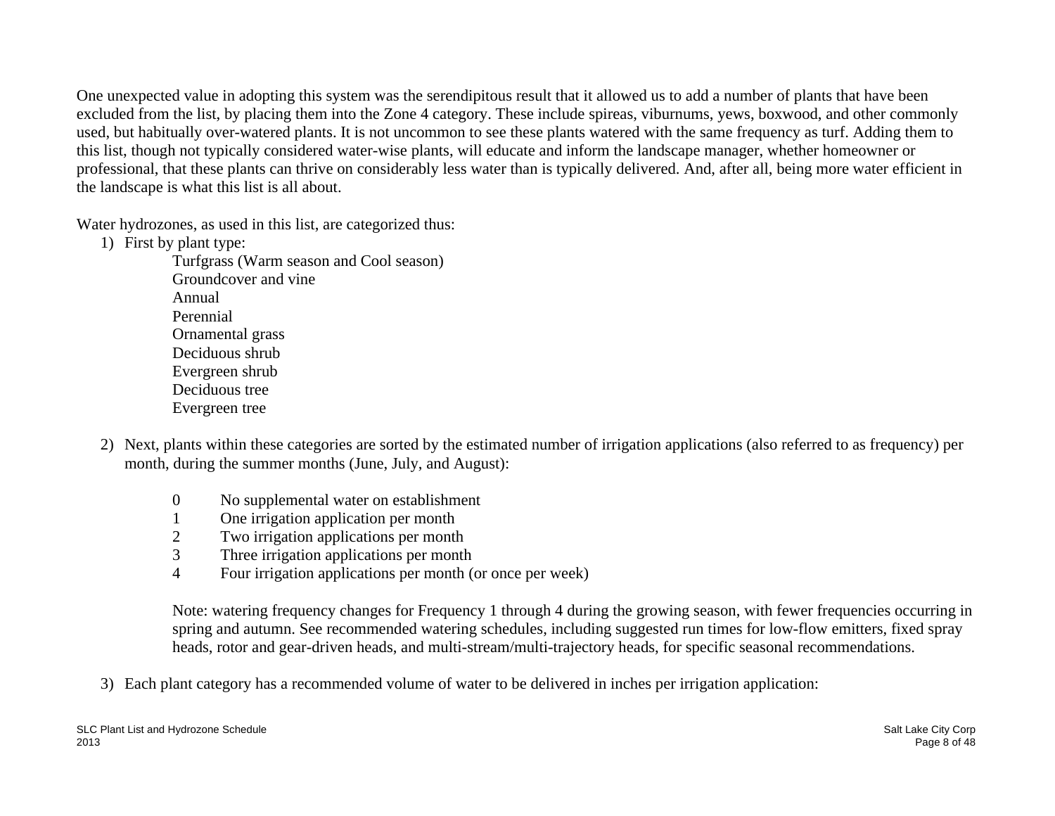One unexpected value in adopting this system was the serendipitous result that it allowed us to add a number of plants that have been excluded from the list, by placing them into the Zone 4 category. These include spireas, viburnums, yews, boxwood, and other commonly used, but habitually over-watered plants. It is not uncommon to see these plants watered with the same frequency as turf. Adding them to this list, though not typically considered water-wise plants, will educate and inform the landscape manager, whether homeowner or professional, that these plants can thrive on considerably less water than is typically delivered. And, after all, being more water efficient in the landscape is what this list is all about.

Water hydrozones, as used in this list, are categorized thus:

1) First by plant type:

   Turfgrass (Warm season and Cool season)
   Groundcover and vine
   Annual
   Perennial
   Ornamental grass
   Deciduous shrub
   Evergreen shrub
   Deciduous tree
   Evergreen tree

2) Next, plants within these categories are sorted by the estimated number of irrigation applications (also referred to as frequency) per month, during the summer months (June, July, and August):

   0 No supplemental water on establishment
   1 One irrigation application per month
   2 Two irrigation applications per month
   3 Three irrigation applications per month
   4 Four irrigation applications per month (or once per week)

   Note: watering frequency changes for Frequency 1 through 4 during the growing season, with fewer frequencies occurring in spring and autumn. See recommended watering schedules, including suggested run times for low-flow emitters, fixed spray heads, rotor and gear-driven heads, and multi-stream/multi-trajectory heads, for specific seasonal recommendations.

3) Each plant category has a recommended volume of water to be delivered in inches per irrigation application: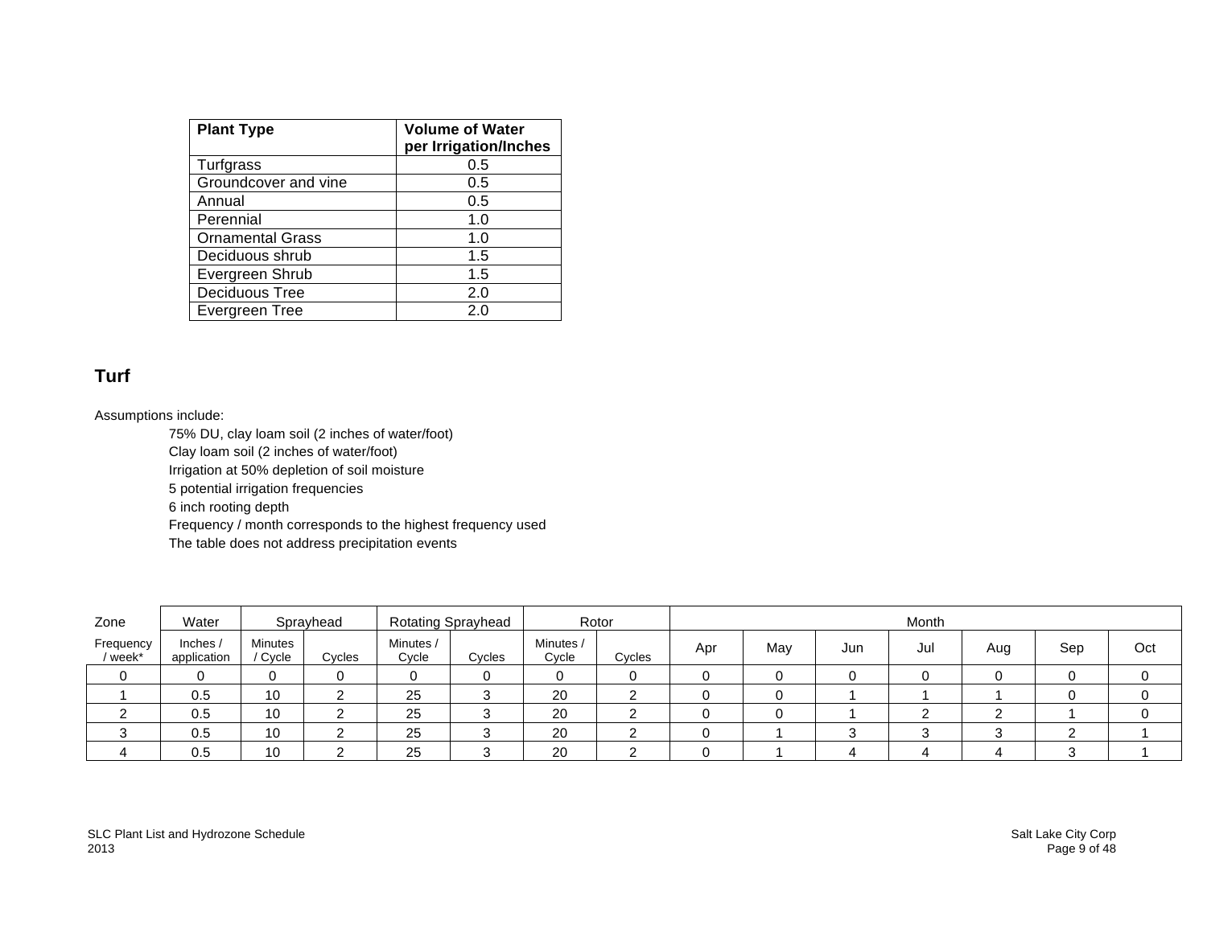| Plant Type | Volume of Water per Irrigation/Inches |
|---|---|
| Turfgrass | 0.5 |
| Groundcover and vine | 0.5 |
| Annual | 0.5 |
| Perennial | 1.0 |
| Ornamental Grass | 1.0 |
| Deciduous shrub | 1.5 |
| Evergreen Shrub | 1.5 |
| Deciduous Tree | 2.0 |
| Evergreen Tree | 2.0 |

## Turf

Assumptions include:

- 75% DU, clay loam soil (2 inches of water/foot)
- Clay loam soil (2 inches of water/foot)
- Irrigation at 50% depletion of soil moisture
- 5 potential irrigation frequencies
- 6 inch rooting depth
- Frequency / month corresponds to the highest frequency used
- The table does not address precipitation events

| Zone | Water | Sprayhead | | Rotating Sprayhead | | Rotor | | Month | | | | | | |
|---|---|---|---|---|---|---|---|---|---|---|---|---|---|---|
| Frequency / week* | Inches / application | Minutes / Cycle | Cycles | Minutes / Cycle | Cycles | Minutes / Cycle | Cycles | Apr | May | Jun | Jul | Aug | Sep | Oct |
| 0 | 0 | 0 | 0 | 0 | 0 | 0 | 0 | 0 | 0 | 0 | 0 | 0 | 0 | 0 |
| 1 | 0.5 | 10 | 2 | 25 | 3 | 20 | 2 | 0 | 0 | 1 | 1 | 1 | 0 | 0 |
| 2 | 0.5 | 10 | 2 | 25 | 3 | 20 | 2 | 0 | 0 | 1 | 2 | 2 | 1 | 0 |
| 3 | 0.5 | 10 | 2 | 25 | 3 | 20 | 2 | 0 | 1 | 3 | 3 | 3 | 2 | 1 |
| 4 | 0.5 | 10 | 2 | 25 | 3 | 20 | 2 | 0 | 1 | 4 | 4 | 4 | 3 | 1 |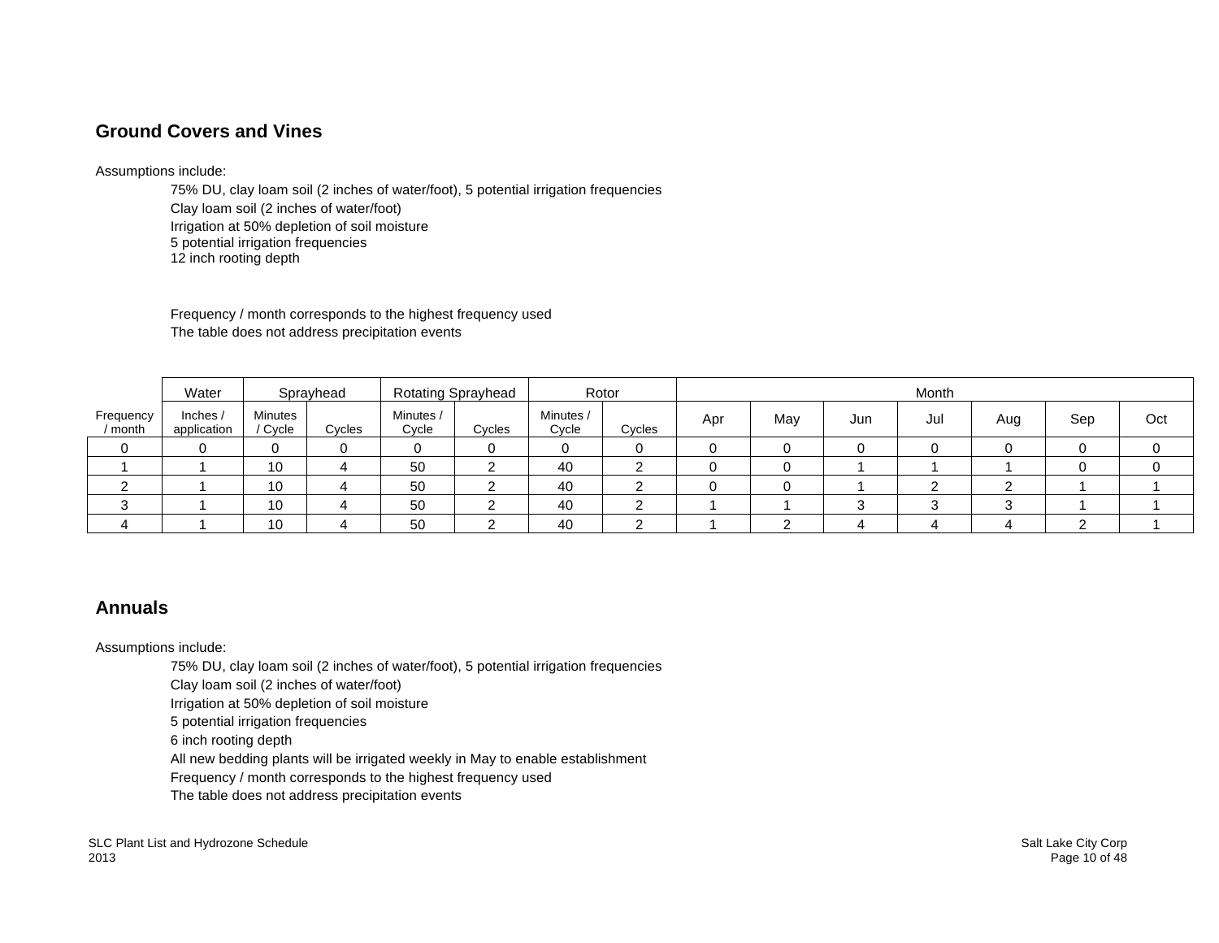## Ground Covers and Vines

Assumptions include:

75% DU, clay loam soil (2 inches of water/foot), 5 potential irrigation frequencies
Clay loam soil (2 inches of water/foot)
Irrigation at 50% depletion of soil moisture
5 potential irrigation frequencies
12 inch rooting depth

Frequency / month corresponds to the highest frequency used
The table does not address precipitation events

| | Water | Sprayhead | | Rotating Sprayhead | | Rotor | | Month | | | | | | |
|---|---|---|---|---|---|---|---|---|---|---|---|---|---|---|
| Frequency / month | Inches / application | Minutes / Cycle | Cycles | Minutes / Cycle | Cycles | Minutes / Cycle | Cycles | Apr | May | Jun | Jul | Aug | Sep | Oct |
| 0 | 0 | 0 | 0 | 0 | 0 | 0 | 0 | 0 | 0 | 0 | 0 | 0 | 0 | 0 |
| 1 | 1 | 10 | 4 | 50 | 2 | 40 | 2 | 0 | 0 | 1 | 1 | 1 | 0 | 0 |
| 2 | 1 | 10 | 4 | 50 | 2 | 40 | 2 | 0 | 0 | 1 | 2 | 2 | 1 | 1 |
| 3 | 1 | 10 | 4 | 50 | 2 | 40 | 2 | 1 | 1 | 3 | 3 | 3 | 1 | 1 |
| 4 | 1 | 10 | 4 | 50 | 2 | 40 | 2 | 1 | 2 | 4 | 4 | 4 | 2 | 1 |

## Annuals

Assumptions include:

75% DU, clay loam soil (2 inches of water/foot), 5 potential irrigation frequencies
Clay loam soil (2 inches of water/foot)
Irrigation at 50% depletion of soil moisture
5 potential irrigation frequencies
6 inch rooting depth
All new bedding plants will be irrigated weekly in May to enable establishment
Frequency / month corresponds to the highest frequency used
The table does not address precipitation events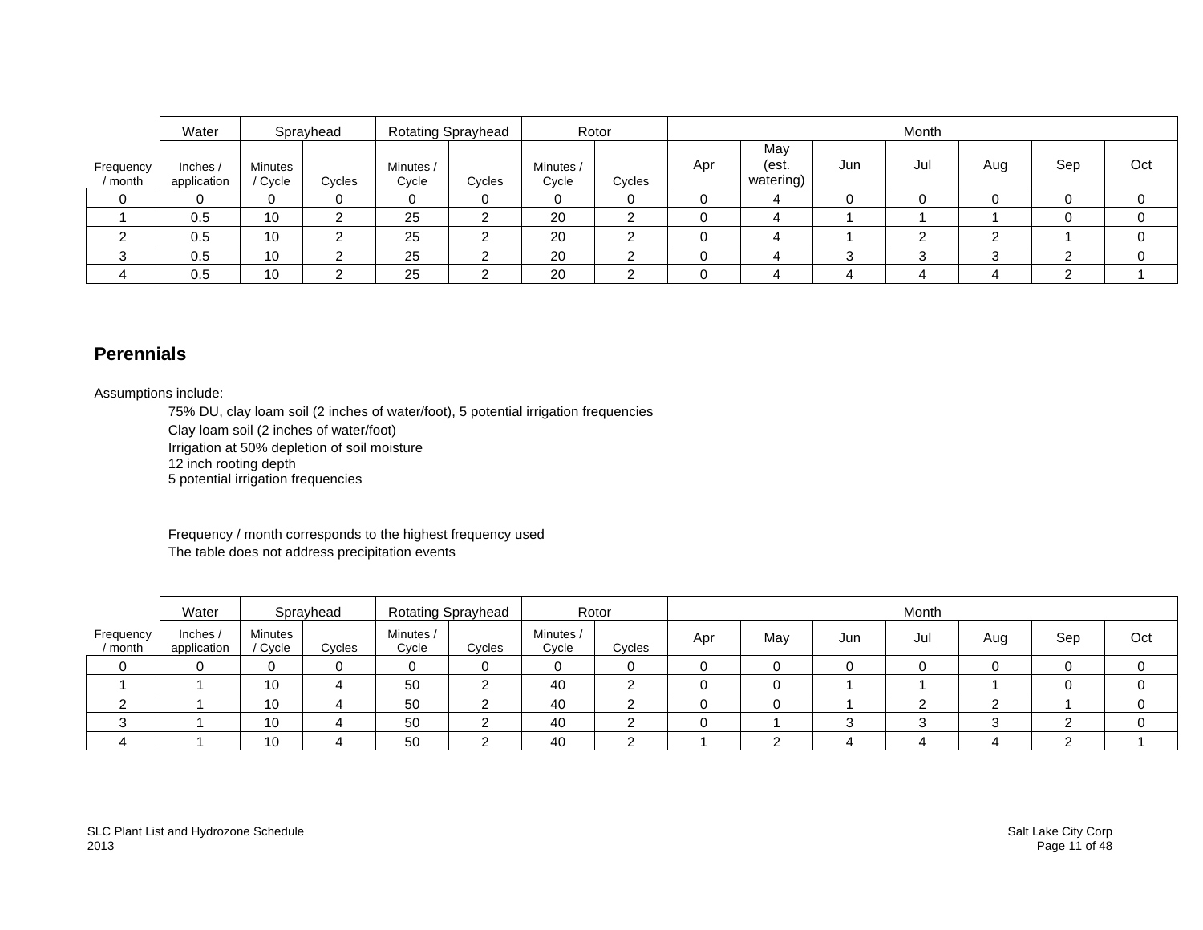| Frequency / month | Water | Sprayhead | | Rotating Sprayhead | | Rotor | | Month | | | | | | |
|---|---|---|---|---|---|---|---|---|---|---|---|---|---|---|
| | Inches / application | Minutes / Cycle | Cycles | Minutes / Cycle | Cycles | Minutes / Cycle | Cycles | Apr | May (est. watering) | Jun | Jul | Aug | Sep | Oct |
| 0 | 0 | 0 | 0 | 0 | 0 | 0 | 0 | 0 | 4 | 0 | 0 | 0 | 0 | 0 |
| 1 | 0.5 | 10 | 2 | 25 | 2 | 20 | 2 | 0 | 4 | 1 | 1 | 1 | 0 | 0 |
| 2 | 0.5 | 10 | 2 | 25 | 2 | 20 | 2 | 0 | 4 | 1 | 2 | 2 | 1 | 0 |
| 3 | 0.5 | 10 | 2 | 25 | 2 | 20 | 2 | 0 | 4 | 3 | 3 | 3 | 2 | 0 |
| 4 | 0.5 | 10 | 2 | 25 | 2 | 20 | 2 | 0 | 4 | 4 | 4 | 4 | 2 | 1 |

## Perennials

Assumptions include:

- 75% DU, clay loam soil (2 inches of water/foot), 5 potential irrigation frequencies
- Clay loam soil (2 inches of water/foot)
- Irrigation at 50% depletion of soil moisture
- 12 inch rooting depth
- 5 potential irrigation frequencies

Frequency / month corresponds to the highest frequency used
The table does not address precipitation events

| Frequency / month | Water | Sprayhead | | Rotating Sprayhead | | Rotor | | Month | | | | | | |
|---|---|---|---|---|---|---|---|---|---|---|---|---|---|---|
| | Inches / application | Minutes / Cycle | Cycles | Minutes / Cycle | Cycles | Minutes / Cycle | Cycles | Apr | May | Jun | Jul | Aug | Sep | Oct |
| 0 | 0 | 0 | 0 | 0 | 0 | 0 | 0 | 0 | 0 | 0 | 0 | 0 | 0 | 0 |
| 1 | 1 | 10 | 4 | 50 | 2 | 40 | 2 | 0 | 0 | 1 | 1 | 1 | 0 | 0 |
| 2 | 1 | 10 | 4 | 50 | 2 | 40 | 2 | 0 | 0 | 1 | 2 | 2 | 1 | 0 |
| 3 | 1 | 10 | 4 | 50 | 2 | 40 | 2 | 0 | 1 | 3 | 3 | 3 | 2 | 0 |
| 4 | 1 | 10 | 4 | 50 | 2 | 40 | 2 | 1 | 2 | 4 | 4 | 4 | 2 | 1 |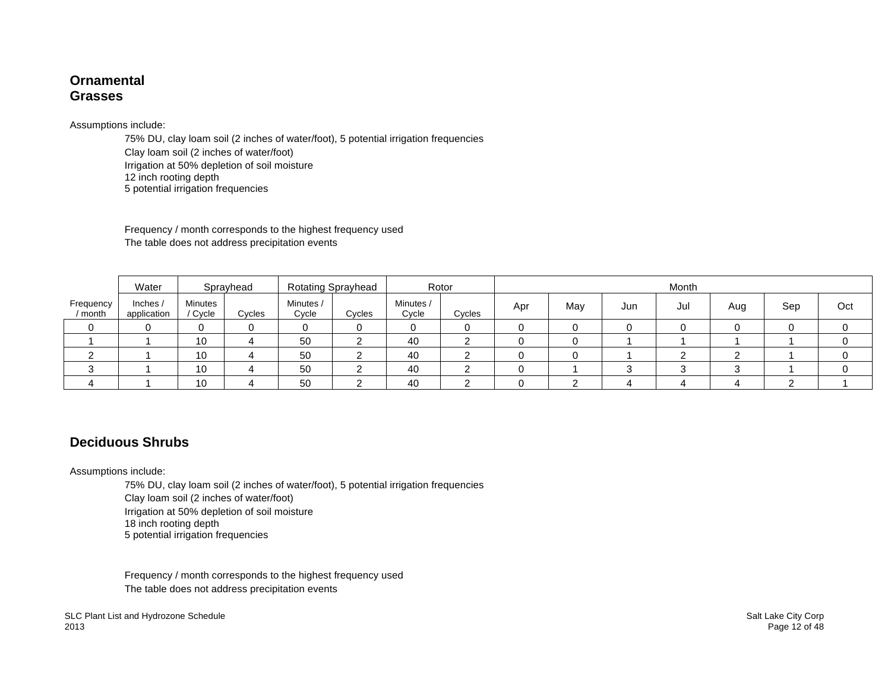## Ornamental Grasses

Assumptions include:

75% DU, clay loam soil (2 inches of water/foot), 5 potential irrigation frequencies
Clay loam soil (2 inches of water/foot)
Irrigation at 50% depletion of soil moisture
12 inch rooting depth
5 potential irrigation frequencies

Frequency / month corresponds to the highest frequency used
The table does not address precipitation events

| | Water | Sprayhead | | Rotating Sprayhead | | Rotor | | Month | | | | | | |
|---|---|---|---|---|---|---|---|---|---|---|---|---|---|---|
| Frequency / month | Inches / application | Minutes / Cycle | Cycles | Minutes / Cycle | Cycles | Minutes / Cycle | Cycles | Apr | May | Jun | Jul | Aug | Sep | Oct |
| 0 | 0 | 0 | 0 | 0 | 0 | 0 | 0 | 0 | 0 | 0 | 0 | 0 | 0 | 0 |
| 1 | 1 | 10 | 4 | 50 | 2 | 40 | 2 | 0 | 0 | 1 | 1 | 1 | 1 | 0 |
| 2 | 1 | 10 | 4 | 50 | 2 | 40 | 2 | 0 | 0 | 1 | 2 | 2 | 1 | 0 |
| 3 | 1 | 10 | 4 | 50 | 2 | 40 | 2 | 0 | 1 | 3 | 3 | 3 | 1 | 0 |
| 4 | 1 | 10 | 4 | 50 | 2 | 40 | 2 | 0 | 2 | 4 | 4 | 4 | 2 | 1 |

## Deciduous Shrubs

Assumptions include:

75% DU, clay loam soil (2 inches of water/foot), 5 potential irrigation frequencies
Clay loam soil (2 inches of water/foot)
Irrigation at 50% depletion of soil moisture
18 inch rooting depth
5 potential irrigation frequencies

Frequency / month corresponds to the highest frequency used
The table does not address precipitation events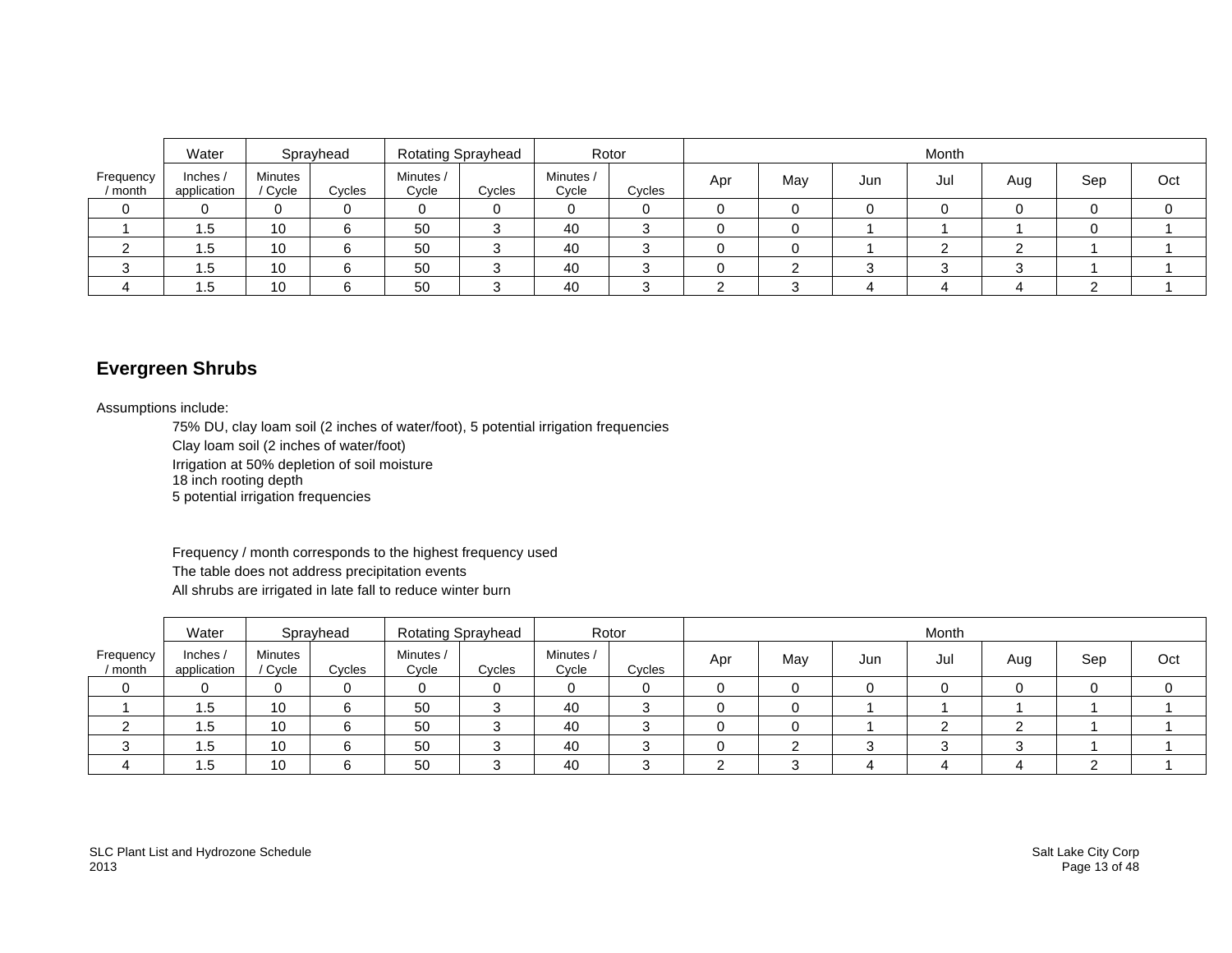| Frequency / month | Water | Sprayhead | | Rotating Sprayhead | | Rotor | | Month | | | | | | |
|---|---|---|---|---|---|---|---|---|---|---|---|---|---|---|
| | Inches / application | Minutes / Cycle | Cycles | Minutes / Cycle | Cycles | Minutes / Cycle | Cycles | Apr | May | Jun | Jul | Aug | Sep | Oct |
| 0 | 0 | 0 | 0 | 0 | 0 | 0 | 0 | 0 | 0 | 0 | 0 | 0 | 0 | 0 |
| 1 | 1.5 | 10 | 6 | 50 | 3 | 40 | 3 | 0 | 0 | 1 | 1 | 1 | 0 | 1 |
| 2 | 1.5 | 10 | 6 | 50 | 3 | 40 | 3 | 0 | 0 | 1 | 2 | 2 | 1 | 1 |
| 3 | 1.5 | 10 | 6 | 50 | 3 | 40 | 3 | 0 | 2 | 3 | 3 | 3 | 1 | 1 |
| 4 | 1.5 | 10 | 6 | 50 | 3 | 40 | 3 | 2 | 3 | 4 | 4 | 4 | 2 | 1 |

## Evergreen Shrubs

Assumptions include:

- 75% DU, clay loam soil (2 inches of water/foot), 5 potential irrigation frequencies
- Clay loam soil (2 inches of water/foot)
- Irrigation at 50% depletion of soil moisture
- 18 inch rooting depth
- 5 potential irrigation frequencies

- Frequency / month corresponds to the highest frequency used
- The table does not address precipitation events
- All shrubs are irrigated in late fall to reduce winter burn

| Frequency / month | Water | Sprayhead | | Rotating Sprayhead | | Rotor | | Month | | | | | | |
|---|---|---|---|---|---|---|---|---|---|---|---|---|---|---|
| | Inches / application | Minutes / Cycle | Cycles | Minutes / Cycle | Cycles | Minutes / Cycle | Cycles | Apr | May | Jun | Jul | Aug | Sep | Oct |
| 0 | 0 | 0 | 0 | 0 | 0 | 0 | 0 | 0 | 0 | 0 | 0 | 0 | 0 | 0 |
| 1 | 1.5 | 10 | 6 | 50 | 3 | 40 | 3 | 0 | 0 | 1 | 1 | 1 | 1 | 1 |
| 2 | 1.5 | 10 | 6 | 50 | 3 | 40 | 3 | 0 | 0 | 1 | 2 | 2 | 1 | 1 |
| 3 | 1.5 | 10 | 6 | 50 | 3 | 40 | 3 | 0 | 2 | 3 | 3 | 3 | 1 | 1 |
| 4 | 1.5 | 10 | 6 | 50 | 3 | 40 | 3 | 2 | 3 | 4 | 4 | 4 | 2 | 1 |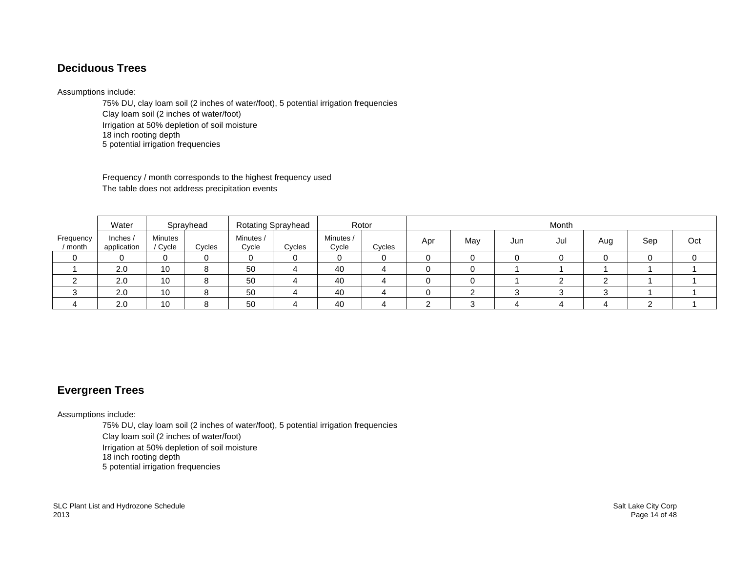## Deciduous Trees

Assumptions include:

75% DU, clay loam soil (2 inches of water/foot), 5 potential irrigation frequencies
Clay loam soil (2 inches of water/foot)
Irrigation at 50% depletion of soil moisture
18 inch rooting depth
5 potential irrigation frequencies

Frequency / month corresponds to the highest frequency used
The table does not address precipitation events

| | Water | Sprayhead | | Rotating Sprayhead | | Rotor | | Month | | | | | | |
|---|---|---|---|---|---|---|---|---|---|---|---|---|---|---|
| Frequency / month | Inches / application | Minutes / Cycle | Cycles | Minutes / Cycle | Cycles | Minutes / Cycle | Cycles | Apr | May | Jun | Jul | Aug | Sep | Oct |
| 0 | 0 | 0 | 0 | 0 | 0 | 0 | 0 | 0 | 0 | 0 | 0 | 0 | 0 | 0 |
| 1 | 2.0 | 10 | 8 | 50 | 4 | 40 | 4 | 0 | 0 | 1 | 1 | 1 | 1 | 1 |
| 2 | 2.0 | 10 | 8 | 50 | 4 | 40 | 4 | 0 | 0 | 1 | 2 | 2 | 1 | 1 |
| 3 | 2.0 | 10 | 8 | 50 | 4 | 40 | 4 | 0 | 2 | 3 | 3 | 3 | 1 | 1 |
| 4 | 2.0 | 10 | 8 | 50 | 4 | 40 | 4 | 2 | 3 | 4 | 4 | 4 | 2 | 1 |

## Evergreen Trees

Assumptions include:

75% DU, clay loam soil (2 inches of water/foot), 5 potential irrigation frequencies
Clay loam soil (2 inches of water/foot)
Irrigation at 50% depletion of soil moisture
18 inch rooting depth
5 potential irrigation frequencies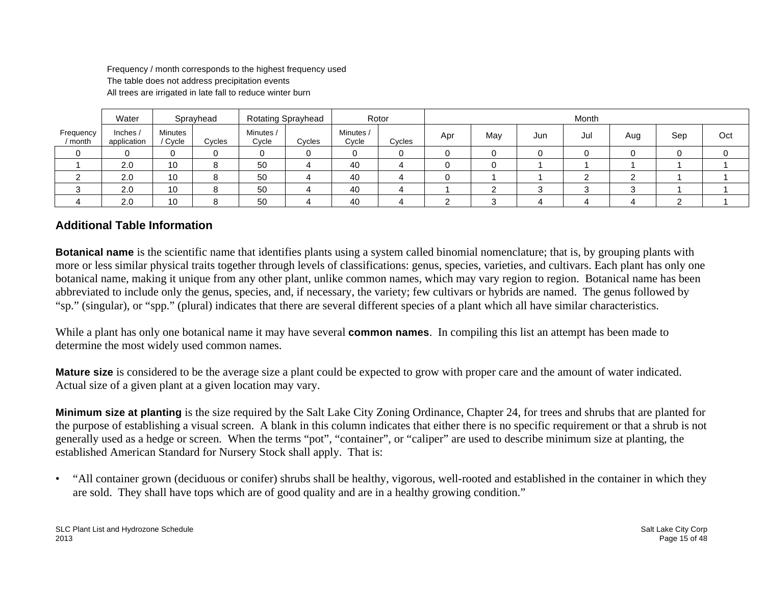Frequency / month corresponds to the highest frequency used
The table does not address precipitation events
All trees are irrigated in late fall to reduce winter burn

| | Water | Sprayhead | | Rotating Sprayhead | | Rotor | | Month | | | | | | |
|---|---|---|---|---|---|---|---|---|---|---|---|---|---|---|
| Frequency / month | Inches / application | Minutes / Cycle | Cycles | Minutes / Cycle | Cycles | Minutes / Cycle | Cycles | Apr | May | Jun | Jul | Aug | Sep | Oct |
| 0 | 0 | 0 | 0 | 0 | 0 | 0 | 0 | 0 | 0 | 0 | 0 | 0 | 0 | 0 |
| 1 | 2.0 | 10 | 8 | 50 | 4 | 40 | 4 | 0 | 0 | 1 | 1 | 1 | 1 | 1 |
| 2 | 2.0 | 10 | 8 | 50 | 4 | 40 | 4 | 0 | 1 | 1 | 2 | 2 | 1 | 1 |
| 3 | 2.0 | 10 | 8 | 50 | 4 | 40 | 4 | 1 | 2 | 3 | 3 | 3 | 1 | 1 |
| 4 | 2.0 | 10 | 8 | 50 | 4 | 40 | 4 | 2 | 3 | 4 | 4 | 4 | 2 | 1 |

## Additional Table Information

**Botanical name** is the scientific name that identifies plants using a system called binomial nomenclature; that is, by grouping plants with more or less similar physical traits together through levels of classifications: genus, species, varieties, and cultivars. Each plant has only one botanical name, making it unique from any other plant, unlike common names, which may vary region to region. Botanical name has been abbreviated to include only the genus, species, and, if necessary, the variety; few cultivars or hybrids are named. The genus followed by "sp." (singular), or "spp." (plural) indicates that there are several different species of a plant which all have similar characteristics.

While a plant has only one botanical name it may have several **common names**. In compiling this list an attempt has been made to determine the most widely used common names.

**Mature size** is considered to be the average size a plant could be expected to grow with proper care and the amount of water indicated. Actual size of a given plant at a given location may vary.

**Minimum size at planting** is the size required by the Salt Lake City Zoning Ordinance, Chapter 24, for trees and shrubs that are planted for the purpose of establishing a visual screen. A blank in this column indicates that either there is no specific requirement or that a shrub is not generally used as a hedge or screen. When the terms "pot", "container", or "caliper" are used to describe minimum size at planting, the established American Standard for Nursery Stock shall apply. That is:

- "All container grown (deciduous or conifer) shrubs shall be healthy, vigorous, well-rooted and established in the container in which they are sold. They shall have tops which are of good quality and are in a healthy growing condition."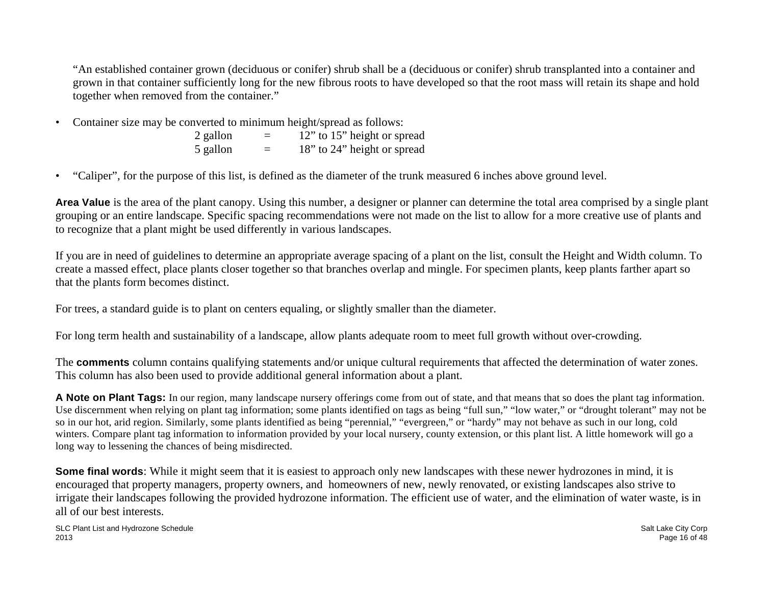"An established container grown (deciduous or conifer) shrub shall be a (deciduous or conifer) shrub transplanted into a container and grown in that container sufficiently long for the new fibrous roots to have developed so that the root mass will retain its shape and hold together when removed from the container."

- Container size may be converted to minimum height/spread as follows:

| | | |
|---|---|---|
| 2 gallon | = | 12" to 15" height or spread |
| 5 gallon | = | 18" to 24" height or spread |

- "Caliper", for the purpose of this list, is defined as the diameter of the trunk measured 6 inches above ground level.

**Area Value** is the area of the plant canopy. Using this number, a designer or planner can determine the total area comprised by a single plant grouping or an entire landscape. Specific spacing recommendations were not made on the list to allow for a more creative use of plants and to recognize that a plant might be used differently in various landscapes.

If you are in need of guidelines to determine an appropriate average spacing of a plant on the list, consult the Height and Width column. To create a massed effect, place plants closer together so that branches overlap and mingle. For specimen plants, keep plants farther apart so that the plants form becomes distinct.

For trees, a standard guide is to plant on centers equaling, or slightly smaller than the diameter.

For long term health and sustainability of a landscape, allow plants adequate room to meet full growth without over-crowding.

The **comments** column contains qualifying statements and/or unique cultural requirements that affected the determination of water zones. This column has also been used to provide additional general information about a plant.

**A Note on Plant Tags:** In our region, many landscape nursery offerings come from out of state, and that means that so does the plant tag information. Use discernment when relying on plant tag information; some plants identified on tags as being "full sun," "low water," or "drought tolerant" may not be so in our hot, arid region. Similarly, some plants identified as being "perennial," "evergreen," or "hardy" may not behave as such in our long, cold winters. Compare plant tag information to information provided by your local nursery, county extension, or this plant list. A little homework will go a long way to lessening the chances of being misdirected.

**Some final words**: While it might seem that it is easiest to approach only new landscapes with these newer hydrozones in mind, it is encouraged that property managers, property owners, and homeowners of new, newly renovated, or existing landscapes also strive to irrigate their landscapes following the provided hydrozone information. The efficient use of water, and the elimination of water waste, is in all of our best interests.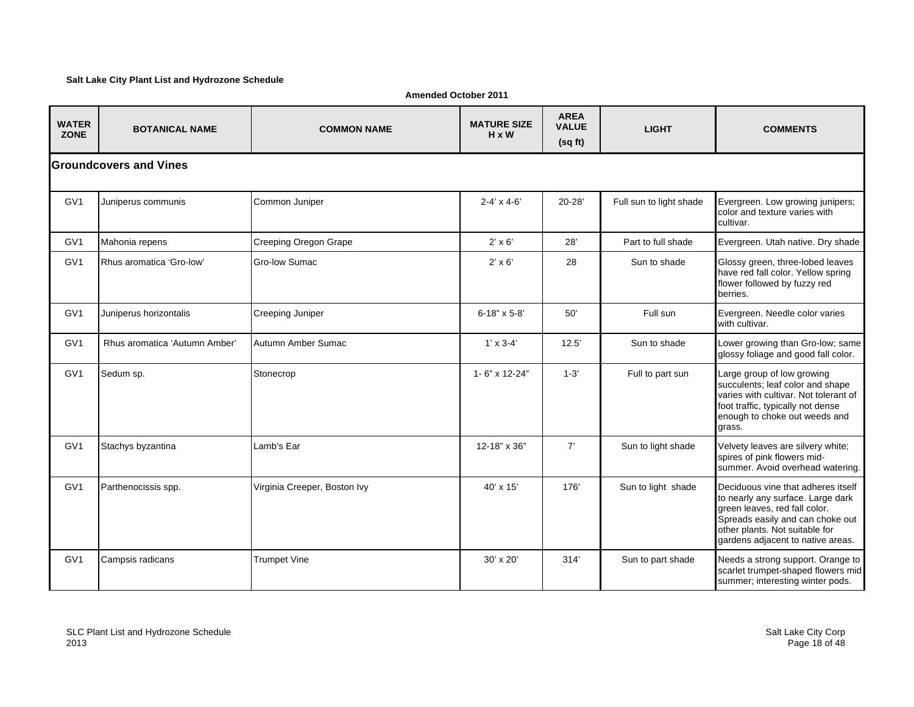**Salt Lake City Plant List and Hydrozone Schedule**

**Amended October 2011**

| WATER ZONE | BOTANICAL NAME | COMMON NAME | MATURE SIZE H x W | AREA VALUE (sq ft) | LIGHT | COMMENTS |
|---|---|---|---|---|---|---|
| **Groundcovers and Vines** | | | | | | |
| GV1 | Juniperus communis | Common Juniper | 2-4' x 4-6' | 20-28' | Full sun to light shade | Evergreen. Low growing junipers; color and texture varies with cultivar. |
| GV1 | Mahonia repens | Creeping Oregon Grape | 2' x 6' | 28' | Part to full shade | Evergreen. Utah native. Dry shade |
| GV1 | Rhus aromatica 'Gro-low' | Gro-low Sumac | 2' x 6' | 28 | Sun to shade | Glossy green, three-lobed leaves have red fall color. Yellow spring flower followed by fuzzy red berries. |
| GV1 | Juniperus horizontalis | Creeping Juniper | 6-18" x 5-8' | 50' | Full sun | Evergreen. Needle color varies with cultivar. |
| GV1 | Rhus aromatica 'Autumn Amber' | Autumn Amber Sumac | 1' x 3-4' | 12.5' | Sun to shade | Lower growing than Gro-low; same glossy foliage and good fall color. |
| GV1 | Sedum sp. | Stonecrop | 1- 6" x 12-24" | 1-3' | Full to part sun | Large group of low growing succulents; leaf color and shape varies with cultivar. Not tolerant of foot traffic, typically not dense enough to choke out weeds and grass. |
| GV1 | Stachys byzantina | Lamb's Ear | 12-18" x 36" | 7' | Sun to light shade | Velvety leaves are silvery white; spires of pink flowers mid-summer. Avoid overhead watering. |
| GV1 | Parthenocissis spp. | Virginia Creeper, Boston Ivy | 40' x 15' | 176' | Sun to light shade | Deciduous vine that adheres itself to nearly any surface. Large dark green leaves, red fall color. Spreads easily and can choke out other plants. Not suitable for gardens adjacent to native areas. |
| GV1 | Campsis radicans | Trumpet Vine | 30' x 20' | 314' | Sun to part shade | Needs a strong support. Orange to scarlet trumpet-shaped flowers mid summer; interesting winter pods. |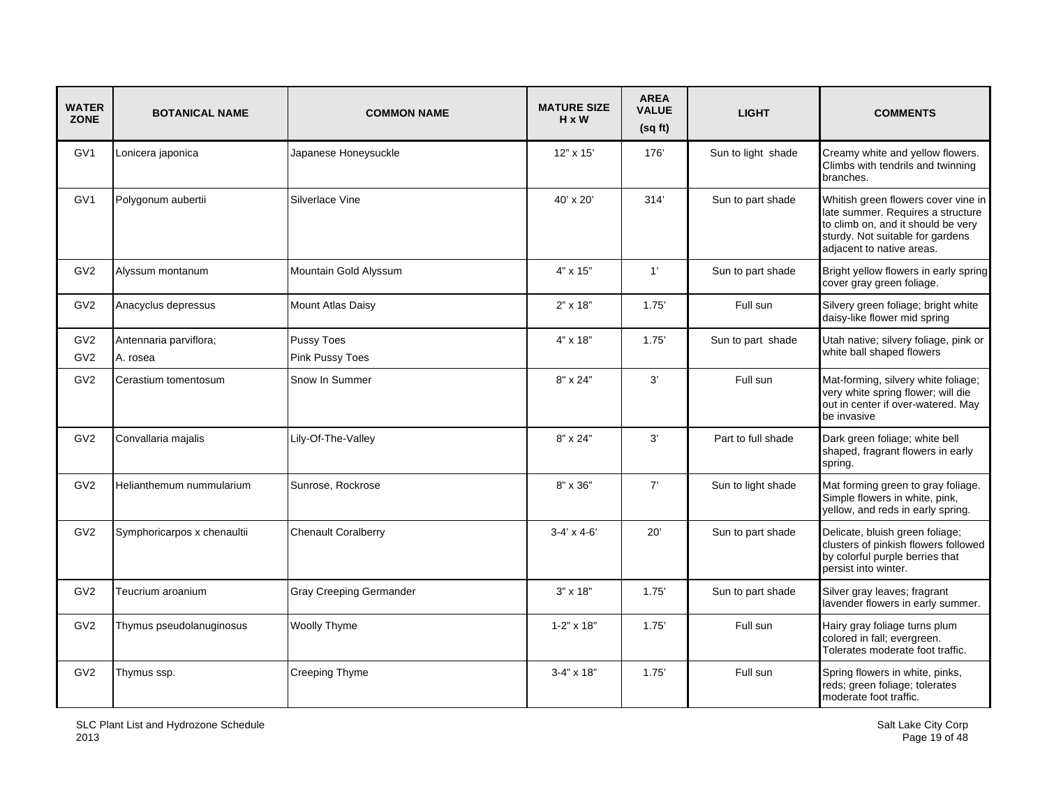| WATER ZONE | BOTANICAL NAME | COMMON NAME | MATURE SIZE H x W | AREA VALUE (sq ft) | LIGHT | COMMENTS |
|---|---|---|---|---|---|---|
| GV1 | Lonicera japonica | Japanese Honeysuckle | 12" x 15' | 176' | Sun to light shade | Creamy white and yellow flowers. Climbs with tendrils and twinning branches. |
| GV1 | Polygonum aubertii | Silverlace Vine | 40' x 20' | 314' | Sun to part shade | Whitish green flowers cover vine in late summer. Requires a structure to climb on, and it should be very sturdy. Not suitable for gardens adjacent to native areas. |
| GV2 | Alyssum montanum | Mountain Gold Alyssum | 4" x 15" | 1' | Sun to part shade | Bright yellow flowers in early spring cover gray green foliage. |
| GV2 | Anacyclus depressus | Mount Atlas Daisy | 2" x 18" | 1.75' | Full sun | Silvery green foliage; bright white daisy-like flower mid spring |
| GV2<br>GV2 | Antennaria parviflora;<br>A. rosea | Pussy Toes<br>Pink Pussy Toes | 4" x 18" | 1.75' | Sun to part shade | Utah native; silvery foliage, pink or white ball shaped flowers |
| GV2 | Cerastium tomentosum | Snow In Summer | 8" x 24" | 3' | Full sun | Mat-forming, silvery white foliage; very white spring flower; will die out in center if over-watered. May be invasive |
| GV2 | Convallaria majalis | Lily-Of-The-Valley | 8" x 24" | 3' | Part to full shade | Dark green foliage; white bell shaped, fragrant flowers in early spring. |
| GV2 | Helianthemum nummularium | Sunrose, Rockrose | 8" x 36" | 7' | Sun to light shade | Mat forming green to gray foliage. Simple flowers in white, pink, yellow, and reds in early spring. |
| GV2 | Symphoricarpos x chenaultii | Chenault Coralberry | 3-4' x 4-6' | 20' | Sun to part shade | Delicate, bluish green foliage; clusters of pinkish flowers followed by colorful purple berries that persist into winter. |
| GV2 | Teucrium aroanium | Gray Creeping Germander | 3" x 18" | 1.75' | Sun to part shade | Silver gray leaves; fragrant lavender flowers in early summer. |
| GV2 | Thymus pseudolanuginosus | Woolly Thyme | 1-2" x 18" | 1.75' | Full sun | Hairy gray foliage turns plum colored in fall; evergreen. Tolerates moderate foot traffic. |
| GV2 | Thymus ssp. | Creeping Thyme | 3-4" x 18" | 1.75' | Full sun | Spring flowers in white, pinks, reds; green foliage; tolerates moderate foot traffic. |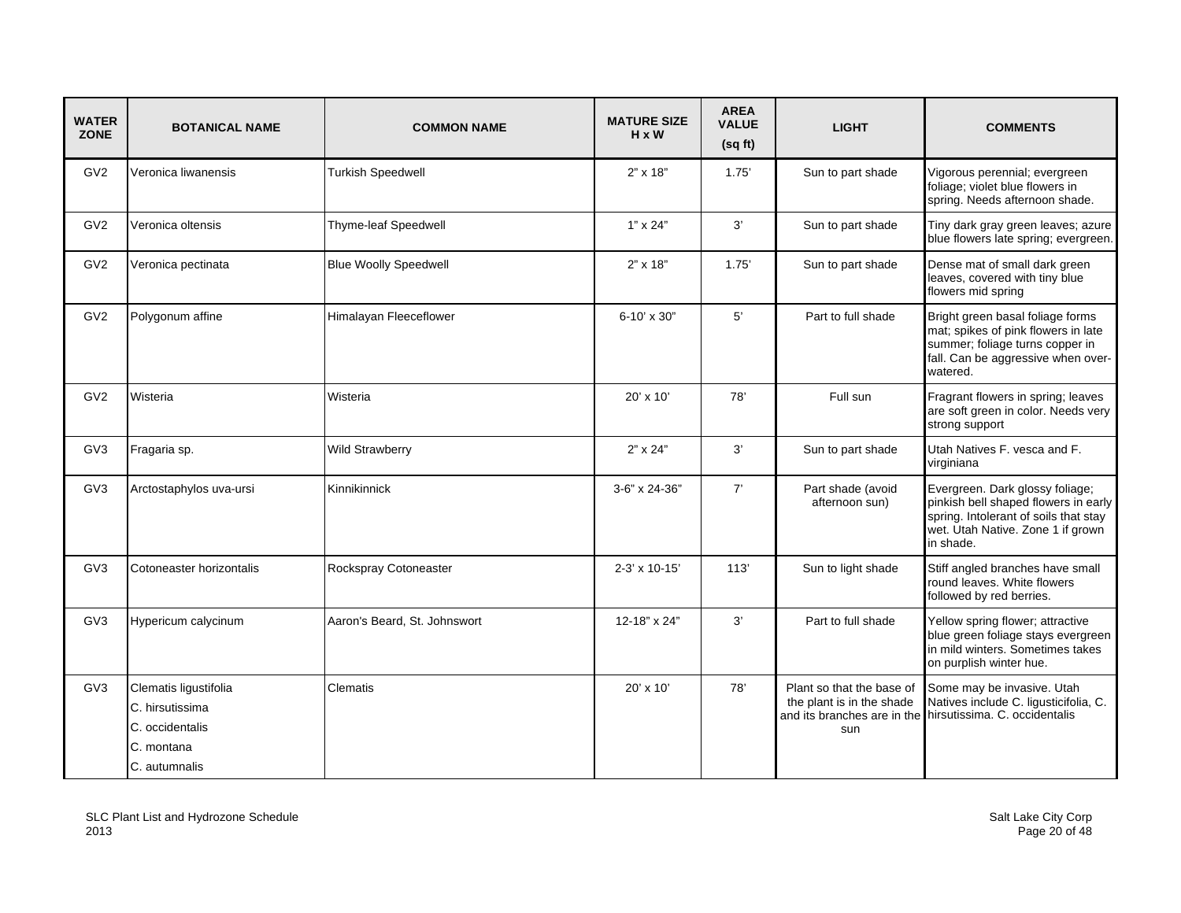| WATER ZONE | BOTANICAL NAME | COMMON NAME | MATURE SIZE H x W | AREA VALUE (sq ft) | LIGHT | COMMENTS |
|---|---|---|---|---|---|---|
| GV2 | Veronica liwanensis | Turkish Speedwell | 2" x 18" | 1.75' | Sun to part shade | Vigorous perennial; evergreen foliage; violet blue flowers in spring. Needs afternoon shade. |
| GV2 | Veronica oltensis | Thyme-leaf Speedwell | 1" x 24" | 3' | Sun to part shade | Tiny dark gray green leaves; azure blue flowers late spring; evergreen. |
| GV2 | Veronica pectinata | Blue Woolly Speedwell | 2" x 18" | 1.75' | Sun to part shade | Dense mat of small dark green leaves, covered with tiny blue flowers mid spring |
| GV2 | Polygonum affine | Himalayan Fleeceflower | 6-10' x 30" | 5' | Part to full shade | Bright green basal foliage forms mat; spikes of pink flowers in late summer; foliage turns copper in fall. Can be aggressive when over-watered. |
| GV2 | Wisteria | Wisteria | 20' x 10' | 78' | Full sun | Fragrant flowers in spring; leaves are soft green in color. Needs very strong support |
| GV3 | Fragaria sp. | Wild Strawberry | 2" x 24" | 3' | Sun to part shade | Utah Natives F. vesca and F. virginiana |
| GV3 | Arctostaphylos uva-ursi | Kinnikinnick | 3-6" x 24-36" | 7' | Part shade (avoid afternoon sun) | Evergreen. Dark glossy foliage; pinkish bell shaped flowers in early spring. Intolerant of soils that stay wet. Utah Native. Zone 1 if grown in shade. |
| GV3 | Cotoneaster horizontalis | Rockspray Cotoneaster | 2-3' x 10-15' | 113' | Sun to light shade | Stiff angled branches have small round leaves. White flowers followed by red berries. |
| GV3 | Hypericum calycinum | Aaron's Beard, St. Johnswort | 12-18" x 24" | 3' | Part to full shade | Yellow spring flower; attractive blue green foliage stays evergreen in mild winters. Sometimes takes on purplish winter hue. |
| GV3 | Clematis ligustifolia<br>C. hirsutissima<br>C. occidentalis<br>C. montana<br>C. autumnalis | Clematis | 20' x 10' | 78' | Plant so that the base of the plant is in the shade and its branches are in the sun | Some may be invasive. Utah Natives include C. ligusticifolia, C. hirsutissima. C. occidentalis |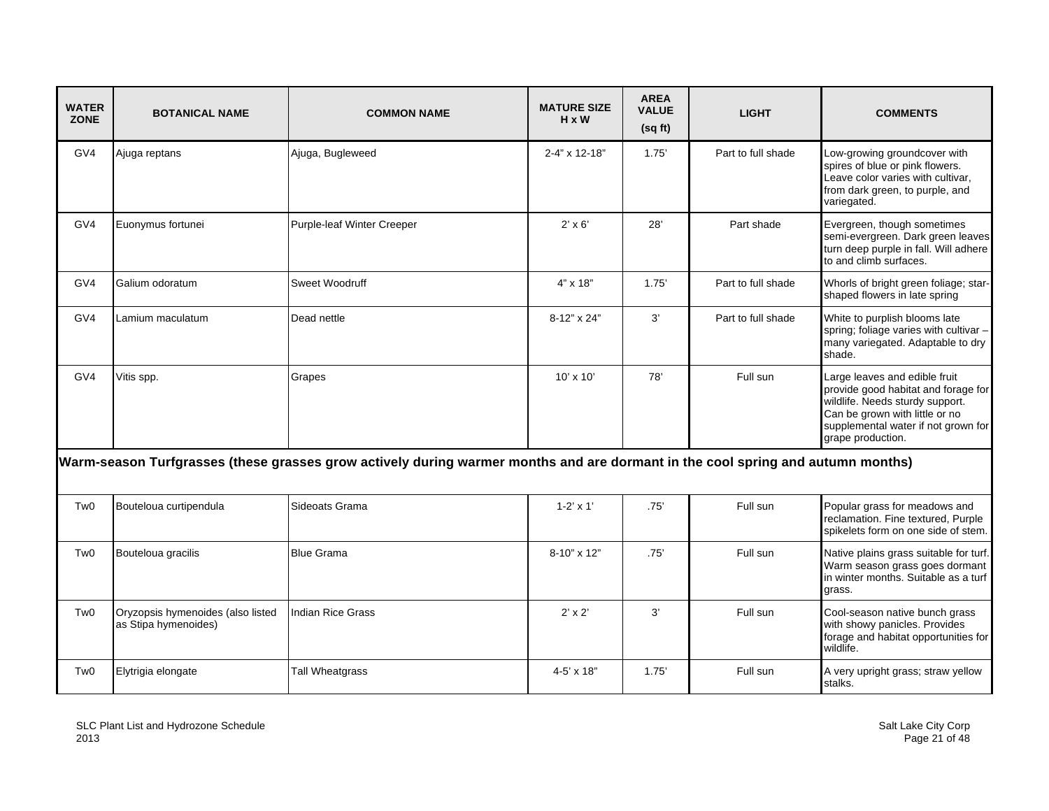| WATER ZONE | BOTANICAL NAME | COMMON NAME | MATURE SIZE H x W | AREA VALUE (sq ft) | LIGHT | COMMENTS |
|---|---|---|---|---|---|---|
| GV4 | Ajuga reptans | Ajuga, Bugleweed | 2-4" x 12-18" | 1.75' | Part to full shade | Low-growing groundcover with spires of blue or pink flowers. Leave color varies with cultivar, from dark green, to purple, and variegated. |
| GV4 | Euonymus fortunei | Purple-leaf Winter Creeper | 2' x 6' | 28' | Part shade | Evergreen, though sometimes semi-evergreen. Dark green leaves turn deep purple in fall. Will adhere to and climb surfaces. |
| GV4 | Galium odoratum | Sweet Woodruff | 4" x 18" | 1.75' | Part to full shade | Whorls of bright green foliage; star-shaped flowers in late spring |
| GV4 | Lamium maculatum | Dead nettle | 8-12" x 24" | 3' | Part to full shade | White to purplish blooms late spring; foliage varies with cultivar – many variegated. Adaptable to dry shade. |
| GV4 | Vitis spp. | Grapes | 10' x 10' | 78' | Full sun | Large leaves and edible fruit provide good habitat and forage for wildlife. Needs sturdy support. Can be grown with little or no supplemental water if not grown for grape production. |
| **Warm-season Turfgrasses (these grasses grow actively during warmer months and are dormant in the cool spring and autumn months)** | | | | | | |
| Tw0 | Bouteloua curtipendula | Sideoats Grama | 1-2' x 1' | .75' | Full sun | Popular grass for meadows and reclamation. Fine textured, Purple spikelets form on one side of stem. |
| Tw0 | Bouteloua gracilis | Blue Grama | 8-10" x 12" | .75' | Full sun | Native plains grass suitable for turf. Warm season grass goes dormant in winter months. Suitable as a turf grass. |
| Tw0 | Oryzopsis hymenoides (also listed as Stipa hymenoides) | Indian Rice Grass | 2' x 2' | 3' | Full sun | Cool-season native bunch grass with showy panicles. Provides forage and habitat opportunities for wildlife. |
| Tw0 | Elytrigia elongate | Tall Wheatgrass | 4-5' x 18" | 1.75' | Full sun | A very upright grass; straw yellow stalks. |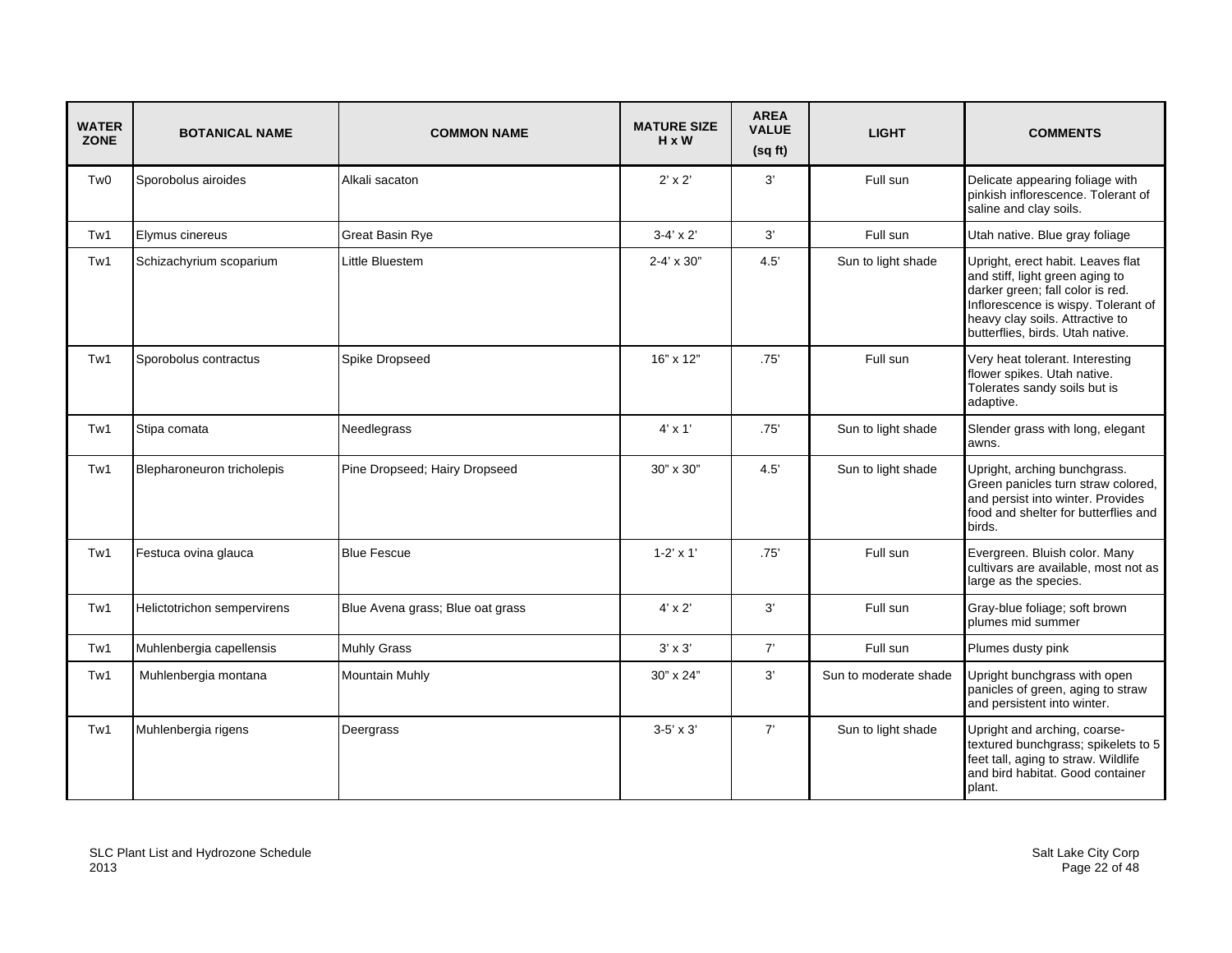| WATER ZONE | BOTANICAL NAME | COMMON NAME | MATURE SIZE H x W | AREA VALUE (sq ft) | LIGHT | COMMENTS |
|---|---|---|---|---|---|---|
| Tw0 | Sporobolus airoides | Alkali sacaton | 2' x 2' | 3' | Full sun | Delicate appearing foliage with pinkish inflorescence. Tolerant of saline and clay soils. |
| Tw1 | Elymus cinereus | Great Basin Rye | 3-4' x 2' | 3' | Full sun | Utah native. Blue gray foliage |
| Tw1 | Schizachyrium scoparium | Little Bluestem | 2-4' x 30" | 4.5' | Sun to light shade | Upright, erect habit. Leaves flat and stiff, light green aging to darker green; fall color is red. Inflorescence is wispy. Tolerant of heavy clay soils. Attractive to butterflies, birds. Utah native. |
| Tw1 | Sporobolus contractus | Spike Dropseed | 16" x 12" | .75' | Full sun | Very heat tolerant. Interesting flower spikes. Utah native. Tolerates sandy soils but is adaptive. |
| Tw1 | Stipa comata | Needlegrass | 4' x 1' | .75' | Sun to light shade | Slender grass with long, elegant awns. |
| Tw1 | Blepharoneuron tricholepis | Pine Dropseed; Hairy Dropseed | 30" x 30" | 4.5' | Sun to light shade | Upright, arching bunchgrass. Green panicles turn straw colored, and persist into winter. Provides food and shelter for butterflies and birds. |
| Tw1 | Festuca ovina glauca | Blue Fescue | 1-2' x 1' | .75' | Full sun | Evergreen. Bluish color. Many cultivars are available, most not as large as the species. |
| Tw1 | Helictotrichon sempervirens | Blue Avena grass; Blue oat grass | 4' x 2' | 3' | Full sun | Gray-blue foliage; soft brown plumes mid summer |
| Tw1 | Muhlenbergia capellensis | Muhly Grass | 3' x 3' | 7' | Full sun | Plumes dusty pink |
| Tw1 | Muhlenbergia montana | Mountain Muhly | 30" x 24" | 3' | Sun to moderate shade | Upright bunchgrass with open panicles of green, aging to straw and persistent into winter. |
| Tw1 | Muhlenbergia rigens | Deergrass | 3-5' x 3' | 7' | Sun to light shade | Upright and arching, coarse-textured bunchgrass; spikelets to 5 feet tall, aging to straw. Wildlife and bird habitat. Good container plant. |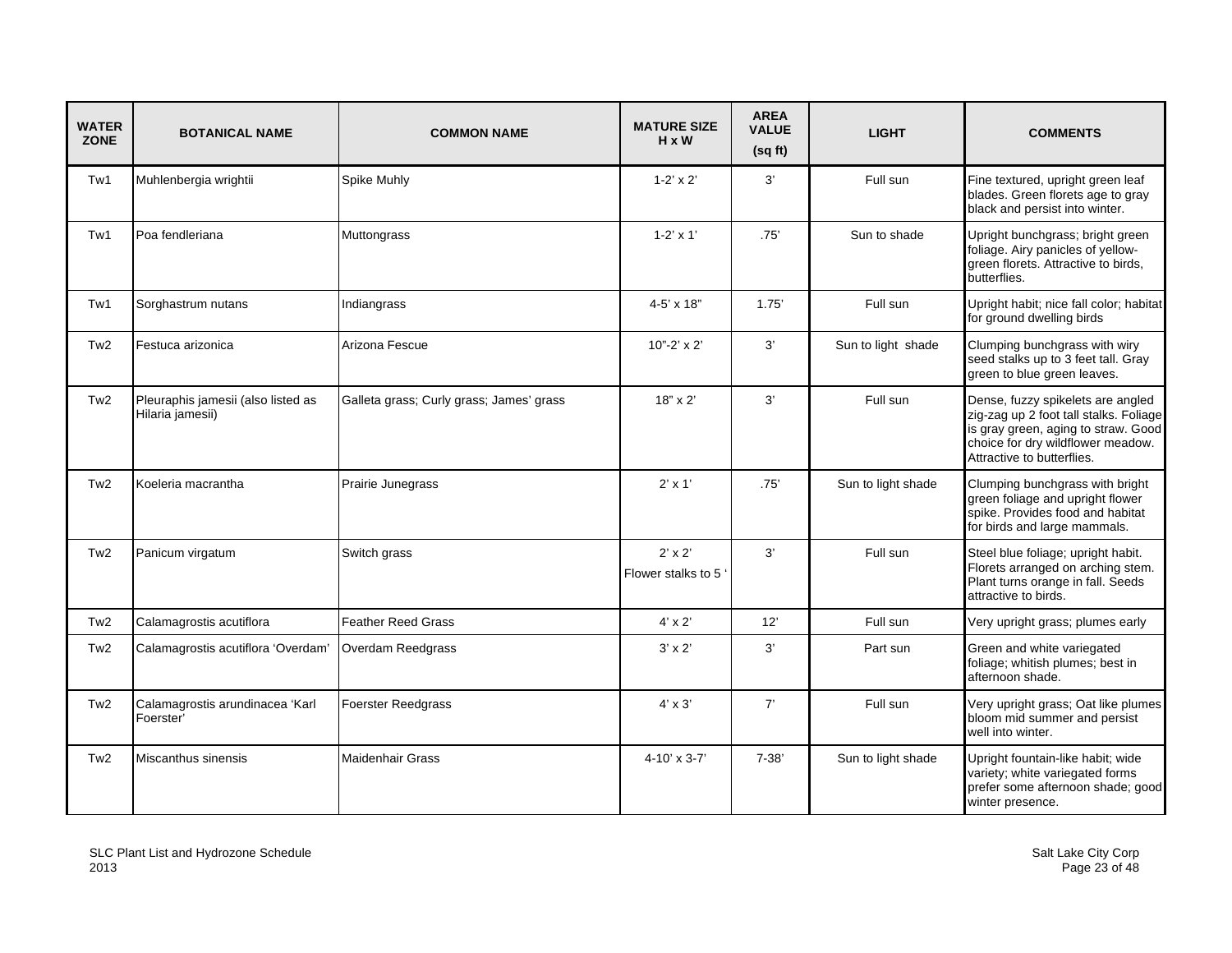| WATER ZONE | BOTANICAL NAME | COMMON NAME | MATURE SIZE H x W | AREA VALUE (sq ft) | LIGHT | COMMENTS |
|---|---|---|---|---|---|---|
| Tw1 | Muhlenbergia wrightii | Spike Muhly | 1-2' x 2' | 3' | Full sun | Fine textured, upright green leaf blades. Green florets age to gray black and persist into winter. |
| Tw1 | Poa fendleriana | Muttongrass | 1-2' x 1' | .75' | Sun to shade | Upright bunchgrass; bright green foliage. Airy panicles of yellow-green florets. Attractive to birds, butterflies. |
| Tw1 | Sorghastrum nutans | Indiangrass | 4-5' x 18" | 1.75' | Full sun | Upright habit; nice fall color; habitat for ground dwelling birds |
| Tw2 | Festuca arizonica | Arizona Fescue | 10"-2' x 2' | 3' | Sun to light shade | Clumping bunchgrass with wiry seed stalks up to 3 feet tall. Gray green to blue green leaves. |
| Tw2 | Pleuraphis jamesii (also listed as Hilaria jamesii) | Galleta grass; Curly grass; James' grass | 18" x 2' | 3' | Full sun | Dense, fuzzy spikelets are angled zig-zag up 2 foot tall stalks. Foliage is gray green, aging to straw. Good choice for dry wildflower meadow. Attractive to butterflies. |
| Tw2 | Koeleria macrantha | Prairie Junegrass | 2' x 1' | .75' | Sun to light shade | Clumping bunchgrass with bright green foliage and upright flower spike. Provides food and habitat for birds and large mammals. |
| Tw2 | Panicum virgatum | Switch grass | 2' x 2' Flower stalks to 5 ' | 3' | Full sun | Steel blue foliage; upright habit. Florets arranged on arching stem. Plant turns orange in fall. Seeds attractive to birds. |
| Tw2 | Calamagrostis acutiflora | Feather Reed Grass | 4' x 2' | 12' | Full sun | Very upright grass; plumes early |
| Tw2 | Calamagrostis acutiflora 'Overdam' | Overdam Reedgrass | 3' x 2' | 3' | Part sun | Green and white variegated foliage; whitish plumes; best in afternoon shade. |
| Tw2 | Calamagrostis arundinacea 'Karl Foerster' | Foerster Reedgrass | 4' x 3' | 7' | Full sun | Very upright grass; Oat like plumes bloom mid summer and persist well into winter. |
| Tw2 | Miscanthus sinensis | Maidenhair Grass | 4-10' x 3-7' | 7-38' | Sun to light shade | Upright fountain-like habit; wide variety; white variegated forms prefer some afternoon shade; good winter presence. |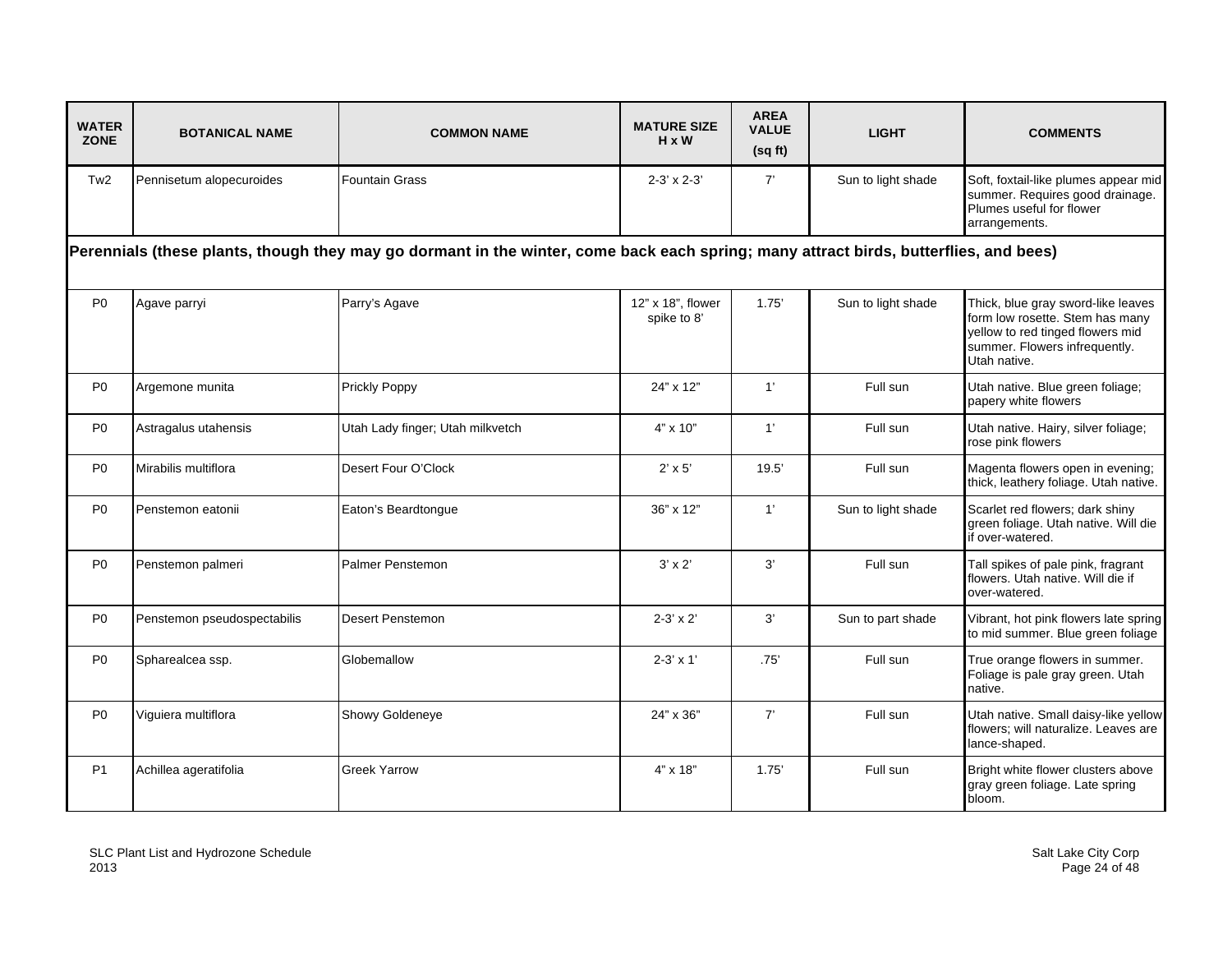| WATER ZONE | BOTANICAL NAME | COMMON NAME | MATURE SIZE H x W | AREA VALUE (sq ft) | LIGHT | COMMENTS |
|---|---|---|---|---|---|---|
| Tw2 | Pennisetum alopecuroides | Fountain Grass | 2-3' x 2-3' | 7' | Sun to light shade | Soft, foxtail-like plumes appear mid summer. Requires good drainage. Plumes useful for flower arrangements. |
| **Perennials (these plants, though they may go dormant in the winter, come back each spring; many attract birds, butterflies, and bees)** | | | | | | |
| P0 | Agave parryi | Parry's Agave | 12" x 18", flower spike to 8' | 1.75' | Sun to light shade | Thick, blue gray sword-like leaves form low rosette. Stem has many yellow to red tinged flowers mid summer. Flowers infrequently. Utah native. |
| P0 | Argemone munita | Prickly Poppy | 24" x 12" | 1' | Full sun | Utah native. Blue green foliage; papery white flowers |
| P0 | Astragalus utahensis | Utah Lady finger; Utah milkvetch | 4" x 10" | 1' | Full sun | Utah native. Hairy, silver foliage; rose pink flowers |
| P0 | Mirabilis multiflora | Desert Four O'Clock | 2' x 5' | 19.5' | Full sun | Magenta flowers open in evening; thick, leathery foliage. Utah native. |
| P0 | Penstemon eatonii | Eaton's Beardtongue | 36" x 12" | 1' | Sun to light shade | Scarlet red flowers; dark shiny green foliage. Utah native. Will die if over-watered. |
| P0 | Penstemon palmeri | Palmer Penstemon | 3' x 2' | 3' | Full sun | Tall spikes of pale pink, fragrant flowers. Utah native. Will die if over-watered. |
| P0 | Penstemon pseudospectabilis | Desert Penstemon | 2-3' x 2' | 3' | Sun to part shade | Vibrant, hot pink flowers late spring to mid summer. Blue green foliage |
| P0 | Spharealcea ssp. | Globemallow | 2-3' x 1' | .75' | Full sun | True orange flowers in summer. Foliage is pale gray green. Utah native. |
| P0 | Viguiera multiflora | Showy Goldeneye | 24" x 36" | 7' | Full sun | Utah native. Small daisy-like yellow flowers; will naturalize. Leaves are lance-shaped. |
| P1 | Achillea ageratifolia | Greek Yarrow | 4" x 18" | 1.75' | Full sun | Bright white flower clusters above gray green foliage. Late spring bloom. |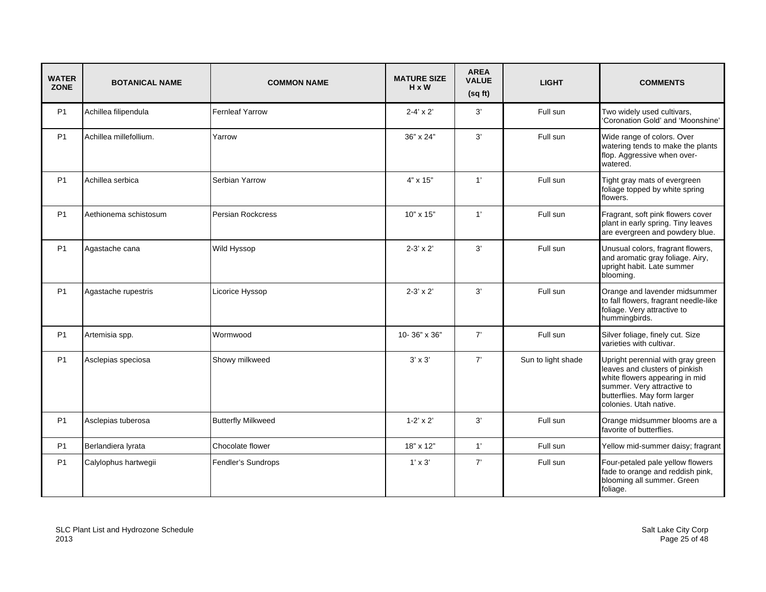| WATER ZONE | BOTANICAL NAME | COMMON NAME | MATURE SIZE H x W | AREA VALUE (sq ft) | LIGHT | COMMENTS |
|---|---|---|---|---|---|---|
| P1 | Achillea filipendula | Fernleaf Yarrow | 2-4' x 2' | 3' | Full sun | Two widely used cultivars, 'Coronation Gold' and 'Moonshine' |
| P1 | Achillea millefollium. | Yarrow | 36" x 24" | 3' | Full sun | Wide range of colors. Over watering tends to make the plants flop. Aggressive when over-watered. |
| P1 | Achillea serbica | Serbian Yarrow | 4" x 15" | 1' | Full sun | Tight gray mats of evergreen foliage topped by white spring flowers. |
| P1 | Aethionema schistosum | Persian Rockcress | 10" x 15" | 1' | Full sun | Fragrant, soft pink flowers cover plant in early spring. Tiny leaves are evergreen and powdery blue. |
| P1 | Agastache cana | Wild Hyssop | 2-3' x 2' | 3' | Full sun | Unusual colors, fragrant flowers, and aromatic gray foliage. Airy, upright habit. Late summer blooming. |
| P1 | Agastache rupestris | Licorice Hyssop | 2-3' x 2' | 3' | Full sun | Orange and lavender midsummer to fall flowers, fragrant needle-like foliage. Very attractive to hummingbirds. |
| P1 | Artemisia spp. | Wormwood | 10- 36" x 36" | 7' | Full sun | Silver foliage, finely cut. Size varieties with cultivar. |
| P1 | Asclepias speciosa | Showy milkweed | 3' x 3' | 7' | Sun to light shade | Upright perennial with gray green leaves and clusters of pinkish white flowers appearing in mid summer. Very attractive to butterflies. May form larger colonies. Utah native. |
| P1 | Asclepias tuberosa | Butterfly Milkweed | 1-2' x 2' | 3' | Full sun | Orange midsummer blooms are a favorite of butterflies. |
| P1 | Berlandiera lyrata | Chocolate flower | 18" x 12" | 1' | Full sun | Yellow mid-summer daisy; fragrant |
| P1 | Calylophus hartwegii | Fendler's Sundrops | 1' x 3' | 7' | Full sun | Four-petaled pale yellow flowers fade to orange and reddish pink, blooming all summer. Green foliage. |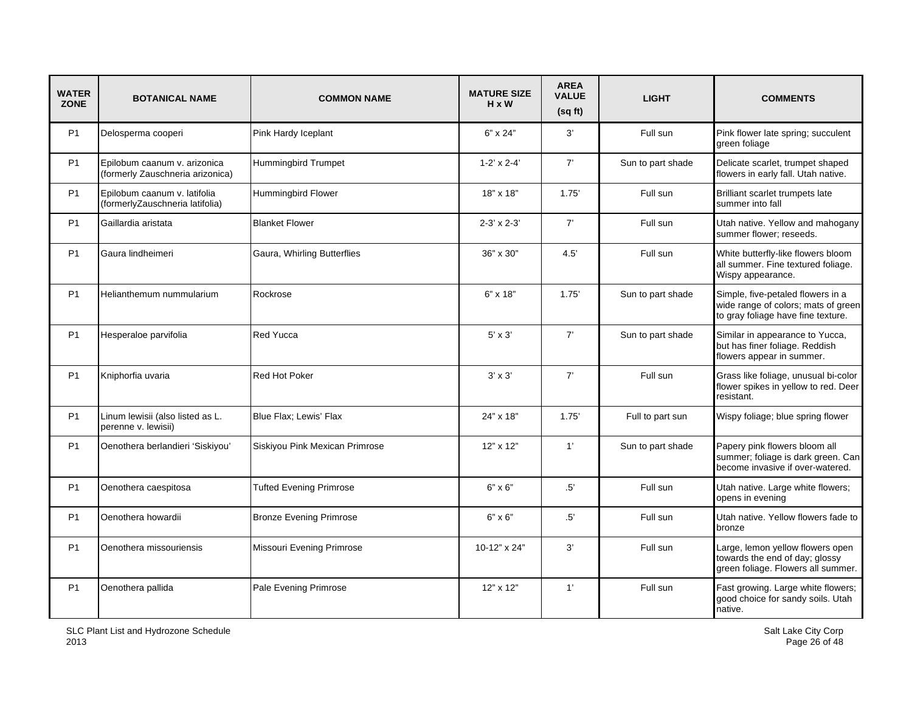| WATER ZONE | BOTANICAL NAME | COMMON NAME | MATURE SIZE H x W | AREA VALUE (sq ft) | LIGHT | COMMENTS |
|---|---|---|---|---|---|---|
| P1 | Delosperma cooperi | Pink Hardy Iceplant | 6" x 24" | 3' | Full sun | Pink flower late spring; succulent green foliage |
| P1 | Epilobum caanum v. arizonica (formerly Zauschneria arizonica) | Hummingbird Trumpet | 1-2' x 2-4' | 7' | Sun to part shade | Delicate scarlet, trumpet shaped flowers in early fall. Utah native. |
| P1 | Epilobum caanum v. latifolia (formerlyZauschneria latifolia) | Hummingbird Flower | 18" x 18" | 1.75' | Full sun | Brilliant scarlet trumpets late summer into fall |
| P1 | Gaillardia aristata | Blanket Flower | 2-3' x 2-3' | 7' | Full sun | Utah native. Yellow and mahogany summer flower; reseeds. |
| P1 | Gaura lindheimeri | Gaura, Whirling Butterflies | 36" x 30" | 4.5' | Full sun | White butterfly-like flowers bloom all summer. Fine textured foliage. Wispy appearance. |
| P1 | Helianthemum nummularium | Rockrose | 6" x 18" | 1.75' | Sun to part shade | Simple, five-petaled flowers in a wide range of colors; mats of green to gray foliage have fine texture. |
| P1 | Hesperaloe parvifolia | Red Yucca | 5' x 3' | 7' | Sun to part shade | Similar in appearance to Yucca, but has finer foliage. Reddish flowers appear in summer. |
| P1 | Kniphorfia uvaria | Red Hot Poker | 3' x 3' | 7' | Full sun | Grass like foliage, unusual bi-color flower spikes in yellow to red. Deer resistant. |
| P1 | Linum lewisii (also listed as L. perenne v. lewisii) | Blue Flax; Lewis' Flax | 24" x 18" | 1.75' | Full to part sun | Wispy foliage; blue spring flower |
| P1 | Oenothera berlandieri 'Siskiyou' | Siskiyou Pink Mexican Primrose | 12" x 12" | 1' | Sun to part shade | Papery pink flowers bloom all summer; foliage is dark green. Can become invasive if over-watered. |
| P1 | Oenothera caespitosa | Tufted Evening Primrose | 6" x 6" | .5' | Full sun | Utah native. Large white flowers; opens in evening |
| P1 | Oenothera howardii | Bronze Evening Primrose | 6" x 6" | .5' | Full sun | Utah native. Yellow flowers fade to bronze |
| P1 | Oenothera missouriensis | Missouri Evening Primrose | 10-12" x 24" | 3' | Full sun | Large, lemon yellow flowers open towards the end of day; glossy green foliage. Flowers all summer. |
| P1 | Oenothera pallida | Pale Evening Primrose | 12" x 12" | 1' | Full sun | Fast growing. Large white flowers; good choice for sandy soils. Utah native. |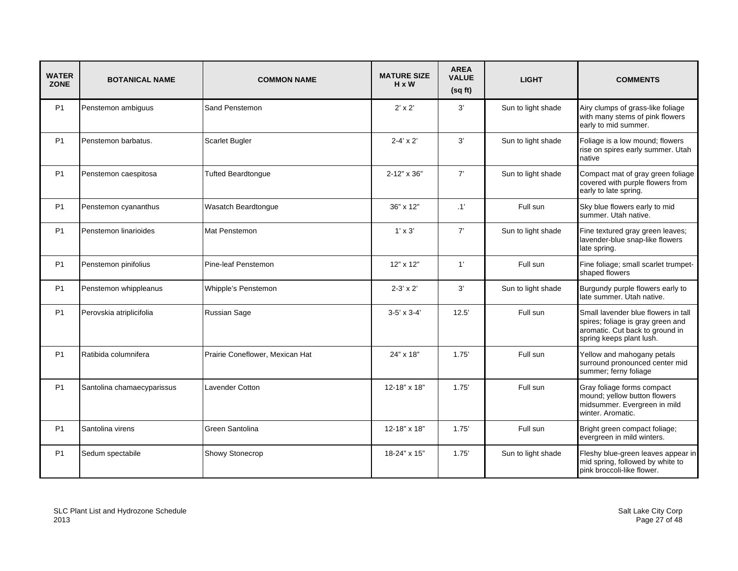| WATER ZONE | BOTANICAL NAME | COMMON NAME | MATURE SIZE H x W | AREA VALUE (sq ft) | LIGHT | COMMENTS |
|---|---|---|---|---|---|---|
| P1 | Penstemon ambiguus | Sand Penstemon | 2' x 2' | 3' | Sun to light shade | Airy clumps of grass-like foliage with many stems of pink flowers early to mid summer. |
| P1 | Penstemon barbatus. | Scarlet Bugler | 2-4' x 2' | 3' | Sun to light shade | Foliage is a low mound; flowers rise on spires early summer. Utah native |
| P1 | Penstemon caespitosa | Tufted Beardtongue | 2-12" x 36" | 7' | Sun to light shade | Compact mat of gray green foliage covered with purple flowers from early to late spring. |
| P1 | Penstemon cyananthus | Wasatch Beardtongue | 36" x 12" | .1' | Full sun | Sky blue flowers early to mid summer. Utah native. |
| P1 | Penstemon linarioides | Mat Penstemon | 1' x 3' | 7' | Sun to light shade | Fine textured gray green leaves; lavender-blue snap-like flowers late spring. |
| P1 | Penstemon pinifolius | Pine-leaf Penstemon | 12" x 12" | 1' | Full sun | Fine foliage; small scarlet trumpet-shaped flowers |
| P1 | Penstemon whippleanus | Whipple's Penstemon | 2-3' x 2' | 3' | Sun to light shade | Burgundy purple flowers early to late summer. Utah native. |
| P1 | Perovskia atriplicifolia | Russian Sage | 3-5' x 3-4' | 12.5' | Full sun | Small lavender blue flowers in tall spires; foliage is gray green and aromatic. Cut back to ground in spring keeps plant lush. |
| P1 | Ratibida columnifera | Prairie Coneflower, Mexican Hat | 24" x 18" | 1.75' | Full sun | Yellow and mahogany petals surround pronounced center mid summer; ferny foliage |
| P1 | Santolina chamaecyparissus | Lavender Cotton | 12-18" x 18" | 1.75' | Full sun | Gray foliage forms compact mound; yellow button flowers midsummer. Evergreen in mild winter. Aromatic. |
| P1 | Santolina virens | Green Santolina | 12-18" x 18" | 1.75' | Full sun | Bright green compact foliage; evergreen in mild winters. |
| P1 | Sedum spectabile | Showy Stonecrop | 18-24" x 15" | 1.75' | Sun to light shade | Fleshy blue-green leaves appear in mid spring, followed by white to pink broccoli-like flower. |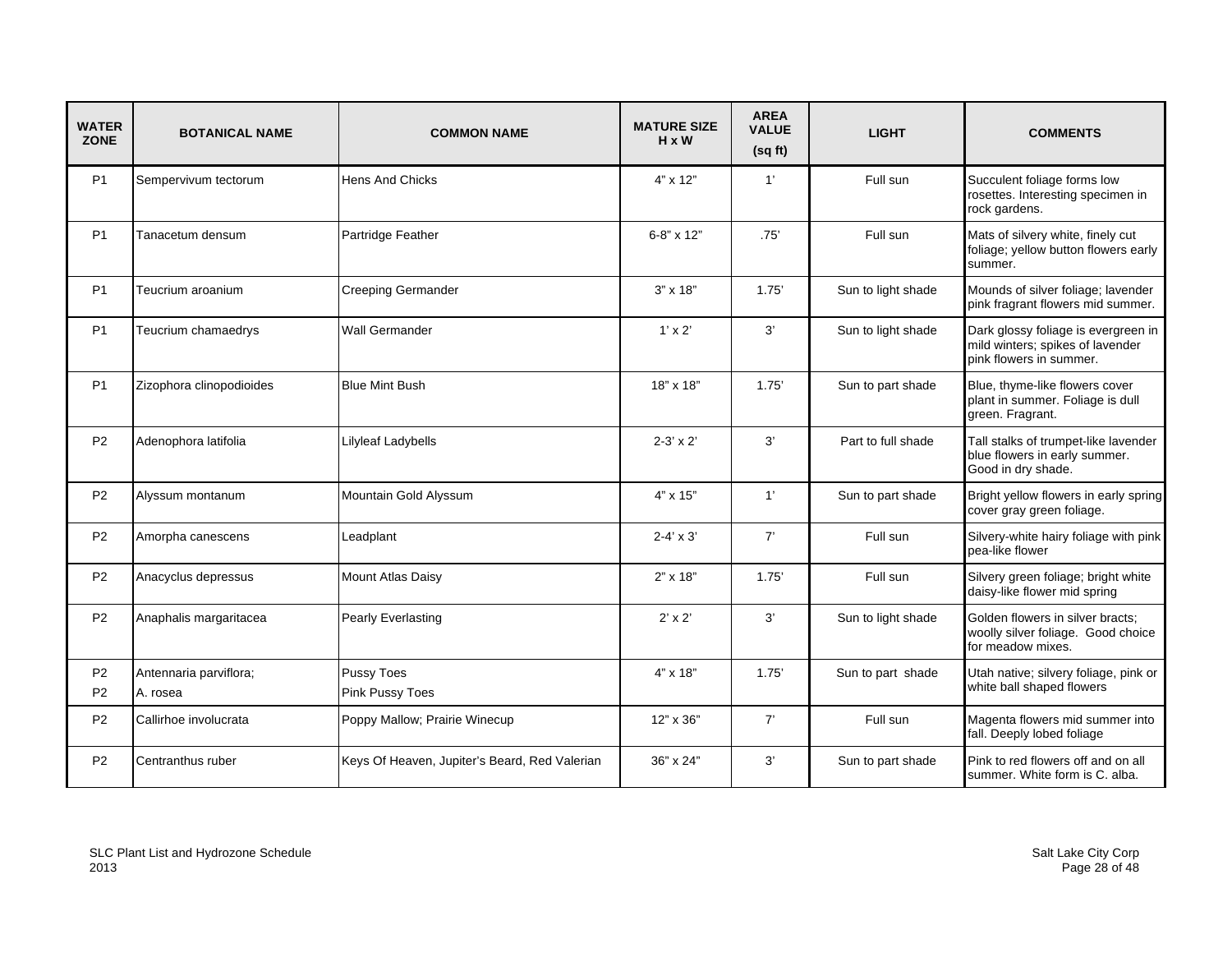| WATER ZONE | BOTANICAL NAME | COMMON NAME | MATURE SIZE H x W | AREA VALUE (sq ft) | LIGHT | COMMENTS |
|---|---|---|---|---|---|---|
| P1 | Sempervivum tectorum | Hens And Chicks | 4" x 12" | 1' | Full sun | Succulent foliage forms low rosettes. Interesting specimen in rock gardens. |
| P1 | Tanacetum densum | Partridge Feather | 6-8" x 12" | .75' | Full sun | Mats of silvery white, finely cut foliage; yellow button flowers early summer. |
| P1 | Teucrium aroanium | Creeping Germander | 3" x 18" | 1.75' | Sun to light shade | Mounds of silver foliage; lavender pink fragrant flowers mid summer. |
| P1 | Teucrium chamaedrys | Wall Germander | 1' x 2' | 3' | Sun to light shade | Dark glossy foliage is evergreen in mild winters; spikes of lavender pink flowers in summer. |
| P1 | Zizophora clinopodioides | Blue Mint Bush | 18" x 18" | 1.75' | Sun to part shade | Blue, thyme-like flowers cover plant in summer. Foliage is dull green. Fragrant. |
| P2 | Adenophora latifolia | Lilyleaf Ladybells | 2-3' x 2' | 3' | Part to full shade | Tall stalks of trumpet-like lavender blue flowers in early summer. Good in dry shade. |
| P2 | Alyssum montanum | Mountain Gold Alyssum | 4" x 15" | 1' | Sun to part shade | Bright yellow flowers in early spring cover gray green foliage. |
| P2 | Amorpha canescens | Leadplant | 2-4' x 3' | 7' | Full sun | Silvery-white hairy foliage with pink pea-like flower |
| P2 | Anacyclus depressus | Mount Atlas Daisy | 2" x 18" | 1.75' | Full sun | Silvery green foliage; bright white daisy-like flower mid spring |
| P2 | Anaphalis margaritacea | Pearly Everlasting | 2' x 2' | 3' | Sun to light shade | Golden flowers in silver bracts; woolly silver foliage. Good choice for meadow mixes. |
| P2<br>P2 | Antennaria parviflora;<br>A. rosea | Pussy Toes<br>Pink Pussy Toes | 4" x 18" | 1.75' | Sun to part shade | Utah native; silvery foliage, pink or white ball shaped flowers |
| P2 | Callirhoe involucrata | Poppy Mallow; Prairie Winecup | 12" x 36" | 7' | Full sun | Magenta flowers mid summer into fall. Deeply lobed foliage |
| P2 | Centranthus ruber | Keys Of Heaven, Jupiter's Beard, Red Valerian | 36" x 24" | 3' | Sun to part shade | Pink to red flowers off and on all summer. White form is C. alba. |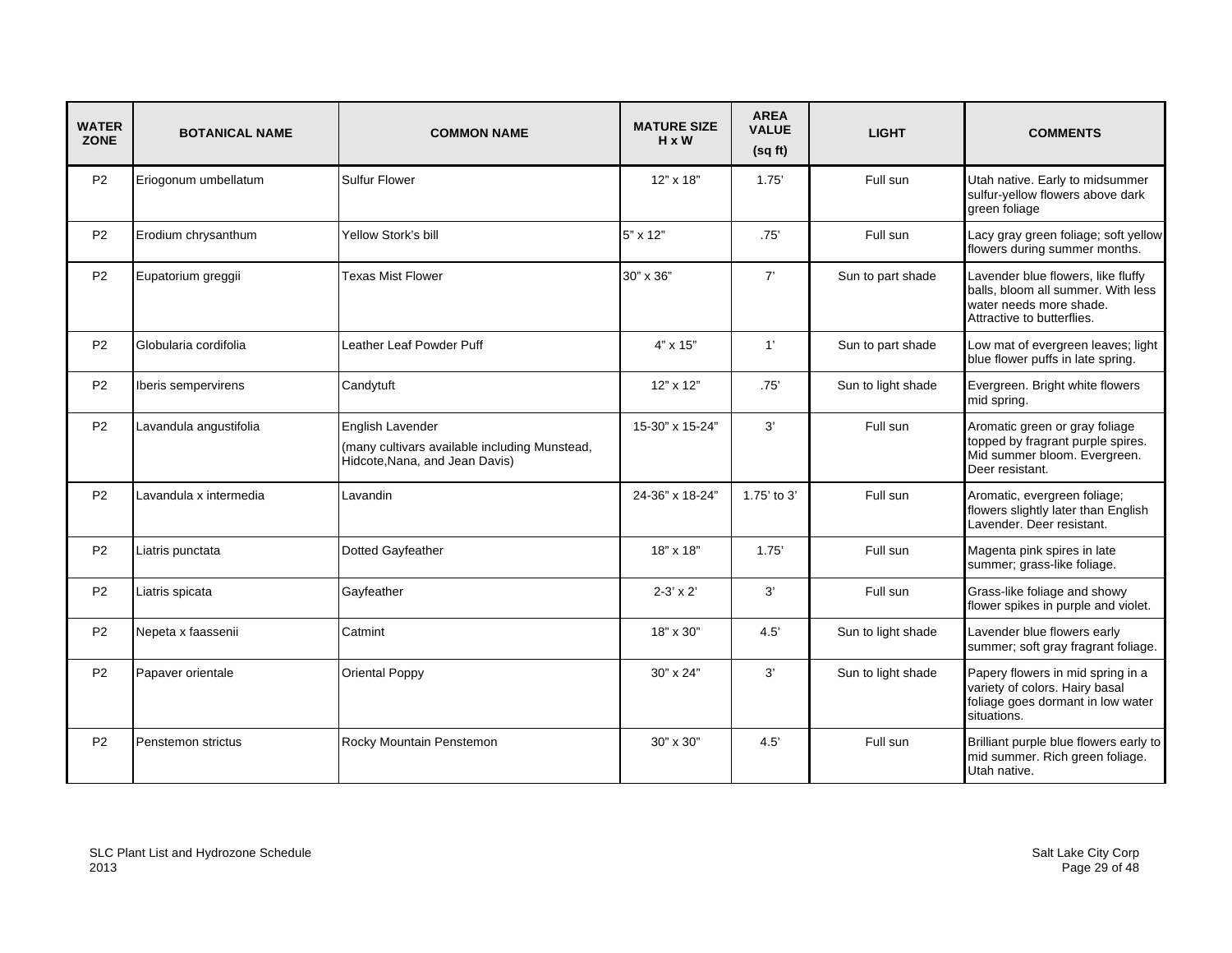| WATER ZONE | BOTANICAL NAME | COMMON NAME | MATURE SIZE H x W | AREA VALUE (sq ft) | LIGHT | COMMENTS |
|---|---|---|---|---|---|---|
| P2 | Eriogonum umbellatum | Sulfur Flower | 12" x 18" | 1.75' | Full sun | Utah native. Early to midsummer sulfur-yellow flowers above dark green foliage |
| P2 | Erodium chrysanthum | Yellow Stork's bill | 5" x 12" | .75' | Full sun | Lacy gray green foliage; soft yellow flowers during summer months. |
| P2 | Eupatorium greggii | Texas Mist Flower | 30" x 36" | 7' | Sun to part shade | Lavender blue flowers, like fluffy balls, bloom all summer. With less water needs more shade. Attractive to butterflies. |
| P2 | Globularia cordifolia | Leather Leaf Powder Puff | 4" x 15" | 1' | Sun to part shade | Low mat of evergreen leaves; light blue flower puffs in late spring. |
| P2 | Iberis sempervirens | Candytuft | 12" x 12" | .75' | Sun to light shade | Evergreen. Bright white flowers mid spring. |
| P2 | Lavandula angustifolia | English Lavender (many cultivars available including Munstead, Hidcote,Nana, and Jean Davis) | 15-30" x 15-24" | 3' | Full sun | Aromatic green or gray foliage topped by fragrant purple spires. Mid summer bloom. Evergreen. Deer resistant. |
| P2 | Lavandula x intermedia | Lavandin | 24-36" x 18-24" | 1.75' to 3' | Full sun | Aromatic, evergreen foliage; flowers slightly later than English Lavender. Deer resistant. |
| P2 | Liatris punctata | Dotted Gayfeather | 18" x 18" | 1.75' | Full sun | Magenta pink spires in late summer; grass-like foliage. |
| P2 | Liatris spicata | Gayfeather | 2-3' x 2' | 3' | Full sun | Grass-like foliage and showy flower spikes in purple and violet. |
| P2 | Nepeta x faassenii | Catmint | 18" x 30" | 4.5' | Sun to light shade | Lavender blue flowers early summer; soft gray fragrant foliage. |
| P2 | Papaver orientale | Oriental Poppy | 30" x 24" | 3' | Sun to light shade | Papery flowers in mid spring in a variety of colors. Hairy basal foliage goes dormant in low water situations. |
| P2 | Penstemon strictus | Rocky Mountain Penstemon | 30" x 30" | 4.5' | Full sun | Brilliant purple blue flowers early to mid summer. Rich green foliage. Utah native. |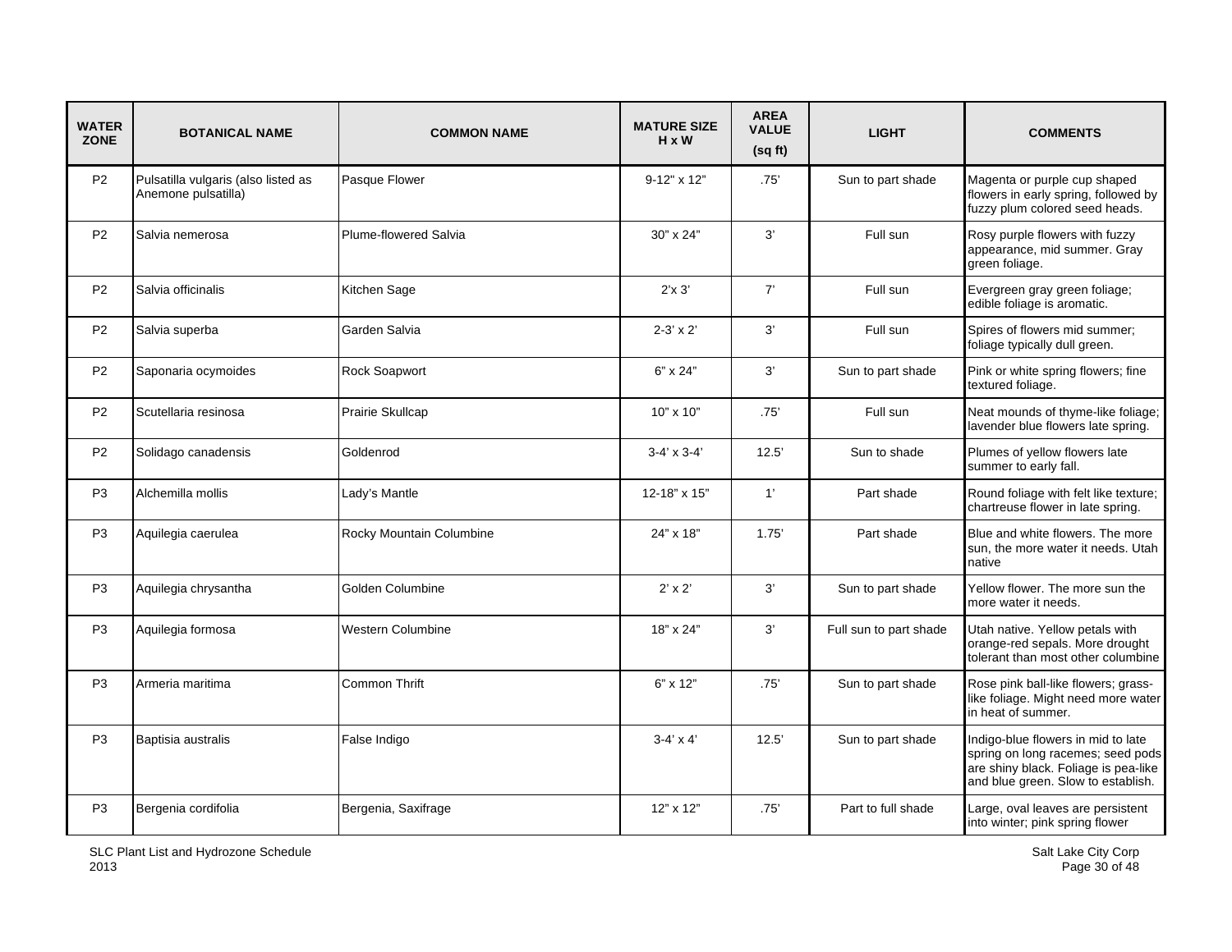| WATER ZONE | BOTANICAL NAME | COMMON NAME | MATURE SIZE H x W | AREA VALUE (sq ft) | LIGHT | COMMENTS |
|---|---|---|---|---|---|---|
| P2 | Pulsatilla vulgaris (also listed as Anemone pulsatilla) | Pasque Flower | 9-12" x 12" | .75' | Sun to part shade | Magenta or purple cup shaped flowers in early spring, followed by fuzzy plum colored seed heads. |
| P2 | Salvia nemerosa | Plume-flowered Salvia | 30" x 24" | 3' | Full sun | Rosy purple flowers with fuzzy appearance, mid summer. Gray green foliage. |
| P2 | Salvia officinalis | Kitchen Sage | 2'x 3' | 7' | Full sun | Evergreen gray green foliage; edible foliage is aromatic. |
| P2 | Salvia superba | Garden Salvia | 2-3' x 2' | 3' | Full sun | Spires of flowers mid summer; foliage typically dull green. |
| P2 | Saponaria ocymoides | Rock Soapwort | 6" x 24" | 3' | Sun to part shade | Pink or white spring flowers; fine textured foliage. |
| P2 | Scutellaria resinosa | Prairie Skullcap | 10" x 10" | .75' | Full sun | Neat mounds of thyme-like foliage; lavender blue flowers late spring. |
| P2 | Solidago canadensis | Goldenrod | 3-4' x 3-4' | 12.5' | Sun to shade | Plumes of yellow flowers late summer to early fall. |
| P3 | Alchemilla mollis | Lady's Mantle | 12-18" x 15" | 1' | Part shade | Round foliage with felt like texture; chartreuse flower in late spring. |
| P3 | Aquilegia caerulea | Rocky Mountain Columbine | 24" x 18" | 1.75' | Part shade | Blue and white flowers. The more sun, the more water it needs. Utah native |
| P3 | Aquilegia chrysantha | Golden Columbine | 2' x 2' | 3' | Sun to part shade | Yellow flower. The more sun the more water it needs. |
| P3 | Aquilegia formosa | Western Columbine | 18" x 24" | 3' | Full sun to part shade | Utah native. Yellow petals with orange-red sepals. More drought tolerant than most other columbine |
| P3 | Armeria maritima | Common Thrift | 6" x 12" | .75' | Sun to part shade | Rose pink ball-like flowers; grass-like foliage. Might need more water in heat of summer. |
| P3 | Baptisia australis | False Indigo | 3-4' x 4' | 12.5' | Sun to part shade | Indigo-blue flowers in mid to late spring on long racemes; seed pods are shiny black. Foliage is pea-like and blue green. Slow to establish. |
| P3 | Bergenia cordifolia | Bergenia, Saxifrage | 12" x 12" | .75' | Part to full shade | Large, oval leaves are persistent into winter; pink spring flower |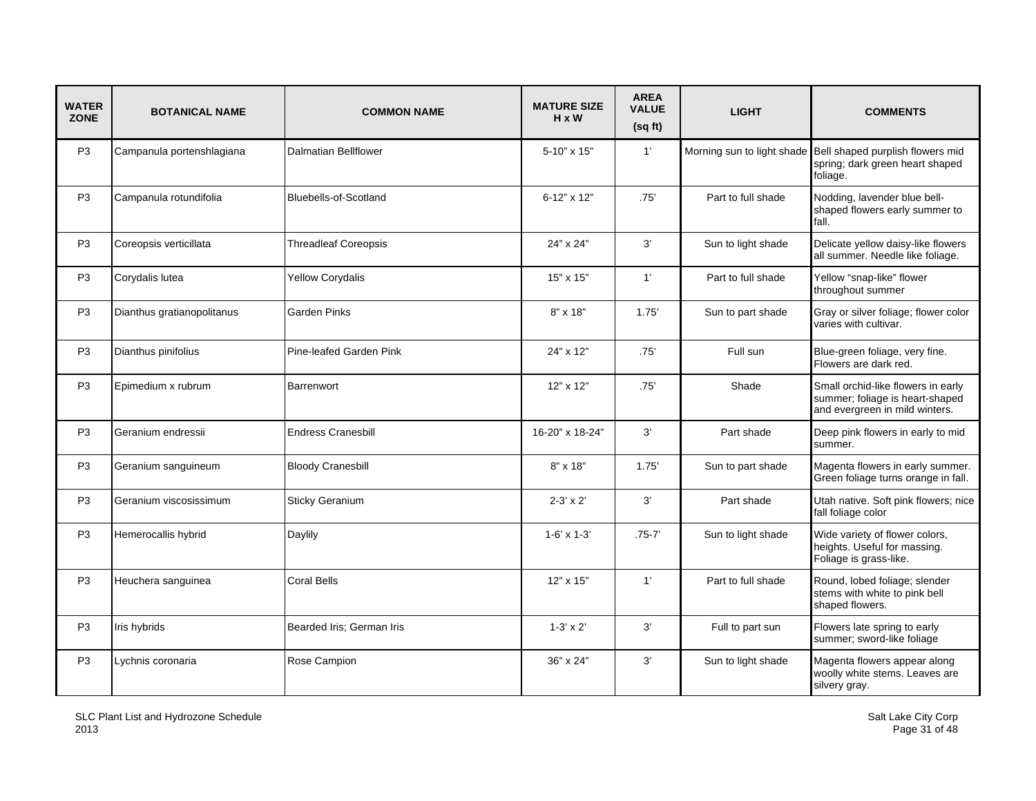| WATER ZONE | BOTANICAL NAME | COMMON NAME | MATURE SIZE H x W | AREA VALUE (sq ft) | LIGHT | COMMENTS |
|---|---|---|---|---|---|---|
| P3 | Campanula portenshlagiana | Dalmatian Bellflower | 5-10" x 15" | 1' | Morning sun to light shade | Bell shaped purplish flowers mid spring; dark green heart shaped foliage. |
| P3 | Campanula rotundifolia | Bluebells-of-Scotland | 6-12" x 12" | .75' | Part to full shade | Nodding, lavender blue bell-shaped flowers early summer to fall. |
| P3 | Coreopsis verticillata | Threadleaf Coreopsis | 24" x 24" | 3' | Sun to light shade | Delicate yellow daisy-like flowers all summer. Needle like foliage. |
| P3 | Corydalis lutea | Yellow Corydalis | 15" x 15" | 1' | Part to full shade | Yellow "snap-like" flower throughout summer |
| P3 | Dianthus gratianopolitanus | Garden Pinks | 8" x 18" | 1.75' | Sun to part shade | Gray or silver foliage; flower color varies with cultivar. |
| P3 | Dianthus pinifolius | Pine-leafed Garden Pink | 24" x 12" | .75' | Full sun | Blue-green foliage, very fine. Flowers are dark red. |
| P3 | Epimedium x rubrum | Barrenwort | 12" x 12" | .75' | Shade | Small orchid-like flowers in early summer; foliage is heart-shaped and evergreen in mild winters. |
| P3 | Geranium endressii | Endress Cranesbill | 16-20" x 18-24" | 3' | Part shade | Deep pink flowers in early to mid summer. |
| P3 | Geranium sanguineum | Bloody Cranesbill | 8" x 18" | 1.75' | Sun to part shade | Magenta flowers in early summer. Green foliage turns orange in fall. |
| P3 | Geranium viscosissimum | Sticky Geranium | 2-3' x 2' | 3' | Part shade | Utah native. Soft pink flowers; nice fall foliage color |
| P3 | Hemerocallis hybrid | Daylily | 1-6' x 1-3' | .75-7' | Sun to light shade | Wide variety of flower colors, heights. Useful for massing. Foliage is grass-like. |
| P3 | Heuchera sanguinea | Coral Bells | 12" x 15" | 1' | Part to full shade | Round, lobed foliage; slender stems with white to pink bell shaped flowers. |
| P3 | Iris hybrids | Bearded Iris; German Iris | 1-3' x 2' | 3' | Full to part sun | Flowers late spring to early summer; sword-like foliage |
| P3 | Lychnis coronaria | Rose Campion | 36" x 24" | 3' | Sun to light shade | Magenta flowers appear along woolly white stems. Leaves are silvery gray. |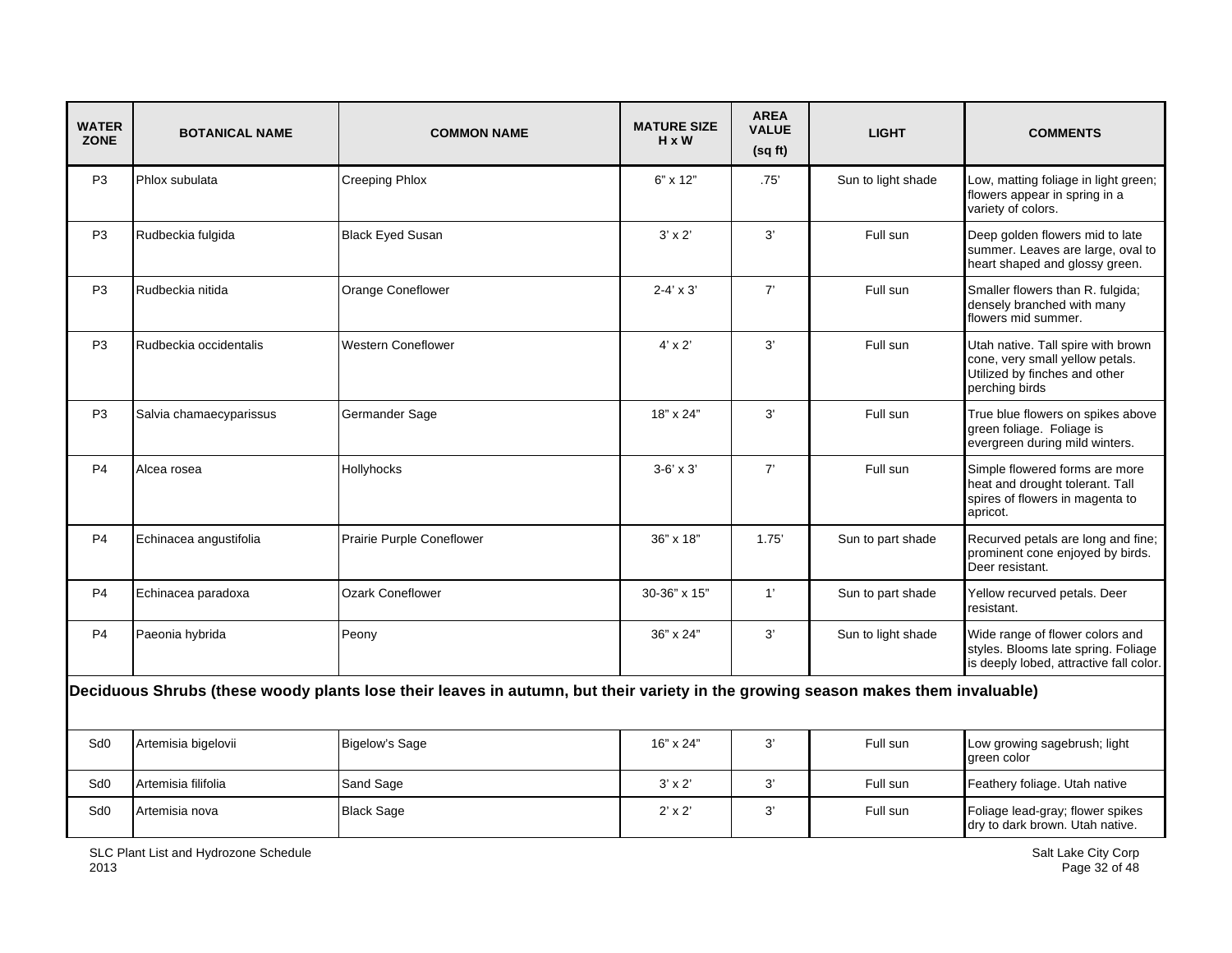| WATER ZONE | BOTANICAL NAME | COMMON NAME | MATURE SIZE H x W | AREA VALUE (sq ft) | LIGHT | COMMENTS |
|---|---|---|---|---|---|---|
| P3 | Phlox subulata | Creeping Phlox | 6" x 12" | .75' | Sun to light shade | Low, matting foliage in light green; flowers appear in spring in a variety of colors. |
| P3 | Rudbeckia fulgida | Black Eyed Susan | 3' x 2' | 3' | Full sun | Deep golden flowers mid to late summer. Leaves are large, oval to heart shaped and glossy green. |
| P3 | Rudbeckia nitida | Orange Coneflower | 2-4' x 3' | 7' | Full sun | Smaller flowers than R. fulgida; densely branched with many flowers mid summer. |
| P3 | Rudbeckia occidentalis | Western Coneflower | 4' x 2' | 3' | Full sun | Utah native. Tall spire with brown cone, very small yellow petals. Utilized by finches and other perching birds |
| P3 | Salvia chamaecyparissus | Germander Sage | 18" x 24" | 3' | Full sun | True blue flowers on spikes above green foliage. Foliage is evergreen during mild winters. |
| P4 | Alcea rosea | Hollyhocks | 3-6' x 3' | 7' | Full sun | Simple flowered forms are more heat and drought tolerant. Tall spires of flowers in magenta to apricot. |
| P4 | Echinacea angustifolia | Prairie Purple Coneflower | 36" x 18" | 1.75' | Sun to part shade | Recurved petals are long and fine; prominent cone enjoyed by birds. Deer resistant. |
| P4 | Echinacea paradoxa | Ozark Coneflower | 30-36" x 15" | 1' | Sun to part shade | Yellow recurved petals. Deer resistant. |
| P4 | Paeonia hybrida | Peony | 36" x 24" | 3' | Sun to light shade | Wide range of flower colors and styles. Blooms late spring. Foliage is deeply lobed, attractive fall color. |
| **Deciduous Shrubs (these woody plants lose their leaves in autumn, but their variety in the growing season makes them invaluable)** | | | | | | |
| Sd0 | Artemisia bigelovii | Bigelow's Sage | 16" x 24" | 3' | Full sun | Low growing sagebrush; light green color |
| Sd0 | Artemisia filifolia | Sand Sage | 3' x 2' | 3' | Full sun | Feathery foliage. Utah native |
| Sd0 | Artemisia nova | Black Sage | 2' x 2' | 3' | Full sun | Foliage lead-gray; flower spikes dry to dark brown. Utah native. |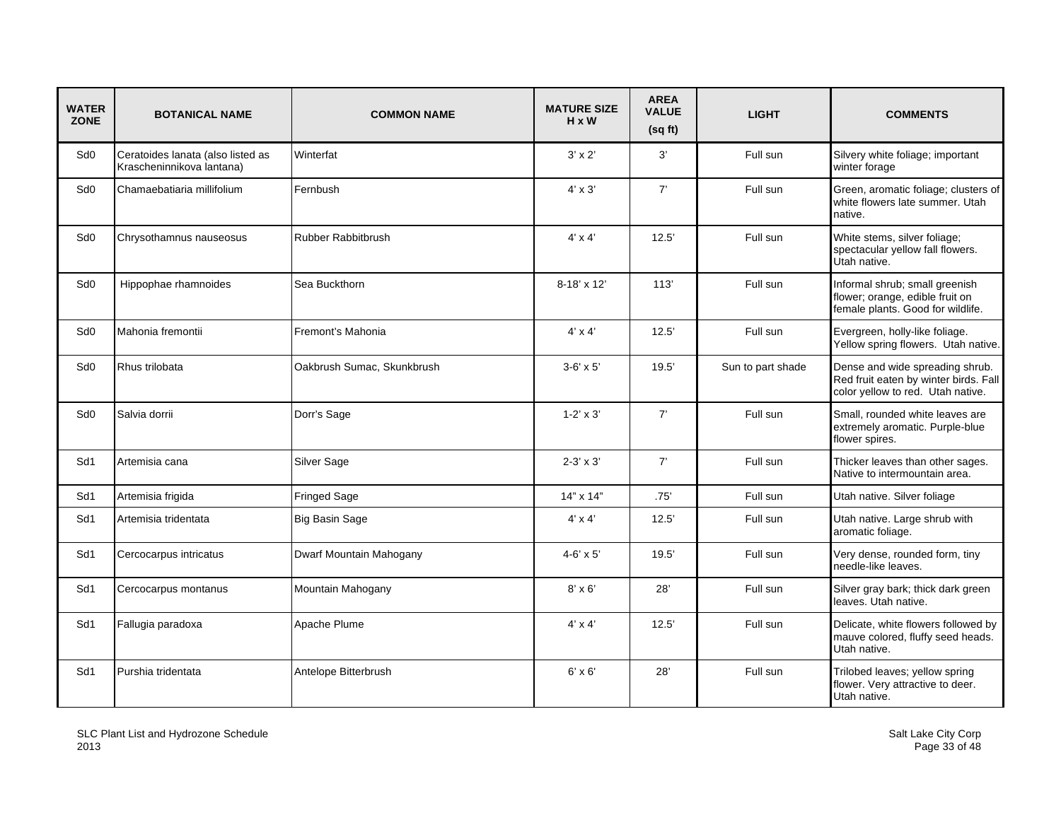| WATER ZONE | BOTANICAL NAME | COMMON NAME | MATURE SIZE H x W | AREA VALUE (sq ft) | LIGHT | COMMENTS |
|---|---|---|---|---|---|---|
| Sd0 | Ceratoides lanata (also listed as Krascheninnikova lantana) | Winterfat | 3' x 2' | 3' | Full sun | Silvery white foliage; important winter forage |
| Sd0 | Chamaebatiaria millifolium | Fernbush | 4' x 3' | 7' | Full sun | Green, aromatic foliage; clusters of white flowers late summer. Utah native. |
| Sd0 | Chrysothamnus nauseosus | Rubber Rabbitbrush | 4' x 4' | 12.5' | Full sun | White stems, silver foliage; spectacular yellow fall flowers. Utah native. |
| Sd0 | Hippophae rhamnoides | Sea Buckthorn | 8-18' x 12' | 113' | Full sun | Informal shrub; small greenish flower; orange, edible fruit on female plants. Good for wildlife. |
| Sd0 | Mahonia fremontii | Fremont's Mahonia | 4' x 4' | 12.5' | Full sun | Evergreen, holly-like foliage. Yellow spring flowers. Utah native. |
| Sd0 | Rhus trilobata | Oakbrush Sumac, Skunkbrush | 3-6' x 5' | 19.5' | Sun to part shade | Dense and wide spreading shrub. Red fruit eaten by winter birds. Fall color yellow to red. Utah native. |
| Sd0 | Salvia dorrii | Dorr's Sage | 1-2' x 3' | 7' | Full sun | Small, rounded white leaves are extremely aromatic. Purple-blue flower spires. |
| Sd1 | Artemisia cana | Silver Sage | 2-3' x 3' | 7' | Full sun | Thicker leaves than other sages. Native to intermountain area. |
| Sd1 | Artemisia frigida | Fringed Sage | 14" x 14" | .75' | Full sun | Utah native. Silver foliage |
| Sd1 | Artemisia tridentata | Big Basin Sage | 4' x 4' | 12.5' | Full sun | Utah native. Large shrub with aromatic foliage. |
| Sd1 | Cercocarpus intricatus | Dwarf Mountain Mahogany | 4-6' x 5' | 19.5' | Full sun | Very dense, rounded form, tiny needle-like leaves. |
| Sd1 | Cercocarpus montanus | Mountain Mahogany | 8' x 6' | 28' | Full sun | Silver gray bark; thick dark green leaves. Utah native. |
| Sd1 | Fallugia paradoxa | Apache Plume | 4' x 4' | 12.5' | Full sun | Delicate, white flowers followed by mauve colored, fluffy seed heads. Utah native. |
| Sd1 | Purshia tridentata | Antelope Bitterbrush | 6' x 6' | 28' | Full sun | Trilobed leaves; yellow spring flower. Very attractive to deer. Utah native. |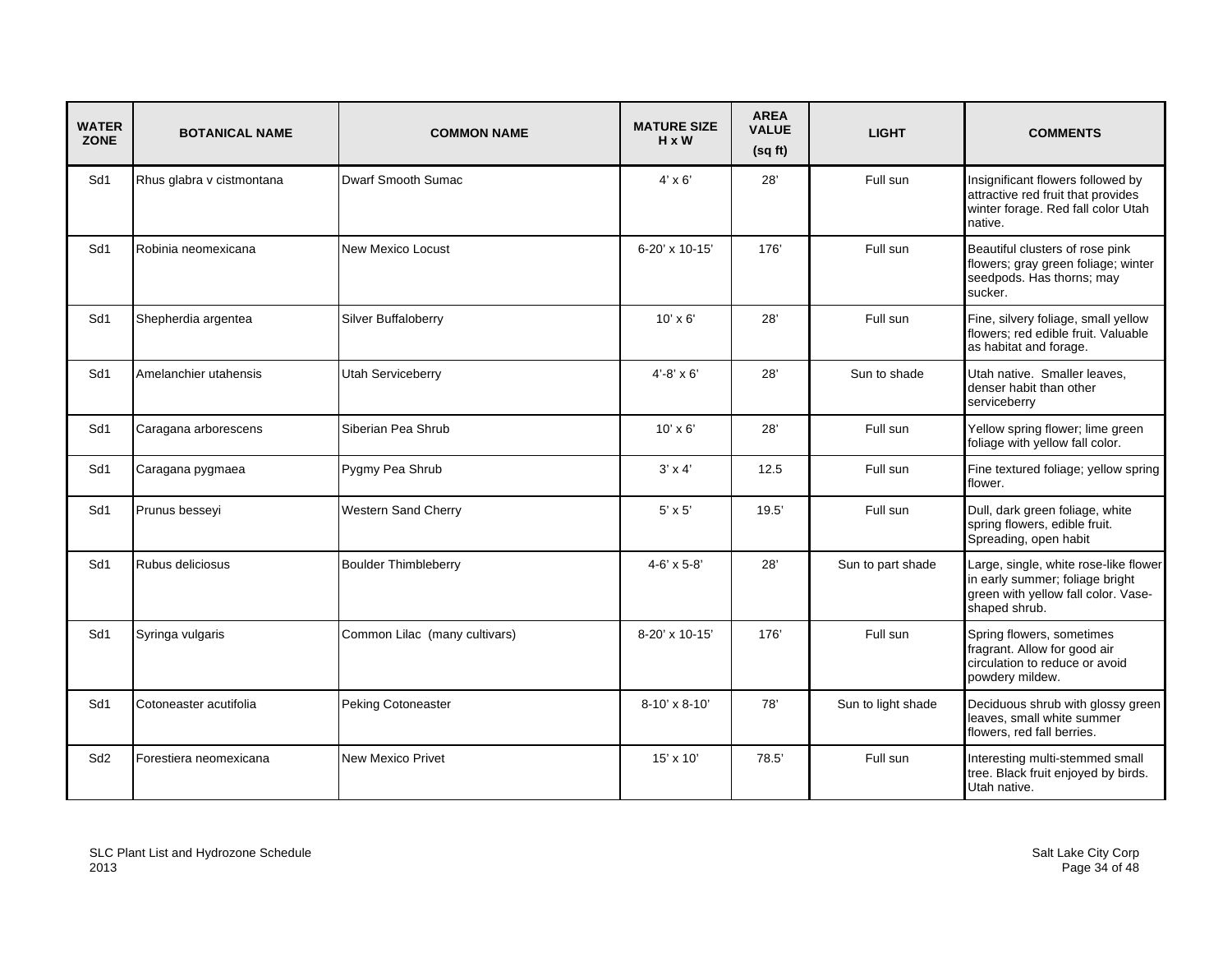| WATER ZONE | BOTANICAL NAME | COMMON NAME | MATURE SIZE H x W | AREA VALUE (sq ft) | LIGHT | COMMENTS |
|---|---|---|---|---|---|---|
| Sd1 | Rhus glabra v cistmontana | Dwarf Smooth Sumac | 4' x 6' | 28' | Full sun | Insignificant flowers followed by attractive red fruit that provides winter forage. Red fall color Utah native. |
| Sd1 | Robinia neomexicana | New Mexico Locust | 6-20' x 10-15' | 176' | Full sun | Beautiful clusters of rose pink flowers; gray green foliage; winter seedpods. Has thorns; may sucker. |
| Sd1 | Shepherdia argentea | Silver Buffaloberry | 10' x 6' | 28' | Full sun | Fine, silvery foliage, small yellow flowers; red edible fruit. Valuable as habitat and forage. |
| Sd1 | Amelanchier utahensis | Utah Serviceberry | 4'-8' x 6' | 28' | Sun to shade | Utah native. Smaller leaves, denser habit than other serviceberry |
| Sd1 | Caragana arborescens | Siberian Pea Shrub | 10' x 6' | 28' | Full sun | Yellow spring flower; lime green foliage with yellow fall color. |
| Sd1 | Caragana pygmaea | Pygmy Pea Shrub | 3' x 4' | 12.5 | Full sun | Fine textured foliage; yellow spring flower. |
| Sd1 | Prunus besseyi | Western Sand Cherry | 5' x 5' | 19.5' | Full sun | Dull, dark green foliage, white spring flowers, edible fruit. Spreading, open habit |
| Sd1 | Rubus deliciosus | Boulder Thimbleberry | 4-6' x 5-8' | 28' | Sun to part shade | Large, single, white rose-like flower in early summer; foliage bright green with yellow fall color. Vase-shaped shrub. |
| Sd1 | Syringa vulgaris | Common Lilac (many cultivars) | 8-20' x 10-15' | 176' | Full sun | Spring flowers, sometimes fragrant. Allow for good air circulation to reduce or avoid powdery mildew. |
| Sd1 | Cotoneaster acutifolia | Peking Cotoneaster | 8-10' x 8-10' | 78' | Sun to light shade | Deciduous shrub with glossy green leaves, small white summer flowers, red fall berries. |
| Sd2 | Forestiera neomexicana | New Mexico Privet | 15' x 10' | 78.5' | Full sun | Interesting multi-stemmed small tree. Black fruit enjoyed by birds. Utah native. |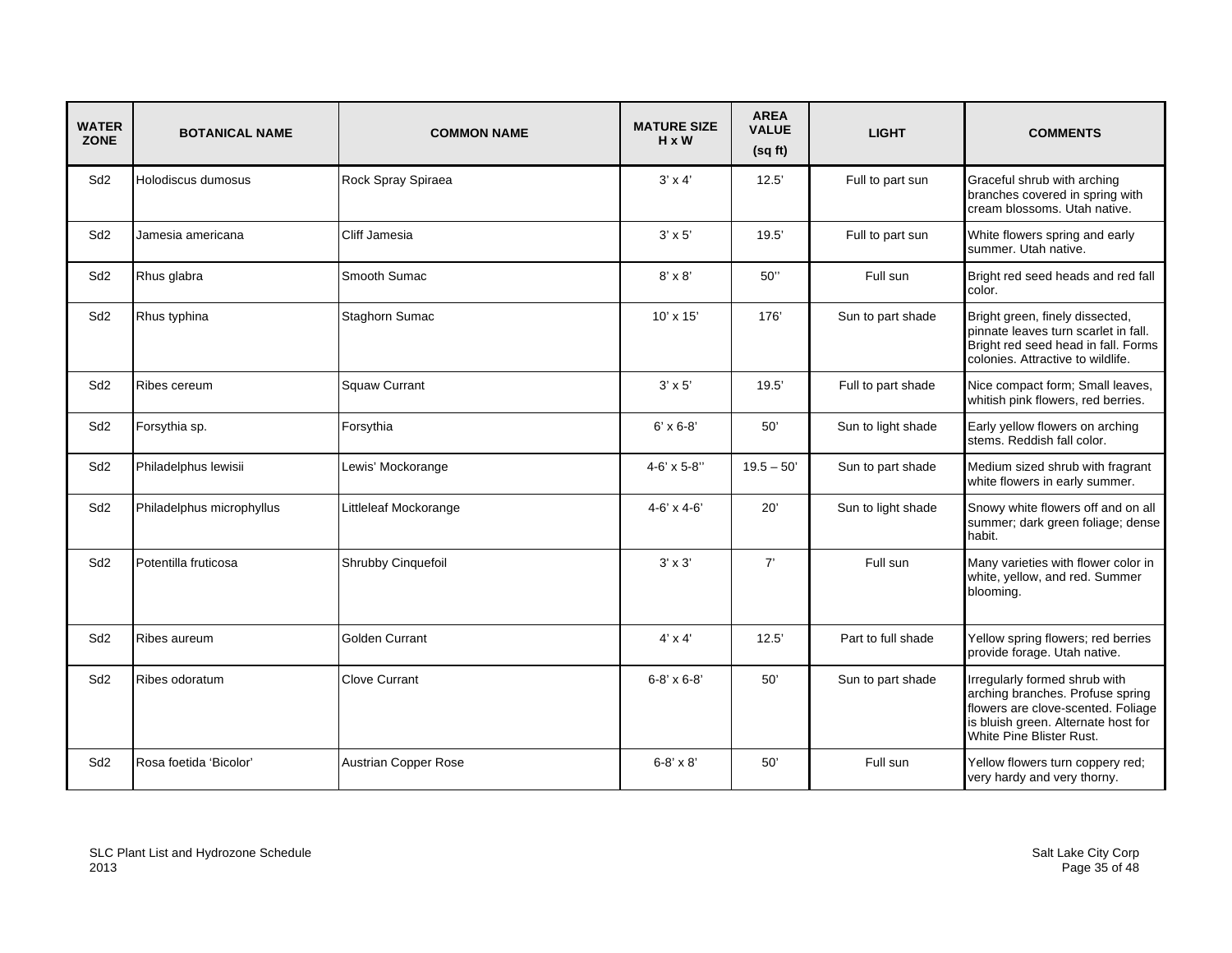| WATER ZONE | BOTANICAL NAME | COMMON NAME | MATURE SIZE H x W | AREA VALUE (sq ft) | LIGHT | COMMENTS |
|---|---|---|---|---|---|---|
| Sd2 | Holodiscus dumosus | Rock Spray Spiraea | 3' x 4' | 12.5' | Full to part sun | Graceful shrub with arching branches covered in spring with cream blossoms. Utah native. |
| Sd2 | Jamesia americana | Cliff Jamesia | 3' x 5' | 19.5' | Full to part sun | White flowers spring and early summer. Utah native. |
| Sd2 | Rhus glabra | Smooth Sumac | 8' x 8' | 50'' | Full sun | Bright red seed heads and red fall color. |
| Sd2 | Rhus typhina | Staghorn Sumac | 10' x 15' | 176' | Sun to part shade | Bright green, finely dissected, pinnate leaves turn scarlet in fall. Bright red seed head in fall. Forms colonies. Attractive to wildlife. |
| Sd2 | Ribes cereum | Squaw Currant | 3' x 5' | 19.5' | Full to part shade | Nice compact form; Small leaves, whitish pink flowers, red berries. |
| Sd2 | Forsythia sp. | Forsythia | 6' x 6-8' | 50' | Sun to light shade | Early yellow flowers on arching stems. Reddish fall color. |
| Sd2 | Philadelphus lewisii | Lewis' Mockorange | 4-6' x 5-8'' | 19.5 – 50' | Sun to part shade | Medium sized shrub with fragrant white flowers in early summer. |
| Sd2 | Philadelphus microphyllus | Littleleaf Mockorange | 4-6' x 4-6' | 20' | Sun to light shade | Snowy white flowers off and on all summer; dark green foliage; dense habit. |
| Sd2 | Potentilla fruticosa | Shrubby Cinquefoil | 3' x 3' | 7' | Full sun | Many varieties with flower color in white, yellow, and red. Summer blooming. |
| Sd2 | Ribes aureum | Golden Currant | 4' x 4' | 12.5' | Part to full shade | Yellow spring flowers; red berries provide forage. Utah native. |
| Sd2 | Ribes odoratum | Clove Currant | 6-8' x 6-8' | 50' | Sun to part shade | Irregularly formed shrub with arching branches. Profuse spring flowers are clove-scented. Foliage is bluish green. Alternate host for White Pine Blister Rust. |
| Sd2 | Rosa foetida 'Bicolor' | Austrian Copper Rose | 6-8' x 8' | 50' | Full sun | Yellow flowers turn coppery red; very hardy and very thorny. |

SLC Plant List and Hydrozone Schedule
2013

Salt Lake City Corp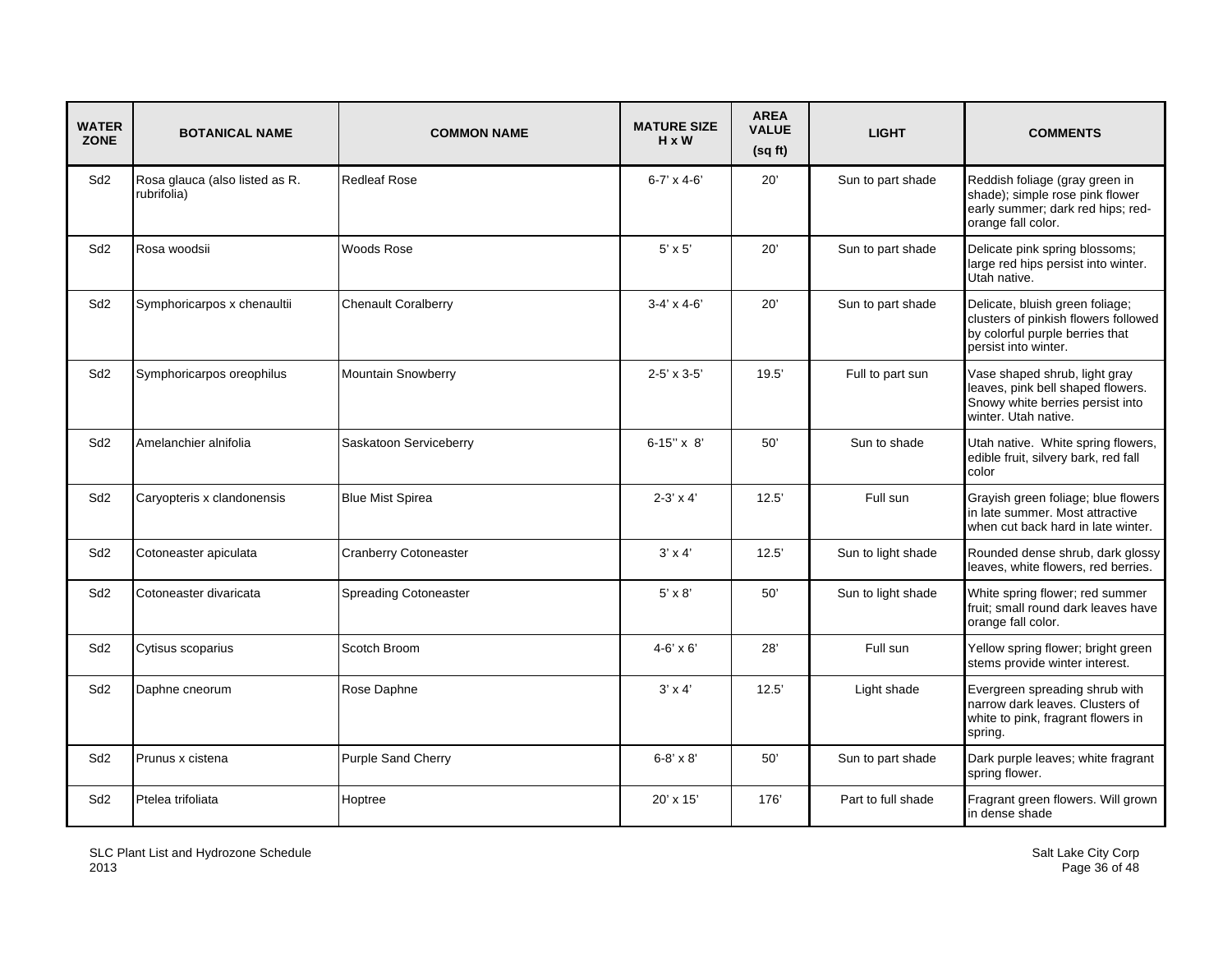| WATER ZONE | BOTANICAL NAME | COMMON NAME | MATURE SIZE H x W | AREA VALUE (sq ft) | LIGHT | COMMENTS |
|---|---|---|---|---|---|---|
| Sd2 | Rosa glauca (also listed as R. rubrifolia) | Redleaf Rose | 6-7' x 4-6' | 20' | Sun to part shade | Reddish foliage (gray green in shade); simple rose pink flower early summer; dark red hips; red-orange fall color. |
| Sd2 | Rosa woodsii | Woods Rose | 5' x 5' | 20' | Sun to part shade | Delicate pink spring blossoms; large red hips persist into winter. Utah native. |
| Sd2 | Symphoricarpos x chenaultii | Chenault Coralberry | 3-4' x 4-6' | 20' | Sun to part shade | Delicate, bluish green foliage; clusters of pinkish flowers followed by colorful purple berries that persist into winter. |
| Sd2 | Symphoricarpos oreophilus | Mountain Snowberry | 2-5' x 3-5' | 19.5' | Full to part sun | Vase shaped shrub, light gray leaves, pink bell shaped flowers. Snowy white berries persist into winter. Utah native. |
| Sd2 | Amelanchier alnifolia | Saskatoon Serviceberry | 6-15'' x 8' | 50' | Sun to shade | Utah native. White spring flowers, edible fruit, silvery bark, red fall color |
| Sd2 | Caryopteris x clandonensis | Blue Mist Spirea | 2-3' x 4' | 12.5' | Full sun | Grayish green foliage; blue flowers in late summer. Most attractive when cut back hard in late winter. |
| Sd2 | Cotoneaster apiculata | Cranberry Cotoneaster | 3' x 4' | 12.5' | Sun to light shade | Rounded dense shrub, dark glossy leaves, white flowers, red berries. |
| Sd2 | Cotoneaster divaricata | Spreading Cotoneaster | 5' x 8' | 50' | Sun to light shade | White spring flower; red summer fruit; small round dark leaves have orange fall color. |
| Sd2 | Cytisus scoparius | Scotch Broom | 4-6' x 6' | 28' | Full sun | Yellow spring flower; bright green stems provide winter interest. |
| Sd2 | Daphne cneorum | Rose Daphne | 3' x 4' | 12.5' | Light shade | Evergreen spreading shrub with narrow dark leaves. Clusters of white to pink, fragrant flowers in spring. |
| Sd2 | Prunus x cistena | Purple Sand Cherry | 6-8' x 8' | 50' | Sun to part shade | Dark purple leaves; white fragrant spring flower. |
| Sd2 | Ptelea trifoliata | Hoptree | 20' x 15' | 176' | Part to full shade | Fragrant green flowers. Will grown in dense shade |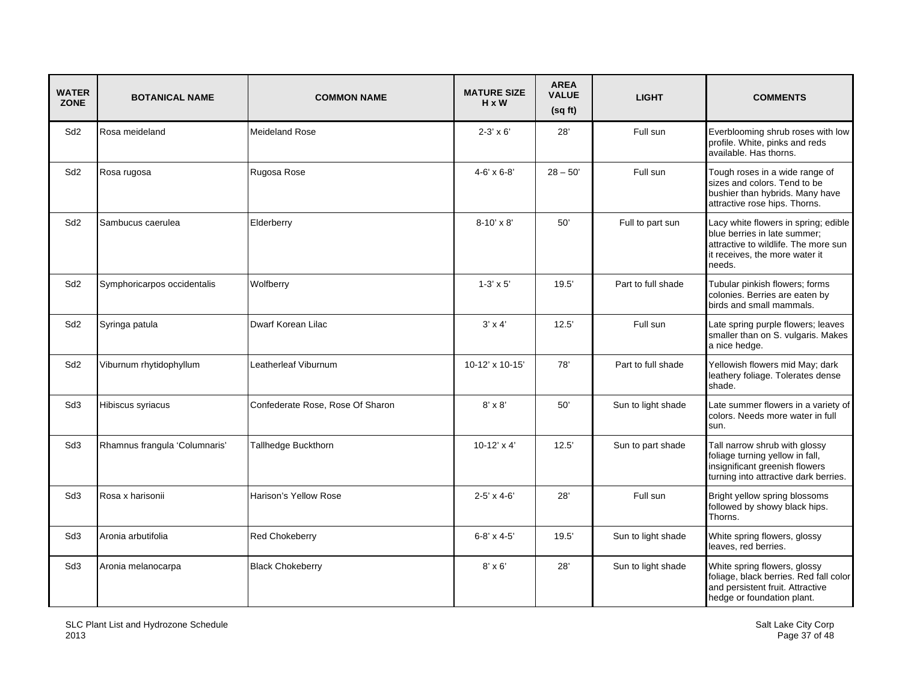| WATER ZONE | BOTANICAL NAME | COMMON NAME | MATURE SIZE H x W | AREA VALUE (sq ft) | LIGHT | COMMENTS |
|---|---|---|---|---|---|---|
| Sd2 | Rosa meideland | Meideland Rose | 2-3' x 6' | 28' | Full sun | Everblooming shrub roses with low profile. White, pinks and reds available. Has thorns. |
| Sd2 | Rosa rugosa | Rugosa Rose | 4-6' x 6-8' | 28 – 50' | Full sun | Tough roses in a wide range of sizes and colors. Tend to be bushier than hybrids. Many have attractive rose hips. Thorns. |
| Sd2 | Sambucus caerulea | Elderberry | 8-10' x 8' | 50' | Full to part sun | Lacy white flowers in spring; edible blue berries in late summer; attractive to wildlife. The more sun it receives, the more water it needs. |
| Sd2 | Symphoricarpos occidentalis | Wolfberry | 1-3' x 5' | 19.5' | Part to full shade | Tubular pinkish flowers; forms colonies. Berries are eaten by birds and small mammals. |
| Sd2 | Syringa patula | Dwarf Korean Lilac | 3' x 4' | 12.5' | Full sun | Late spring purple flowers; leaves smaller than on S. vulgaris. Makes a nice hedge. |
| Sd2 | Viburnum rhytidophyllum | Leatherleaf Viburnum | 10-12' x 10-15' | 78' | Part to full shade | Yellowish flowers mid May; dark leathery foliage. Tolerates dense shade. |
| Sd3 | Hibiscus syriacus | Confederate Rose, Rose Of Sharon | 8' x 8' | 50' | Sun to light shade | Late summer flowers in a variety of colors. Needs more water in full sun. |
| Sd3 | Rhamnus frangula 'Columnaris' | Tallhedge Buckthorn | 10-12' x 4' | 12.5' | Sun to part shade | Tall narrow shrub with glossy foliage turning yellow in fall, insignificant greenish flowers turning into attractive dark berries. |
| Sd3 | Rosa x harisonii | Harison's Yellow Rose | 2-5' x 4-6' | 28' | Full sun | Bright yellow spring blossoms followed by showy black hips. Thorns. |
| Sd3 | Aronia arbutifolia | Red Chokeberry | 6-8' x 4-5' | 19.5' | Sun to light shade | White spring flowers, glossy leaves, red berries. |
| Sd3 | Aronia melanocarpa | Black Chokeberry | 8' x 6' | 28' | Sun to light shade | White spring flowers, glossy foliage, black berries. Red fall color and persistent fruit. Attractive hedge or foundation plant. |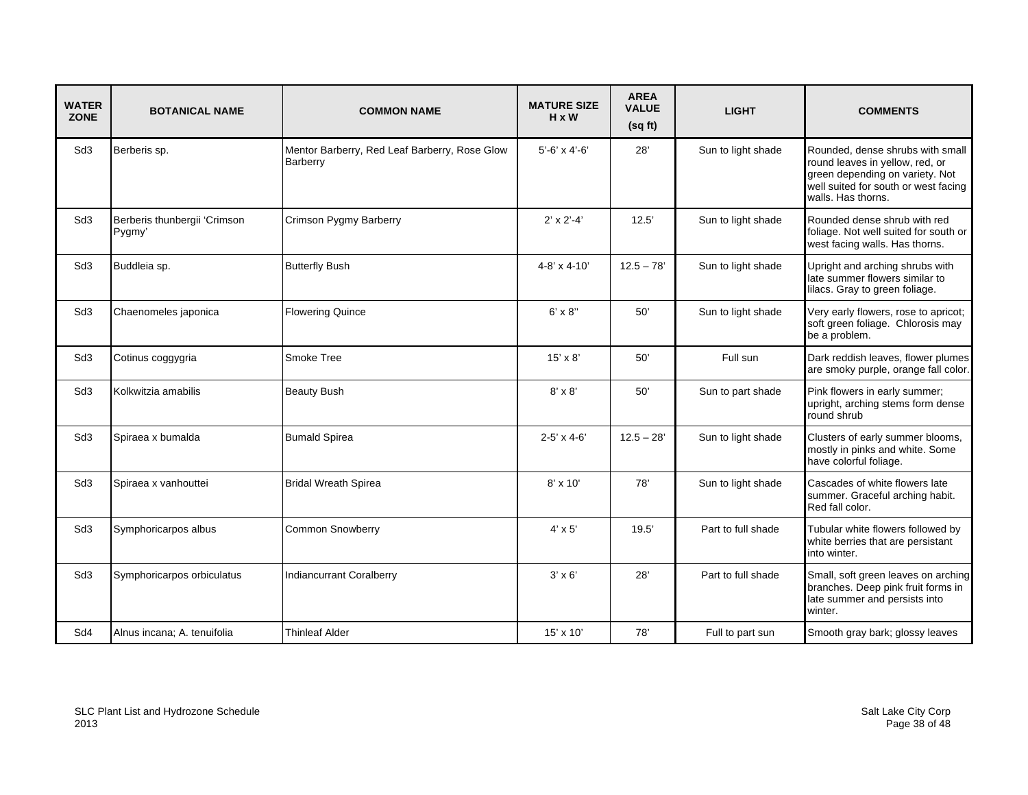| WATER ZONE | BOTANICAL NAME | COMMON NAME | MATURE SIZE H x W | AREA VALUE (sq ft) | LIGHT | COMMENTS |
|---|---|---|---|---|---|---|
| Sd3 | Berberis sp. | Mentor Barberry, Red Leaf Barberry, Rose Glow Barberry | 5'-6' x 4'-6' | 28' | Sun to light shade | Rounded, dense shrubs with small round leaves in yellow, red, or green depending on variety. Not well suited for south or west facing walls. Has thorns. |
| Sd3 | Berberis thunbergii 'Crimson Pygmy' | Crimson Pygmy Barberry | 2' x 2'-4' | 12.5' | Sun to light shade | Rounded dense shrub with red foliage. Not well suited for south or west facing walls. Has thorns. |
| Sd3 | Buddleia sp. | Butterfly Bush | 4-8' x 4-10' | 12.5 – 78' | Sun to light shade | Upright and arching shrubs with late summer flowers similar to lilacs. Gray to green foliage. |
| Sd3 | Chaenomeles japonica | Flowering Quince | 6' x 8'' | 50' | Sun to light shade | Very early flowers, rose to apricot; soft green foliage. Chlorosis may be a problem. |
| Sd3 | Cotinus coggygria | Smoke Tree | 15' x 8' | 50' | Full sun | Dark reddish leaves, flower plumes are smoky purple, orange fall color. |
| Sd3 | Kolkwitzia amabilis | Beauty Bush | 8' x 8' | 50' | Sun to part shade | Pink flowers in early summer; upright, arching stems form dense round shrub |
| Sd3 | Spiraea x bumalda | Bumald Spirea | 2-5' x 4-6' | 12.5 – 28' | Sun to light shade | Clusters of early summer blooms, mostly in pinks and white. Some have colorful foliage. |
| Sd3 | Spiraea x vanhouttei | Bridal Wreath Spirea | 8' x 10' | 78' | Sun to light shade | Cascades of white flowers late summer. Graceful arching habit. Red fall color. |
| Sd3 | Symphoricarpos albus | Common Snowberry | 4' x 5' | 19.5' | Part to full shade | Tubular white flowers followed by white berries that are persistant into winter. |
| Sd3 | Symphoricarpos orbiculatus | Indiancurrant Coralberry | 3' x 6' | 28' | Part to full shade | Small, soft green leaves on arching branches. Deep pink fruit forms in late summer and persists into winter. |
| Sd4 | Alnus incana; A. tenuifolia | Thinleaf Alder | 15' x 10' | 78' | Full to part sun | Smooth gray bark; glossy leaves |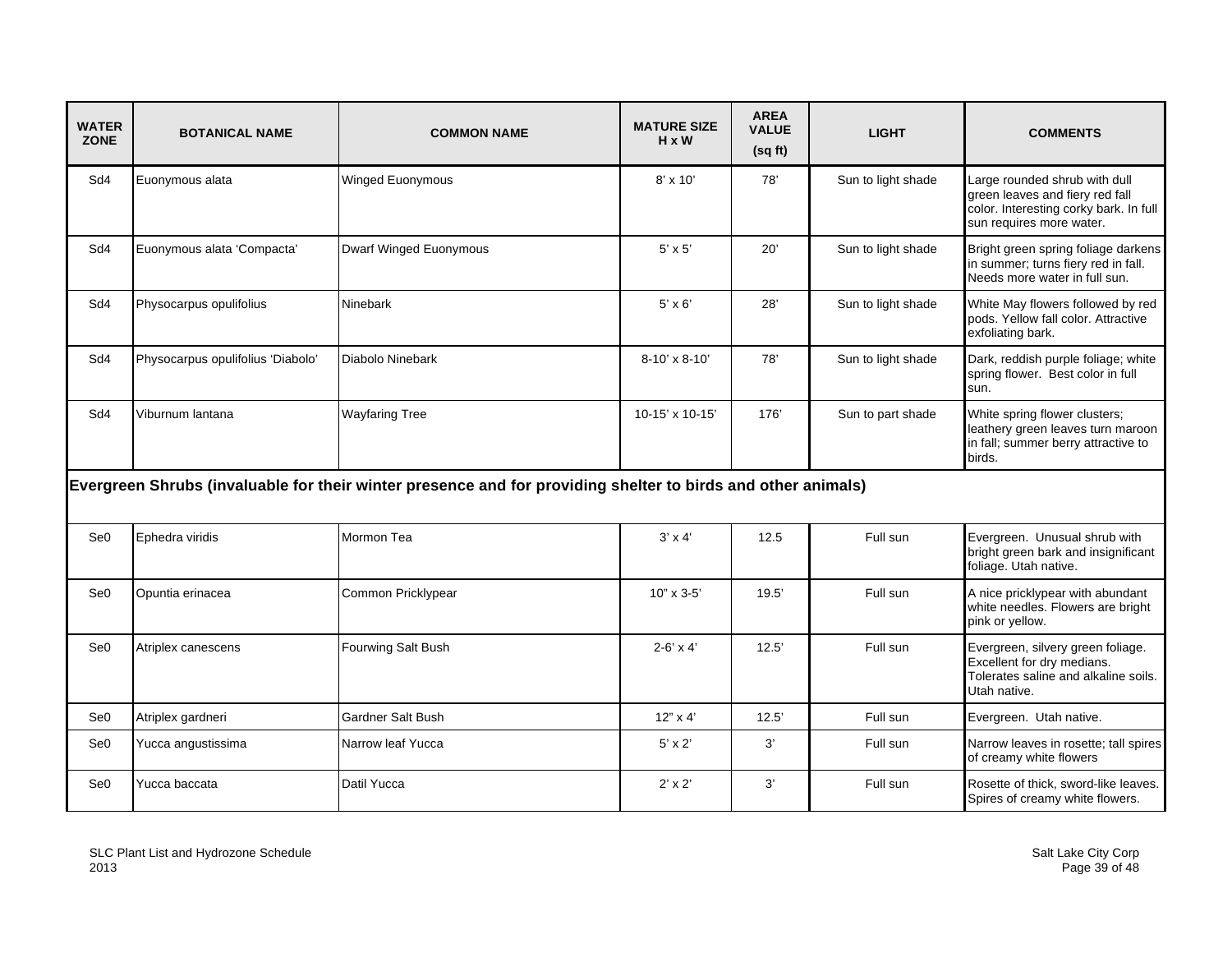| WATER ZONE | BOTANICAL NAME | COMMON NAME | MATURE SIZE H x W | AREA VALUE (sq ft) | LIGHT | COMMENTS |
|---|---|---|---|---|---|---|
| Sd4 | Euonymous alata | Winged Euonymous | 8' x 10' | 78' | Sun to light shade | Large rounded shrub with dull green leaves and fiery red fall color. Interesting corky bark. In full sun requires more water. |
| Sd4 | Euonymous alata 'Compacta' | Dwarf Winged Euonymous | 5' x 5' | 20' | Sun to light shade | Bright green spring foliage darkens in summer; turns fiery red in fall. Needs more water in full sun. |
| Sd4 | Physocarpus opulifolius | Ninebark | 5' x 6' | 28' | Sun to light shade | White May flowers followed by red pods. Yellow fall color. Attractive exfoliating bark. |
| Sd4 | Physocarpus opulifolius 'Diabolo' | Diabolo Ninebark | 8-10' x 8-10' | 78' | Sun to light shade | Dark, reddish purple foliage; white spring flower. Best color in full sun. |
| Sd4 | Viburnum lantana | Wayfaring Tree | 10-15' x 10-15' | 176' | Sun to part shade | White spring flower clusters; leathery green leaves turn maroon in fall; summer berry attractive to birds. |
| **Evergreen Shrubs (invaluable for their winter presence and for providing shelter to birds and other animals)** | | | | | | |
| Se0 | Ephedra viridis | Mormon Tea | 3' x 4' | 12.5 | Full sun | Evergreen. Unusual shrub with bright green bark and insignificant foliage. Utah native. |
| Se0 | Opuntia erinacea | Common Pricklypear | 10" x 3-5' | 19.5' | Full sun | A nice pricklypear with abundant white needles. Flowers are bright pink or yellow. |
| Se0 | Atriplex canescens | Fourwing Salt Bush | 2-6' x 4' | 12.5' | Full sun | Evergreen, silvery green foliage. Excellent for dry medians. Tolerates saline and alkaline soils. Utah native. |
| Se0 | Atriplex gardneri | Gardner Salt Bush | 12" x 4' | 12.5' | Full sun | Evergreen. Utah native. |
| Se0 | Yucca angustissima | Narrow leaf Yucca | 5' x 2' | 3' | Full sun | Narrow leaves in rosette; tall spires of creamy white flowers |
| Se0 | Yucca baccata | Datil Yucca | 2' x 2' | 3' | Full sun | Rosette of thick, sword-like leaves. Spires of creamy white flowers. |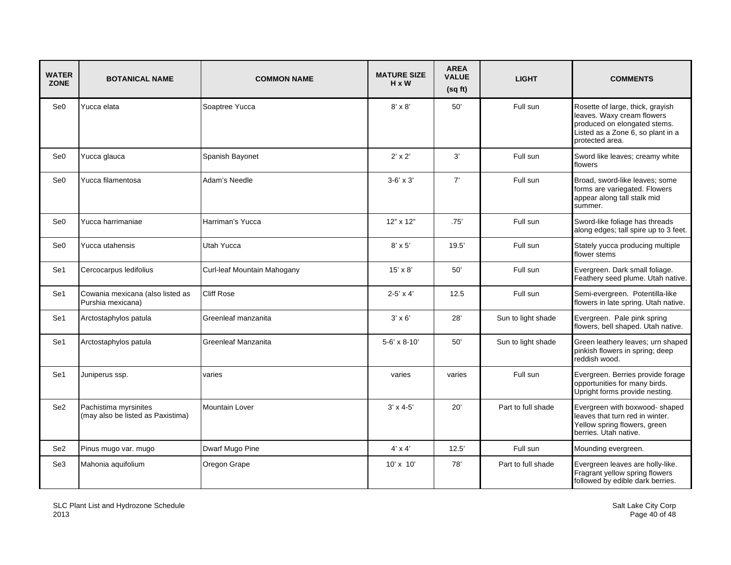| WATER ZONE | BOTANICAL NAME | COMMON NAME | MATURE SIZE H x W | AREA VALUE (sq ft) | LIGHT | COMMENTS |
|---|---|---|---|---|---|---|
| Se0 | Yucca elata | Soaptree Yucca | 8' x 8' | 50' | Full sun | Rosette of large, thick, grayish leaves. Waxy cream flowers produced on elongated stems. Listed as a Zone 6, so plant in a protected area. |
| Se0 | Yucca glauca | Spanish Bayonet | 2' x 2' | 3' | Full sun | Sword like leaves; creamy white flowers |
| Se0 | Yucca filamentosa | Adam's Needle | 3-6' x 3' | 7' | Full sun | Broad, sword-like leaves; some forms are variegated. Flowers appear along tall stalk mid summer. |
| Se0 | Yucca harrimaniae | Harriman's Yucca | 12" x 12" | .75' | Full sun | Sword-like foliage has threads along edges; tall spire up to 3 feet. |
| Se0 | Yucca utahensis | Utah Yucca | 8' x 5' | 19.5' | Full sun | Stately yucca producing multiple flower stems |
| Se1 | Cercocarpus ledifolius | Curl-leaf Mountain Mahogany | 15' x 8' | 50' | Full sun | Evergreen. Dark small foliage. Feathery seed plume. Utah native. |
| Se1 | Cowania mexicana (also listed as Purshia mexicana) | Cliff Rose | 2-5' x 4' | 12.5 | Full sun | Semi-evergreen. Potentilla-like flowers in late spring. Utah native. |
| Se1 | Arctostaphylos patula | Greenleaf manzanita | 3' x 6' | 28' | Sun to light shade | Evergreen. Pale pink spring flowers, bell shaped. Utah native. |
| Se1 | Arctostaphylos patula | Greenleaf Manzanita | 5-6' x 8-10' | 50' | Sun to light shade | Green leathery leaves; urn shaped pinkish flowers in spring; deep reddish wood. |
| Se1 | Juniperus ssp. | varies | varies | varies | Full sun | Evergreen. Berries provide forage opportunities for many birds. Upright forms provide nesting. |
| Se2 | Pachistima myrsinites (may also be listed as Paxistima) | Mountain Lover | 3' x 4-5' | 20' | Part to full shade | Evergreen with boxwood- shaped leaves that turn red in winter. Yellow spring flowers, green berries. Utah native. |
| Se2 | Pinus mugo var. mugo | Dwarf Mugo Pine | 4' x 4' | 12.5' | Full sun | Mounding evergreen. |
| Se3 | Mahonia aquifolium | Oregon Grape | 10' x 10' | 78' | Part to full shade | Evergreen leaves are holly-like. Fragrant yellow spring flowers followed by edible dark berries. |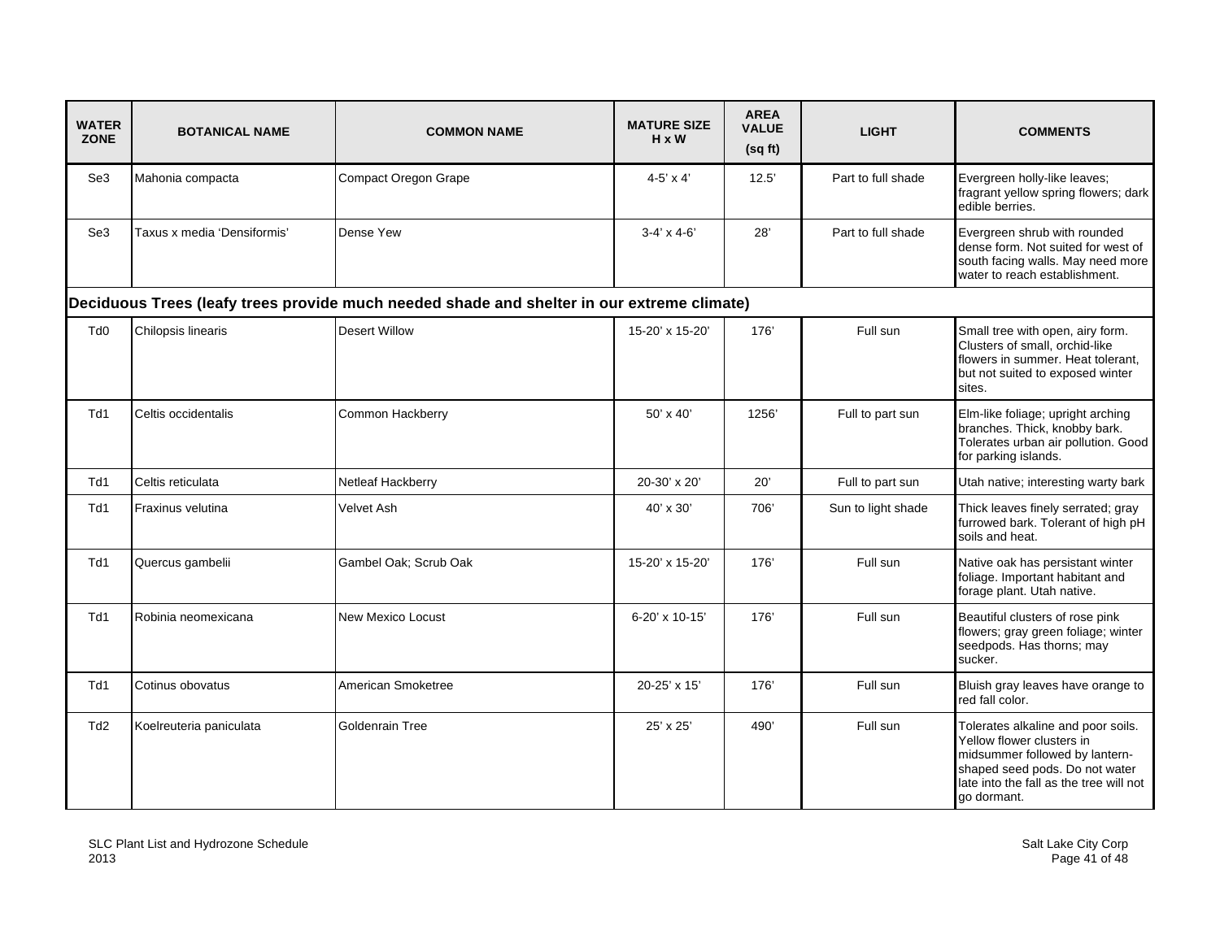| WATER ZONE | BOTANICAL NAME | COMMON NAME | MATURE SIZE H x W | AREA VALUE (sq ft) | LIGHT | COMMENTS |
|---|---|---|---|---|---|---|
| Se3 | Mahonia compacta | Compact Oregon Grape | 4-5' x 4' | 12.5' | Part to full shade | Evergreen holly-like leaves; fragrant yellow spring flowers; dark edible berries. |
| Se3 | Taxus x media 'Densiformis' | Dense Yew | 3-4' x 4-6' | 28' | Part to full shade | Evergreen shrub with rounded dense form. Not suited for west of south facing walls. May need more water to reach establishment. |
| **Deciduous Trees (leafy trees provide much needed shade and shelter in our extreme climate)** | | | | | | |
| Td0 | Chilopsis linearis | Desert Willow | 15-20' x 15-20' | 176' | Full sun | Small tree with open, airy form. Clusters of small, orchid-like flowers in summer. Heat tolerant, but not suited to exposed winter sites. |
| Td1 | Celtis occidentalis | Common Hackberry | 50' x 40' | 1256' | Full to part sun | Elm-like foliage; upright arching branches. Thick, knobby bark. Tolerates urban air pollution. Good for parking islands. |
| Td1 | Celtis reticulata | Netleaf Hackberry | 20-30' x 20' | 20' | Full to part sun | Utah native; interesting warty bark |
| Td1 | Fraxinus velutina | Velvet Ash | 40' x 30' | 706' | Sun to light shade | Thick leaves finely serrated; gray furrowed bark. Tolerant of high pH soils and heat. |
| Td1 | Quercus gambelii | Gambel Oak; Scrub Oak | 15-20' x 15-20' | 176' | Full sun | Native oak has persistant winter foliage. Important habitant and forage plant. Utah native. |
| Td1 | Robinia neomexicana | New Mexico Locust | 6-20' x 10-15' | 176' | Full sun | Beautiful clusters of rose pink flowers; gray green foliage; winter seedpods. Has thorns; may sucker. |
| Td1 | Cotinus obovatus | American Smoketree | 20-25' x 15' | 176' | Full sun | Bluish gray leaves have orange to red fall color. |
| Td2 | Koelreuteria paniculata | Goldenrain Tree | 25' x 25' | 490' | Full sun | Tolerates alkaline and poor soils. Yellow flower clusters in midsummer followed by lantern-shaped seed pods. Do not water late into the fall as the tree will not go dormant. |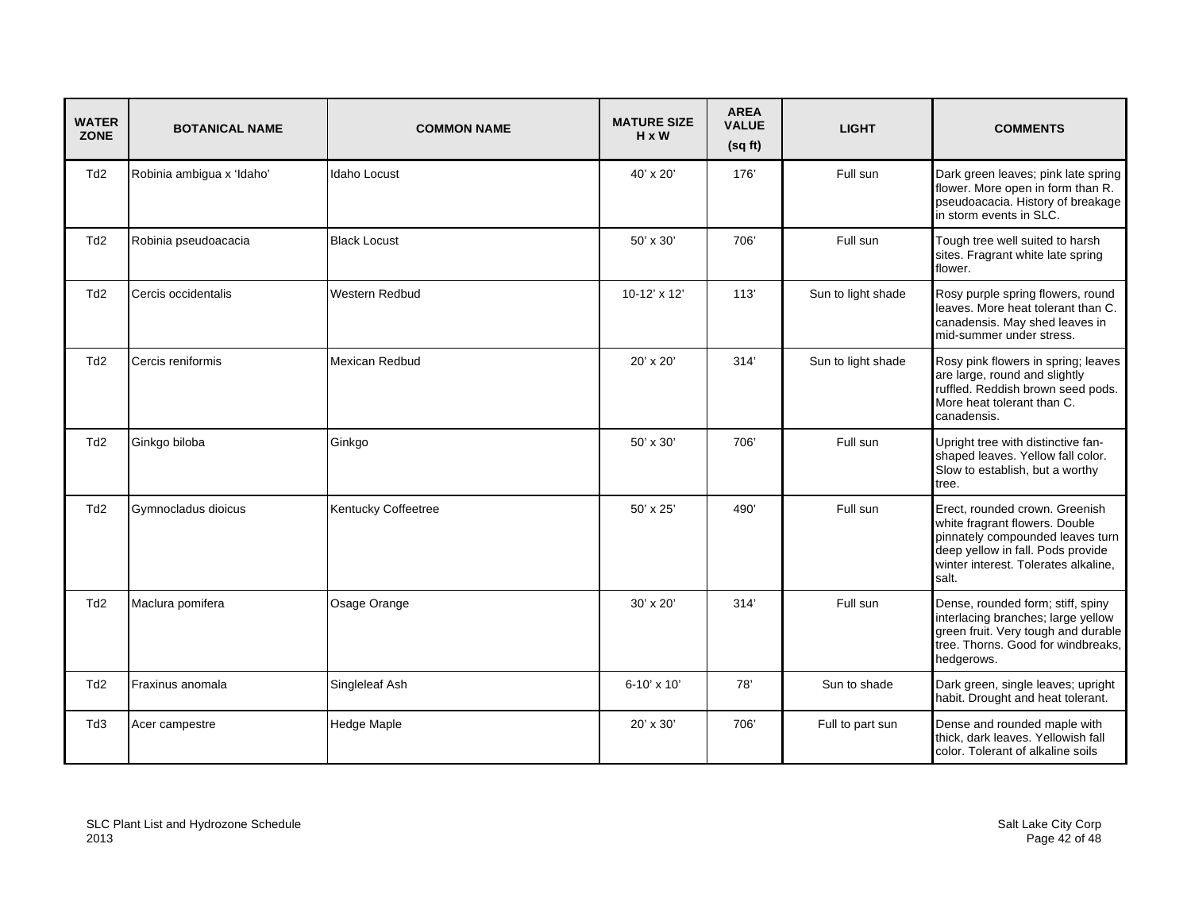| WATER ZONE | BOTANICAL NAME | COMMON NAME | MATURE SIZE H x W | AREA VALUE (sq ft) | LIGHT | COMMENTS |
|---|---|---|---|---|---|---|
| Td2 | Robinia ambigua x 'Idaho' | Idaho Locust | 40' x 20' | 176' | Full sun | Dark green leaves; pink late spring flower. More open in form than R. pseudoacacia. History of breakage in storm events in SLC. |
| Td2 | Robinia pseudoacacia | Black Locust | 50' x 30' | 706' | Full sun | Tough tree well suited to harsh sites. Fragrant white late spring flower. |
| Td2 | Cercis occidentalis | Western Redbud | 10-12' x 12' | 113' | Sun to light shade | Rosy purple spring flowers, round leaves. More heat tolerant than C. canadensis. May shed leaves in mid-summer under stress. |
| Td2 | Cercis reniformis | Mexican Redbud | 20' x 20' | 314' | Sun to light shade | Rosy pink flowers in spring; leaves are large, round and slightly ruffled. Reddish brown seed pods. More heat tolerant than C. canadensis. |
| Td2 | Ginkgo biloba | Ginkgo | 50' x 30' | 706' | Full sun | Upright tree with distinctive fan-shaped leaves. Yellow fall color. Slow to establish, but a worthy tree. |
| Td2 | Gymnocladus dioicus | Kentucky Coffeetree | 50' x 25' | 490' | Full sun | Erect, rounded crown. Greenish white fragrant flowers. Double pinnately compounded leaves turn deep yellow in fall. Pods provide winter interest. Tolerates alkaline, salt. |
| Td2 | Maclura pomifera | Osage Orange | 30' x 20' | 314' | Full sun | Dense, rounded form; stiff, spiny interlacing branches; large yellow green fruit. Very tough and durable tree. Thorns. Good for windbreaks, hedgerows. |
| Td2 | Fraxinus anomala | Singleleaf Ash | 6-10' x 10' | 78' | Sun to shade | Dark green, single leaves; upright habit. Drought and heat tolerant. |
| Td3 | Acer campestre | Hedge Maple | 20' x 30' | 706' | Full to part sun | Dense and rounded maple with thick, dark leaves. Yellowish fall color. Tolerant of alkaline soils |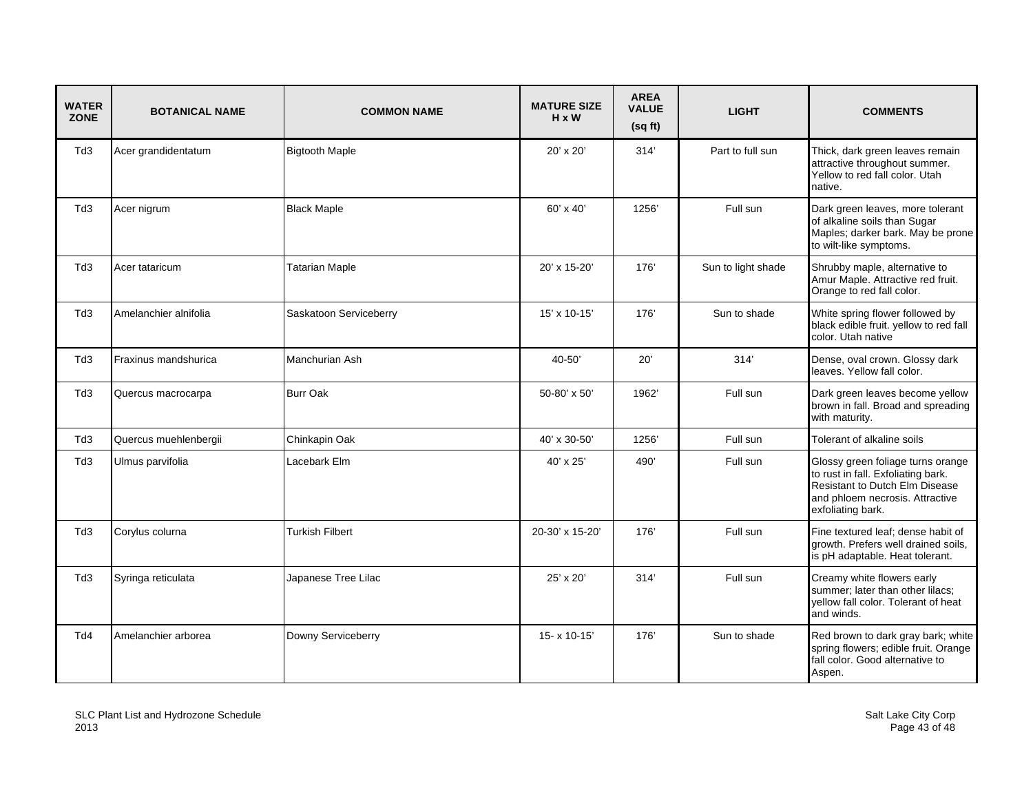| WATER ZONE | BOTANICAL NAME | COMMON NAME | MATURE SIZE H x W | AREA VALUE (sq ft) | LIGHT | COMMENTS |
|---|---|---|---|---|---|---|
| Td3 | Acer grandidentatum | Bigtooth Maple | 20' x 20' | 314' | Part to full sun | Thick, dark green leaves remain attractive throughout summer. Yellow to red fall color. Utah native. |
| Td3 | Acer nigrum | Black Maple | 60' x 40' | 1256' | Full sun | Dark green leaves, more tolerant of alkaline soils than Sugar Maples; darker bark. May be prone to wilt-like symptoms. |
| Td3 | Acer tataricum | Tatarian Maple | 20' x 15-20' | 176' | Sun to light shade | Shrubby maple, alternative to Amur Maple. Attractive red fruit. Orange to red fall color. |
| Td3 | Amelanchier alnifolia | Saskatoon Serviceberry | 15' x 10-15' | 176' | Sun to shade | White spring flower followed by black edible fruit. yellow to red fall color. Utah native |
| Td3 | Fraxinus mandshurica | Manchurian Ash | 40-50' | 20' | 314' | Dense, oval crown. Glossy dark leaves. Yellow fall color. |
| Td3 | Quercus macrocarpa | Burr Oak | 50-80' x 50' | 1962' | Full sun | Dark green leaves become yellow brown in fall. Broad and spreading with maturity. |
| Td3 | Quercus muehlenbergii | Chinkapin Oak | 40' x 30-50' | 1256' | Full sun | Tolerant of alkaline soils |
| Td3 | Ulmus parvifolia | Lacebark Elm | 40' x 25' | 490' | Full sun | Glossy green foliage turns orange to rust in fall. Exfoliating bark. Resistant to Dutch Elm Disease and phloem necrosis. Attractive exfoliating bark. |
| Td3 | Corylus colurna | Turkish Filbert | 20-30' x 15-20' | 176' | Full sun | Fine textured leaf; dense habit of growth. Prefers well drained soils, is pH adaptable. Heat tolerant. |
| Td3 | Syringa reticulata | Japanese Tree Lilac | 25' x 20' | 314' | Full sun | Creamy white flowers early summer; later than other lilacs; yellow fall color. Tolerant of heat and winds. |
| Td4 | Amelanchier arborea | Downy Serviceberry | 15- x 10-15' | 176' | Sun to shade | Red brown to dark gray bark; white spring flowers; edible fruit. Orange fall color. Good alternative to Aspen. |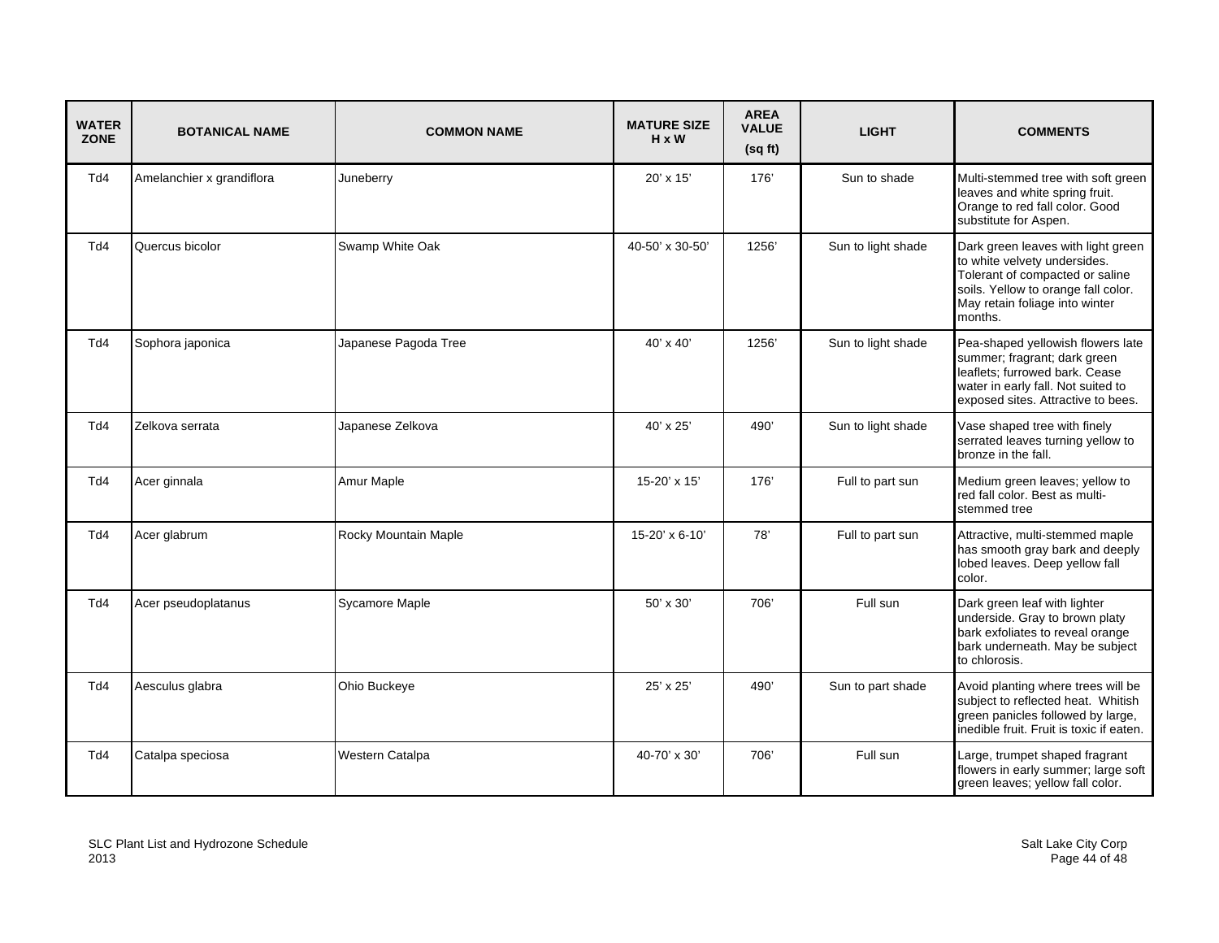| WATER ZONE | BOTANICAL NAME | COMMON NAME | MATURE SIZE H x W | AREA VALUE (sq ft) | LIGHT | COMMENTS |
|---|---|---|---|---|---|---|
| Td4 | Amelanchier x grandiflora | Juneberry | 20' x 15' | 176' | Sun to shade | Multi-stemmed tree with soft green leaves and white spring fruit. Orange to red fall color. Good substitute for Aspen. |
| Td4 | Quercus bicolor | Swamp White Oak | 40-50' x 30-50' | 1256' | Sun to light shade | Dark green leaves with light green to white velvety undersides. Tolerant of compacted or saline soils. Yellow to orange fall color. May retain foliage into winter months. |
| Td4 | Sophora japonica | Japanese Pagoda Tree | 40' x 40' | 1256' | Sun to light shade | Pea-shaped yellowish flowers late summer; fragrant; dark green leaflets; furrowed bark. Cease water in early fall. Not suited to exposed sites. Attractive to bees. |
| Td4 | Zelkova serrata | Japanese Zelkova | 40' x 25' | 490' | Sun to light shade | Vase shaped tree with finely serrated leaves turning yellow to bronze in the fall. |
| Td4 | Acer ginnala | Amur Maple | 15-20' x 15' | 176' | Full to part sun | Medium green leaves; yellow to red fall color. Best as multi-stemmed tree |
| Td4 | Acer glabrum | Rocky Mountain Maple | 15-20' x 6-10' | 78' | Full to part sun | Attractive, multi-stemmed maple has smooth gray bark and deeply lobed leaves. Deep yellow fall color. |
| Td4 | Acer pseudoplatanus | Sycamore Maple | 50' x 30' | 706' | Full sun | Dark green leaf with lighter underside. Gray to brown platy bark exfoliates to reveal orange bark underneath. May be subject to chlorosis. |
| Td4 | Aesculus glabra | Ohio Buckeye | 25' x 25' | 490' | Sun to part shade | Avoid planting where trees will be subject to reflected heat. Whitish green panicles followed by large, inedible fruit. Fruit is toxic if eaten. |
| Td4 | Catalpa speciosa | Western Catalpa | 40-70' x 30' | 706' | Full sun | Large, trumpet shaped fragrant flowers in early summer; large soft green leaves; yellow fall color. |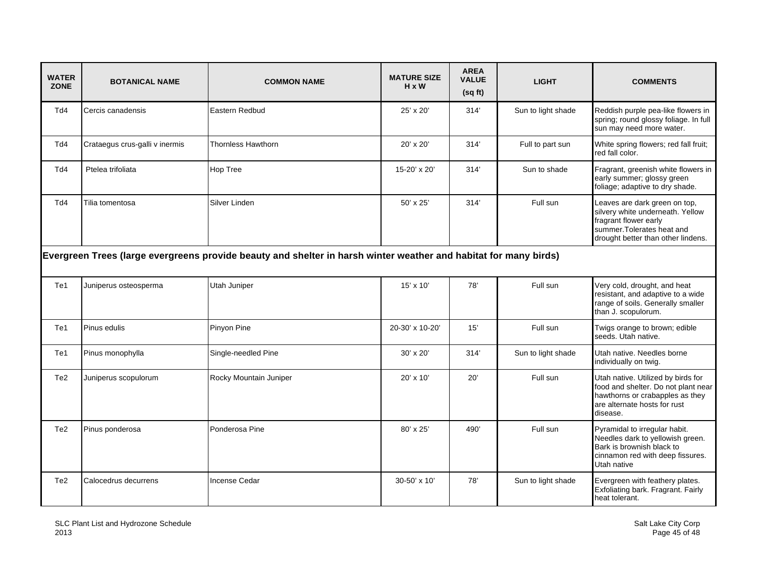| WATER ZONE | BOTANICAL NAME | COMMON NAME | MATURE SIZE H x W | AREA VALUE (sq ft) | LIGHT | COMMENTS |
|---|---|---|---|---|---|---|
| Td4 | Cercis canadensis | Eastern Redbud | 25' x 20' | 314' | Sun to light shade | Reddish purple pea-like flowers in spring; round glossy foliage. In full sun may need more water. |
| Td4 | Crataegus crus-galli v inermis | Thornless Hawthorn | 20' x 20' | 314' | Full to part sun | White spring flowers; red fall fruit; red fall color. |
| Td4 | Ptelea trifoliata | Hop Tree | 15-20' x 20' | 314' | Sun to shade | Fragrant, greenish white flowers in early summer; glossy green foliage; adaptive to dry shade. |
| Td4 | Tilia tomentosa | Silver Linden | 50' x 25' | 314' | Full sun | Leaves are dark green on top, silvery white underneath. Yellow fragrant flower early summer.Tolerates heat and drought better than other lindens. |
| **Evergreen Trees (large evergreens provide beauty and shelter in harsh winter weather and habitat for many birds)** | | | | | | |
| Te1 | Juniperus osteosperma | Utah Juniper | 15' x 10' | 78' | Full sun | Very cold, drought, and heat resistant, and adaptive to a wide range of soils. Generally smaller than J. scopulorum. |
| Te1 | Pinus edulis | Pinyon Pine | 20-30' x 10-20' | 15' | Full sun | Twigs orange to brown; edible seeds. Utah native. |
| Te1 | Pinus monophylla | Single-needled Pine | 30' x 20' | 314' | Sun to light shade | Utah native. Needles borne individually on twig. |
| Te2 | Juniperus scopulorum | Rocky Mountain Juniper | 20' x 10' | 20' | Full sun | Utah native. Utilized by birds for food and shelter. Do not plant near hawthorns or crabapples as they are alternate hosts for rust disease. |
| Te2 | Pinus ponderosa | Ponderosa Pine | 80' x 25' | 490' | Full sun | Pyramidal to irregular habit. Needles dark to yellowish green. Bark is brownish black to cinnamon red with deep fissures. Utah native |
| Te2 | Calocedrus decurrens | Incense Cedar | 30-50' x 10' | 78' | Sun to light shade | Evergreen with feathery plates. Exfoliating bark. Fragrant. Fairly heat tolerant. |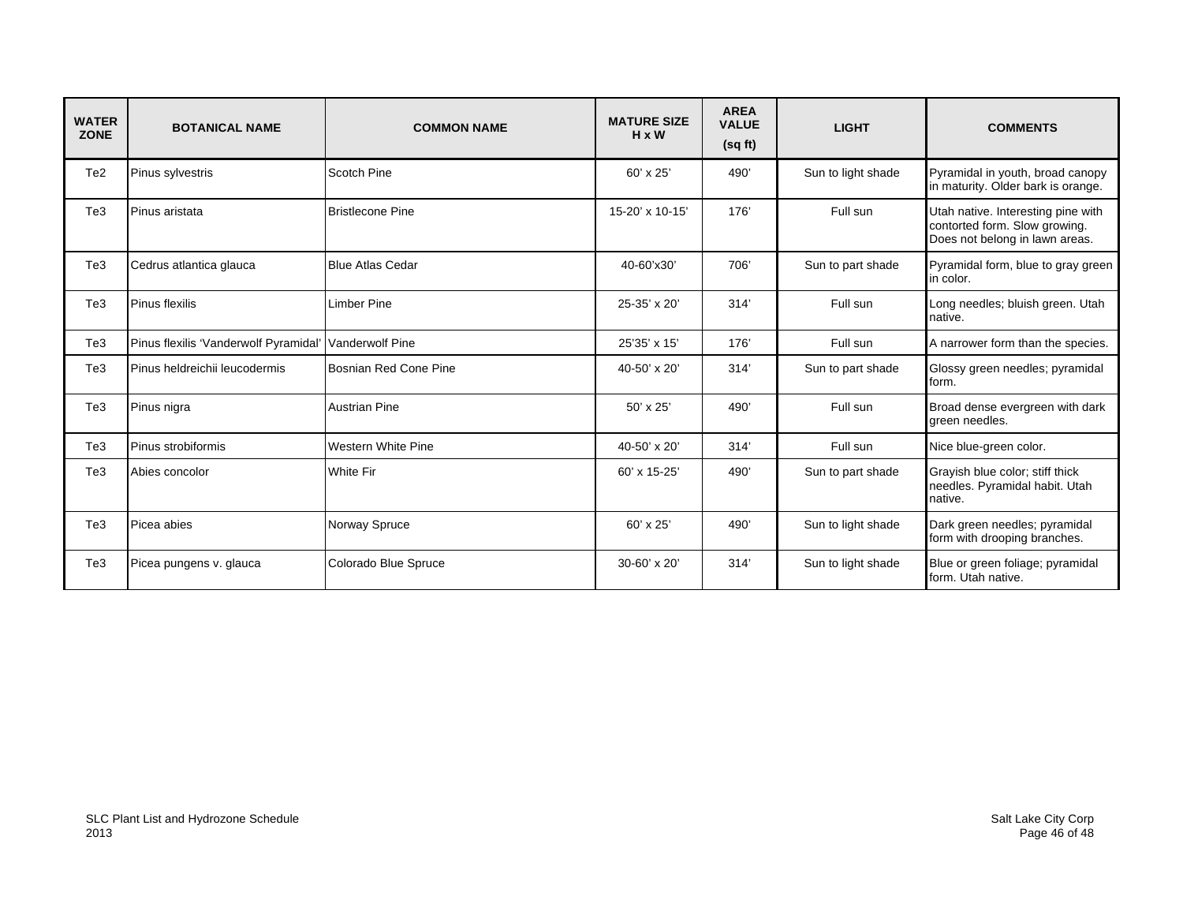| WATER ZONE | BOTANICAL NAME | COMMON NAME | MATURE SIZE H x W | AREA VALUE (sq ft) | LIGHT | COMMENTS |
|---|---|---|---|---|---|---|
| Te2 | Pinus sylvestris | Scotch Pine | 60' x 25' | 490' | Sun to light shade | Pyramidal in youth, broad canopy in maturity. Older bark is orange. |
| Te3 | Pinus aristata | Bristlecone Pine | 15-20' x 10-15' | 176' | Full sun | Utah native. Interesting pine with contorted form. Slow growing. Does not belong in lawn areas. |
| Te3 | Cedrus atlantica glauca | Blue Atlas Cedar | 40-60'x30' | 706' | Sun to part shade | Pyramidal form, blue to gray green in color. |
| Te3 | Pinus flexilis | Limber Pine | 25-35' x 20' | 314' | Full sun | Long needles; bluish green. Utah native. |
| Te3 | Pinus flexilis 'Vanderwolf Pyramidal' | Vanderwolf Pine | 25'35' x 15' | 176' | Full sun | A narrower form than the species. |
| Te3 | Pinus heldreichii leucodermis | Bosnian Red Cone Pine | 40-50' x 20' | 314' | Sun to part shade | Glossy green needles; pyramidal form. |
| Te3 | Pinus nigra | Austrian Pine | 50' x 25' | 490' | Full sun | Broad dense evergreen with dark green needles. |
| Te3 | Pinus strobiformis | Western White Pine | 40-50' x 20' | 314' | Full sun | Nice blue-green color. |
| Te3 | Abies concolor | White Fir | 60' x 15-25' | 490' | Sun to part shade | Grayish blue color; stiff thick needles. Pyramidal habit. Utah native. |
| Te3 | Picea abies | Norway Spruce | 60' x 25' | 490' | Sun to light shade | Dark green needles; pyramidal form with drooping branches. |
| Te3 | Picea pungens v. glauca | Colorado Blue Spruce | 30-60' x 20' | 314' | Sun to light shade | Blue or green foliage; pyramidal form. Utah native. |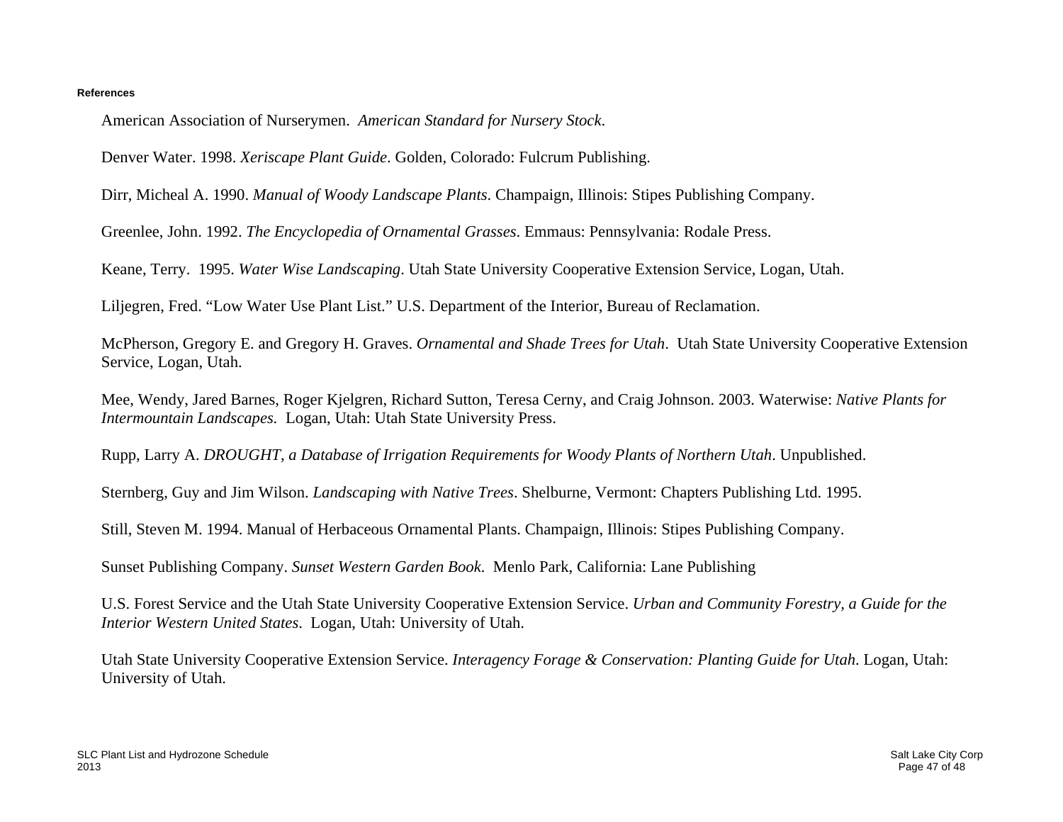**References**

American Association of Nurserymen. *American Standard for Nursery Stock*.

Denver Water. 1998. *Xeriscape Plant Guide*. Golden, Colorado: Fulcrum Publishing.

Dirr, Micheal A. 1990. *Manual of Woody Landscape Plants*. Champaign, Illinois: Stipes Publishing Company.

Greenlee, John. 1992. *The Encyclopedia of Ornamental Grasses*. Emmaus: Pennsylvania: Rodale Press.

Keane, Terry. 1995. *Water Wise Landscaping*. Utah State University Cooperative Extension Service, Logan, Utah.

Liljegren, Fred. "Low Water Use Plant List." U.S. Department of the Interior, Bureau of Reclamation.

McPherson, Gregory E. and Gregory H. Graves. *Ornamental and Shade Trees for Utah*. Utah State University Cooperative Extension Service, Logan, Utah.

Mee, Wendy, Jared Barnes, Roger Kjelgren, Richard Sutton, Teresa Cerny, and Craig Johnson. 2003. Waterwise: *Native Plants for Intermountain Landscapes.* Logan, Utah: Utah State University Press.

Rupp, Larry A. *DROUGHT, a Database of Irrigation Requirements for Woody Plants of Northern Utah*. Unpublished.

Sternberg, Guy and Jim Wilson. *Landscaping with Native Trees*. Shelburne, Vermont: Chapters Publishing Ltd. 1995.

Still, Steven M. 1994. Manual of Herbaceous Ornamental Plants. Champaign, Illinois: Stipes Publishing Company.

Sunset Publishing Company. *Sunset Western Garden Book.* Menlo Park, California: Lane Publishing

U.S. Forest Service and the Utah State University Cooperative Extension Service. *Urban and Community Forestry, a Guide for the Interior Western United States*. Logan, Utah: University of Utah.

Utah State University Cooperative Extension Service. *Interagency Forage & Conservation: Planting Guide for Utah*. Logan, Utah: University of Utah.